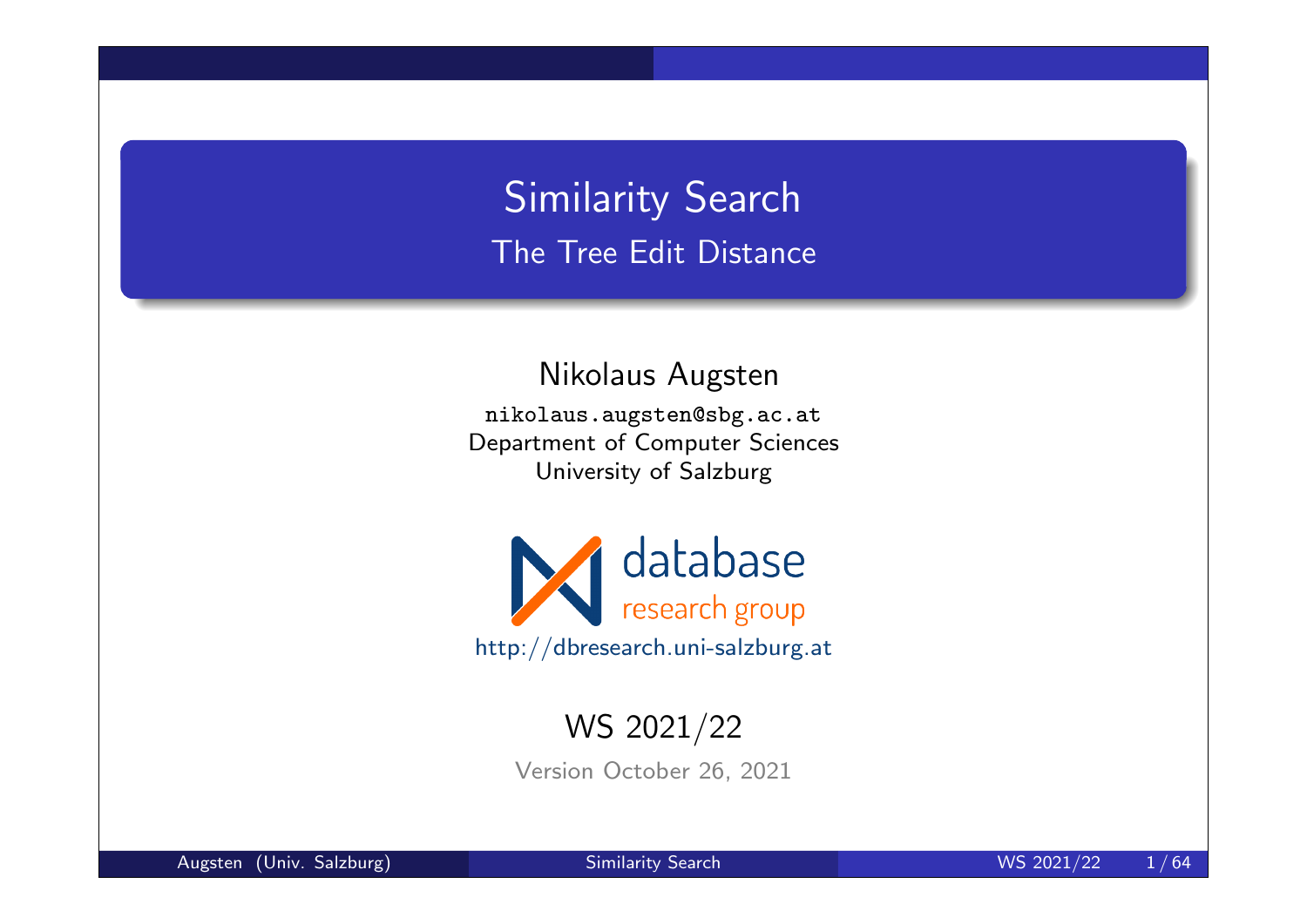# Similarity Search

## The Tree Edit Distance

Nikolaus Augsten

nikolaus.augsten@sbg.ac.at
Department of Computer Sciences
University of Salzburg

database
research group
http://dbresearch.uni-salzburg.at

WS 2021/22

Version October 26, 2021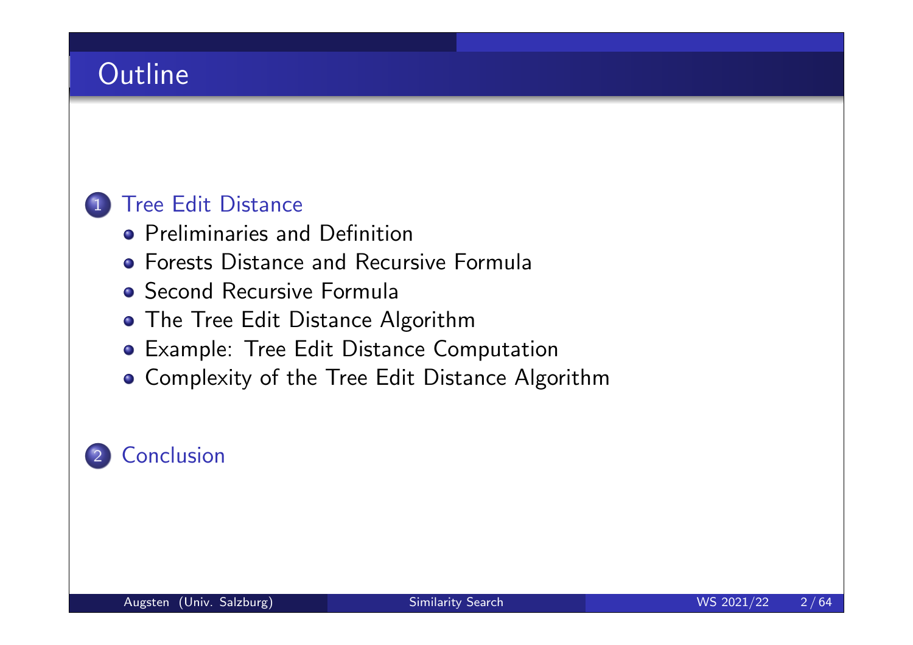# Outline

1. Tree Edit Distance
   - Preliminaries and Definition
   - Forests Distance and Recursive Formula
   - Second Recursive Formula
   - The Tree Edit Distance Algorithm
   - Example: Tree Edit Distance Computation
   - Complexity of the Tree Edit Distance Algorithm

2. Conclusion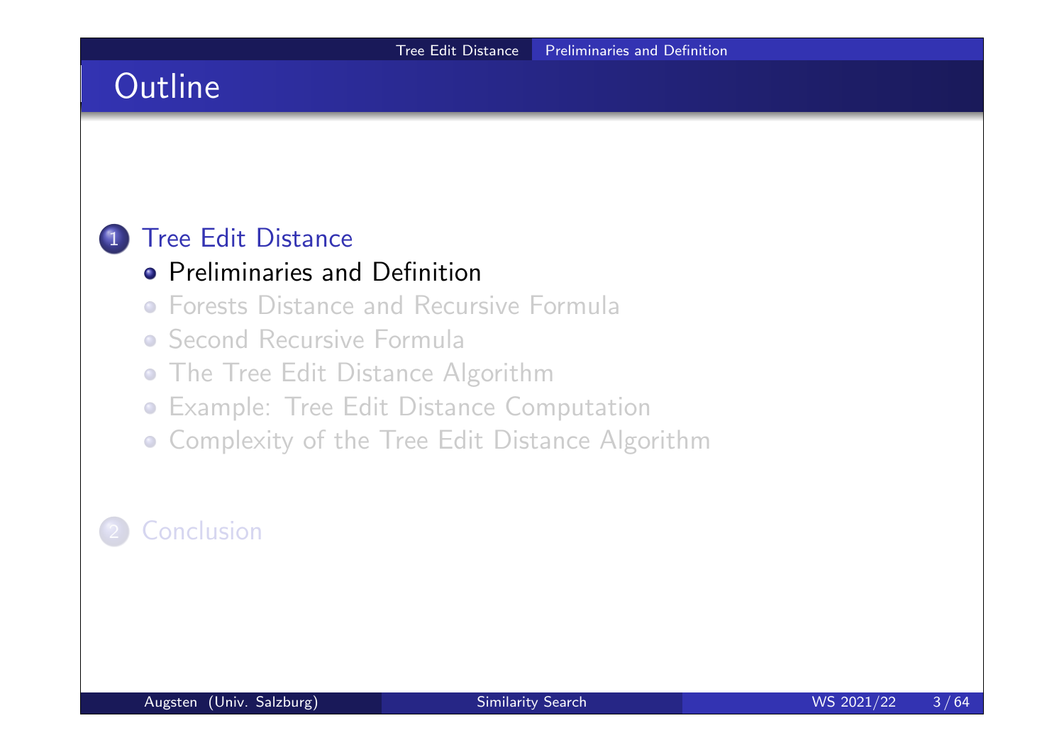# Outline

1. Tree Edit Distance
   - Preliminaries and Definition
   - Forests Distance and Recursive Formula
   - Second Recursive Formula
   - The Tree Edit Distance Algorithm
   - Example: Tree Edit Distance Computation
   - Complexity of the Tree Edit Distance Algorithm

2. Conclusion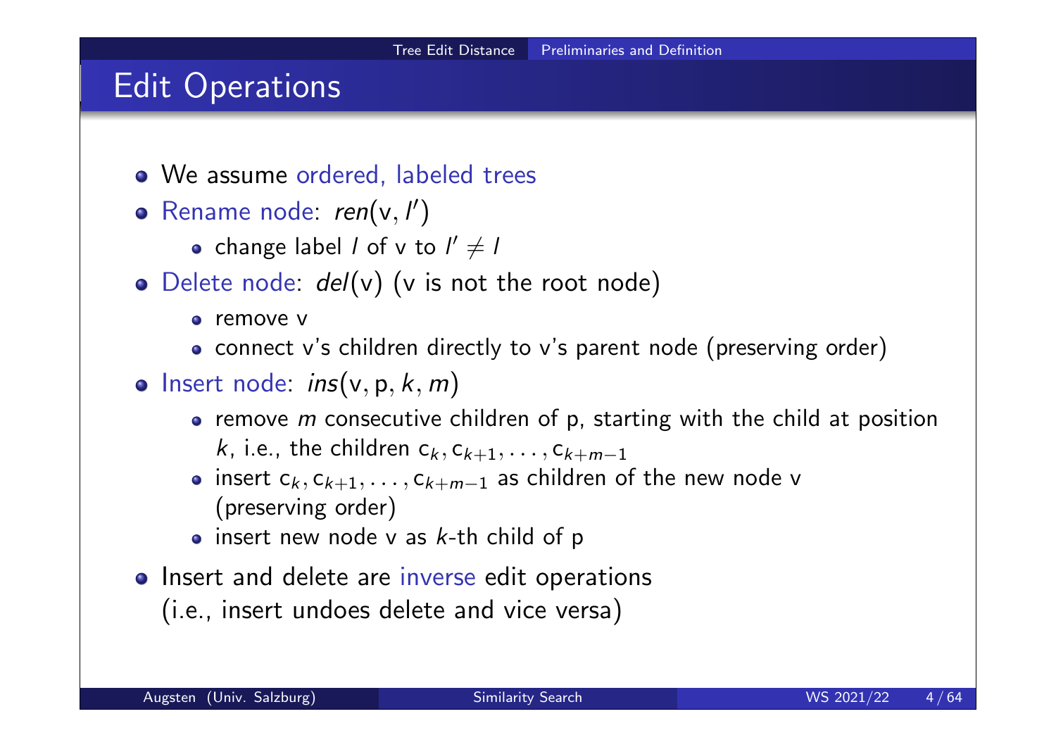## Edit Operations

- We assume ordered, labeled trees
- Rename node: $ren(v, l')$
  - change label $l$ of v to $l' \neq l$
- Delete node: $del(v)$ (v is not the root node)
  - remove v
  - connect v's children directly to v's parent node (preserving order)
- Insert node: $ins(v, p, k, m)$
  - remove $m$ consecutive children of p, starting with the child at position $k$, i.e., the children $c_k, c_{k+1}, \ldots, c_{k+m-1}$
  - insert $c_k, c_{k+1}, \ldots, c_{k+m-1}$ as children of the new node v (preserving order)
  - insert new node v as $k$-th child of p
- Insert and delete are inverse edit operations (i.e., insert undoes delete and vice versa)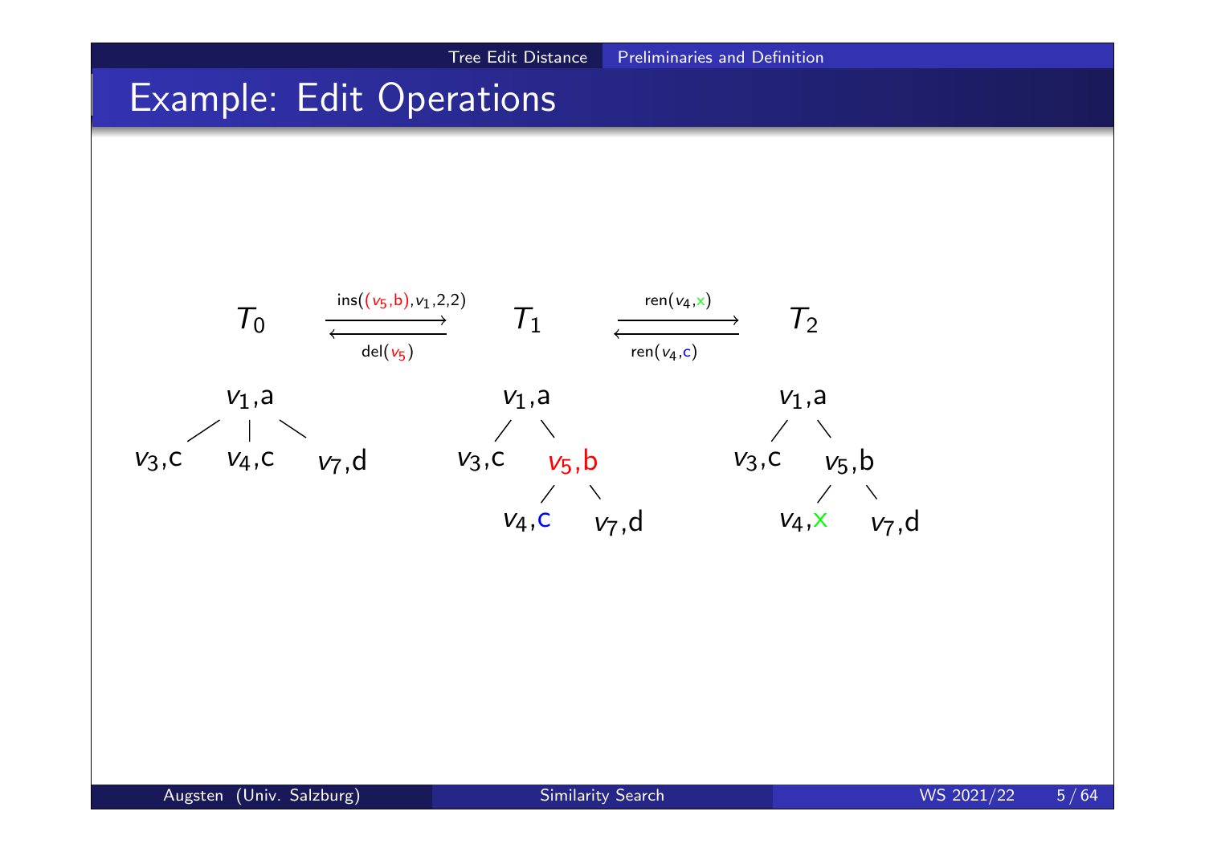# Example: Edit Operations

$T_0$ $\xrightarrow{\text{ins}((v_5,\text{b}),v_1,2,2)}$ / $\xleftarrow{\text{del}(v_5)}$ $T_1$ $\xrightarrow{\text{ren}(v_4,\text{x})}$ / $\xleftarrow{\text{ren}(v_4,\text{c})}$ $T_2$

$T_0$:
- $v_1$,a
  - $v_3$,c
  - $v_4$,c
  - $v_7$,d

$T_1$:
- $v_1$,a
  - $v_3$,c
  - $v_5$,b
    - $v_4$,c
    - $v_7$,d

$T_2$:
- $v_1$,a
  - $v_3$,c
  - $v_5$,b
    - $v_4$,x
    - $v_7$,d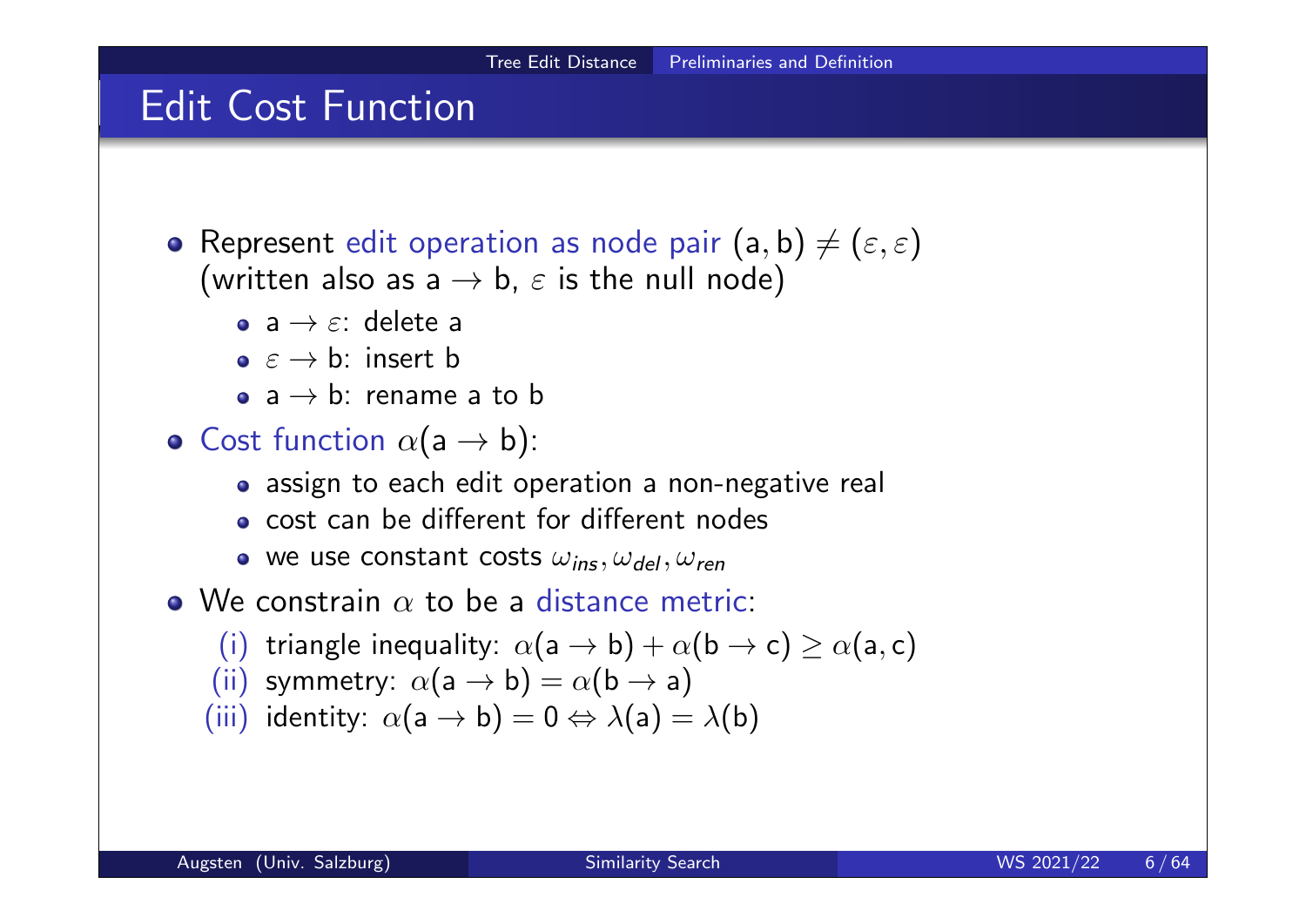# Edit Cost Function

- Represent edit operation as node pair $(\mathsf{a}, \mathsf{b}) \neq (\varepsilon, \varepsilon)$ (written also as $\mathsf{a} \rightarrow \mathsf{b}$, $\varepsilon$ is the null node)
  - $\mathsf{a} \rightarrow \varepsilon$: delete a
  - $\varepsilon \rightarrow \mathsf{b}$: insert b
  - $\mathsf{a} \rightarrow \mathsf{b}$: rename a to b
- Cost function $\alpha(\mathsf{a} \rightarrow \mathsf{b})$:
  - assign to each edit operation a non-negative real
  - cost can be different for different nodes
  - we use constant costs $\omega_{ins}, \omega_{del}, \omega_{ren}$
- We constrain $\alpha$ to be a distance metric:
  - (i) triangle inequality: $\alpha(\mathsf{a} \rightarrow \mathsf{b}) + \alpha(\mathsf{b} \rightarrow \mathsf{c}) \geq \alpha(\mathsf{a}, \mathsf{c})$
  - (ii) symmetry: $\alpha(\mathsf{a} \rightarrow \mathsf{b}) = \alpha(\mathsf{b} \rightarrow \mathsf{a})$
  - (iii) identity: $\alpha(\mathsf{a} \rightarrow \mathsf{b}) = 0 \Leftrightarrow \lambda(\mathsf{a}) = \lambda(\mathsf{b})$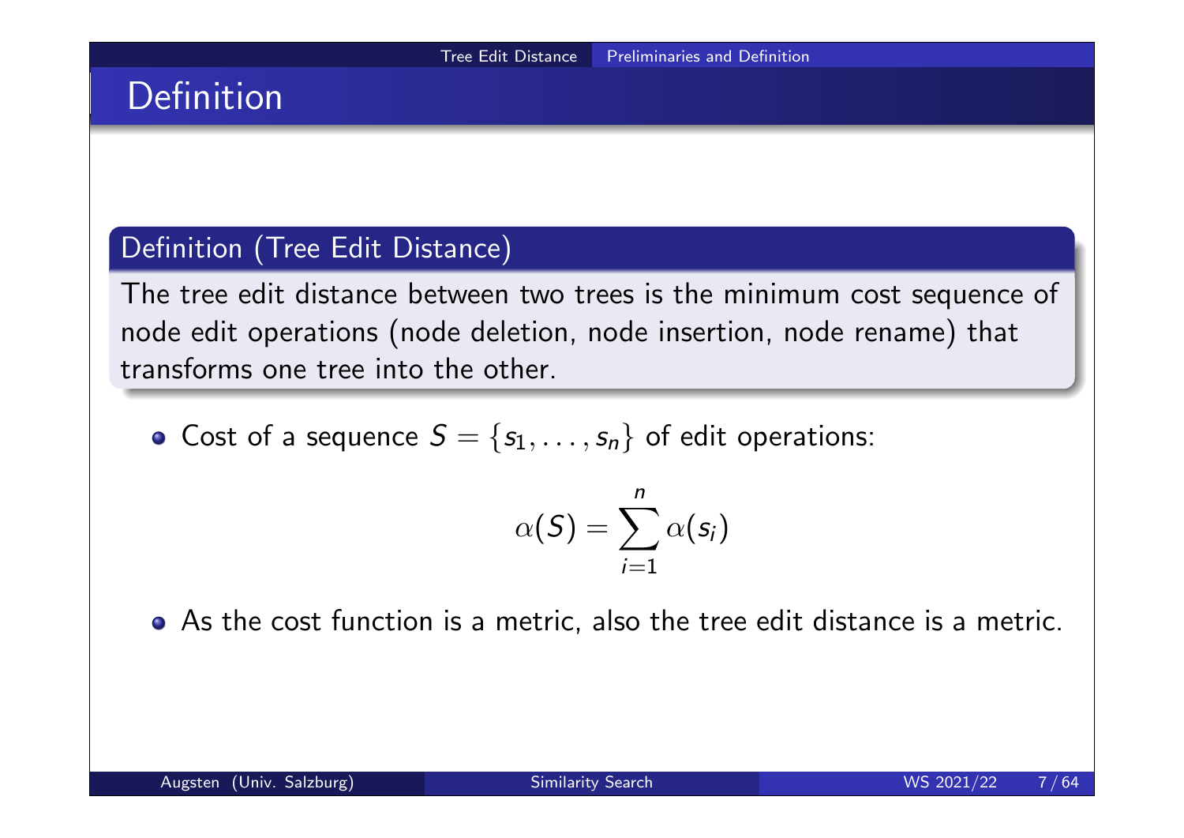# Definition

**Definition (Tree Edit Distance)**

The tree edit distance between two trees is the minimum cost sequence of node edit operations (node deletion, node insertion, node rename) that transforms one tree into the other.

- Cost of a sequence $S = \{s_1, \ldots, s_n\}$ of edit operations:

$$\alpha(S) = \sum_{i=1}^{n} \alpha(s_i)$$

- As the cost function is a metric, also the tree edit distance is a metric.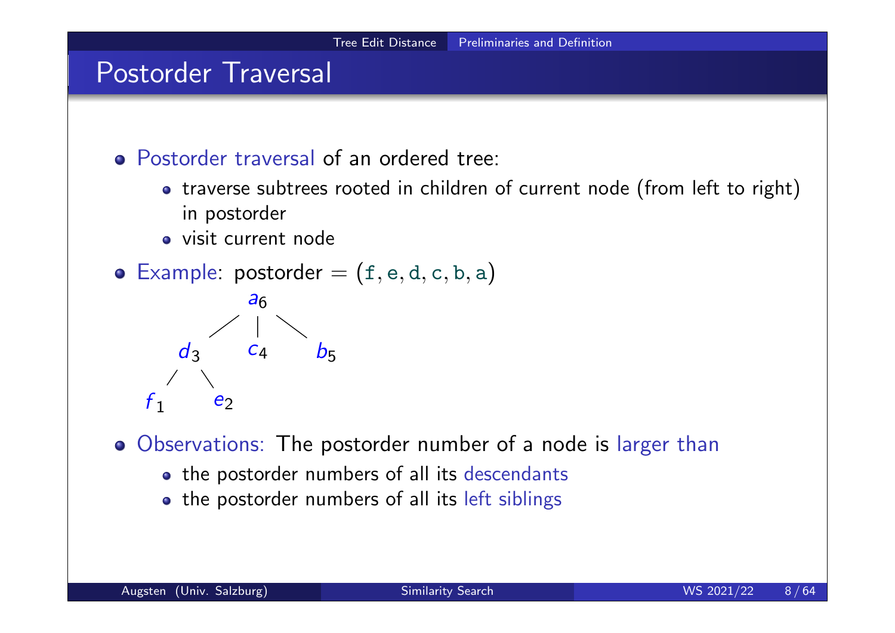# Postorder Traversal

- Postorder traversal of an ordered tree:
  - traverse subtrees rooted in children of current node (from left to right) in postorder
  - visit current node
- Example: postorder = (f, e, d, c, b, a)

$a_6$

$d_3$ $c_4$ $b_5$

$f_1$ $e_2$

- Observations: The postorder number of a node is larger than
  - the postorder numbers of all its descendants
  - the postorder numbers of all its left siblings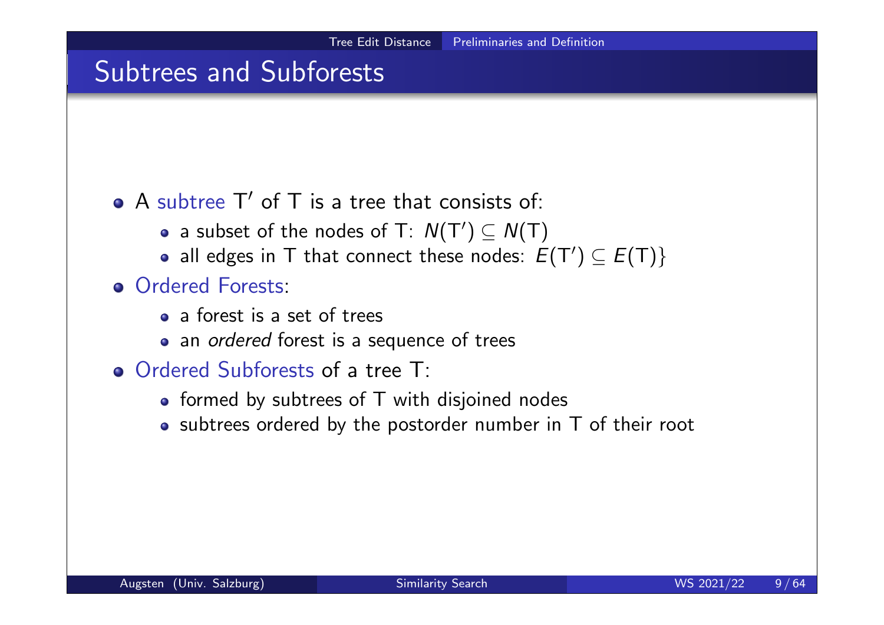# Subtrees and Subforests

- A subtree $T'$ of $T$ is a tree that consists of:
  - a subset of the nodes of T: $N(T') \subseteq N(T)$
  - all edges in T that connect these nodes: $E(T') \subseteq E(T)\}$
- Ordered Forests:
  - a forest is a set of trees
  - an *ordered* forest is a sequence of trees
- Ordered Subforests of a tree T:
  - formed by subtrees of T with disjoined nodes
  - subtrees ordered by the postorder number in T of their root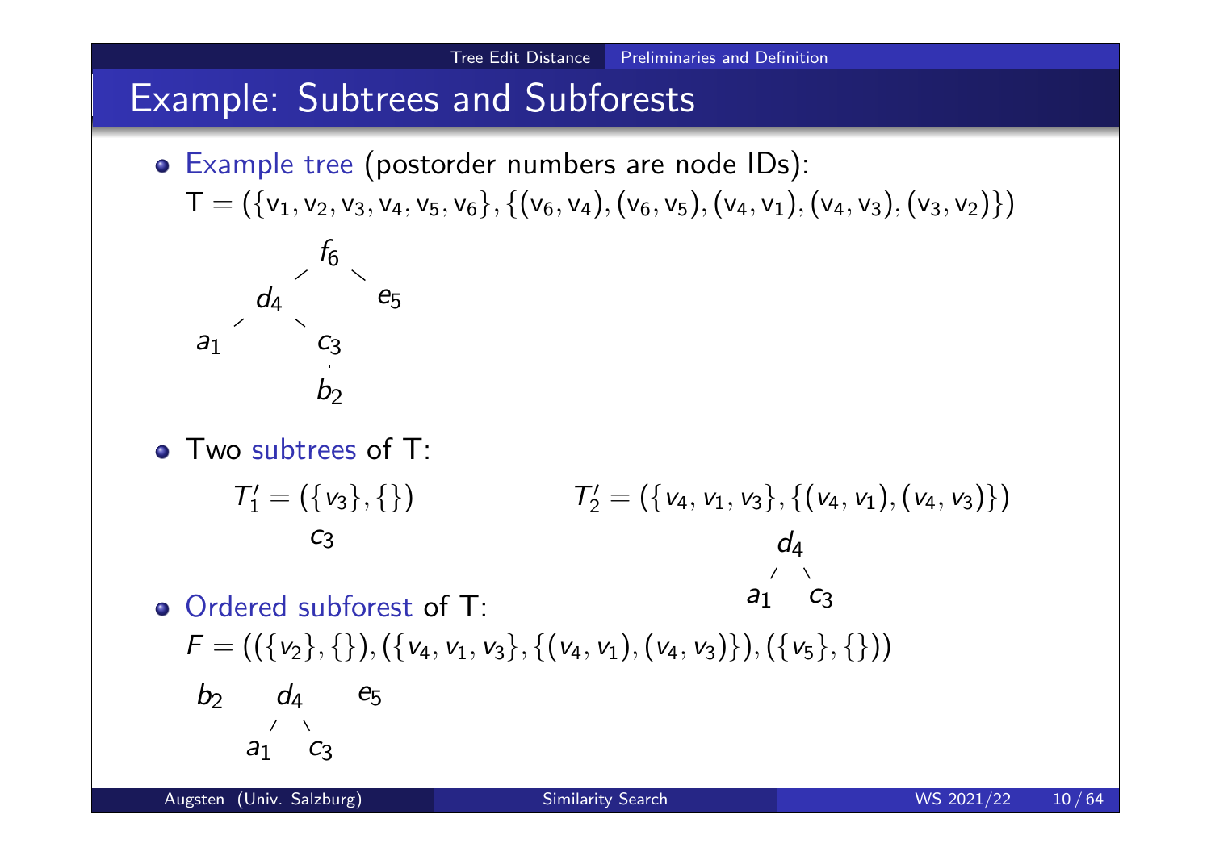# Example: Subtrees and Subforests

- Example tree (postorder numbers are node IDs):
  $\mathsf{T} = (\{v_1, v_2, v_3, v_4, v_5, v_6\}, \{(v_6, v_4), (v_6, v_5), (v_4, v_1), (v_4, v_3), (v_3, v_2)\})$

```
          f6
         /  \
       d4    e5
      /  \
    a1    c3
          |
          b2
```

- Two subtrees of T:

  $T_1' = (\{v_3\}, \{\})$

  $c_3$

  $T_2' = (\{v_4, v_1, v_3\}, \{(v_4, v_1), (v_4, v_3)\})$

```
    d4
   /  \
 a1    c3
```

- Ordered subforest of T:
  $F = ((\{v_2\}, \{\}), (\{v_4, v_1, v_3\}, \{(v_4, v_1), (v_4, v_3)\}), (\{v_5\}, \{\}))$

```
b2    d4     e5
     /  \
   a1    c3
```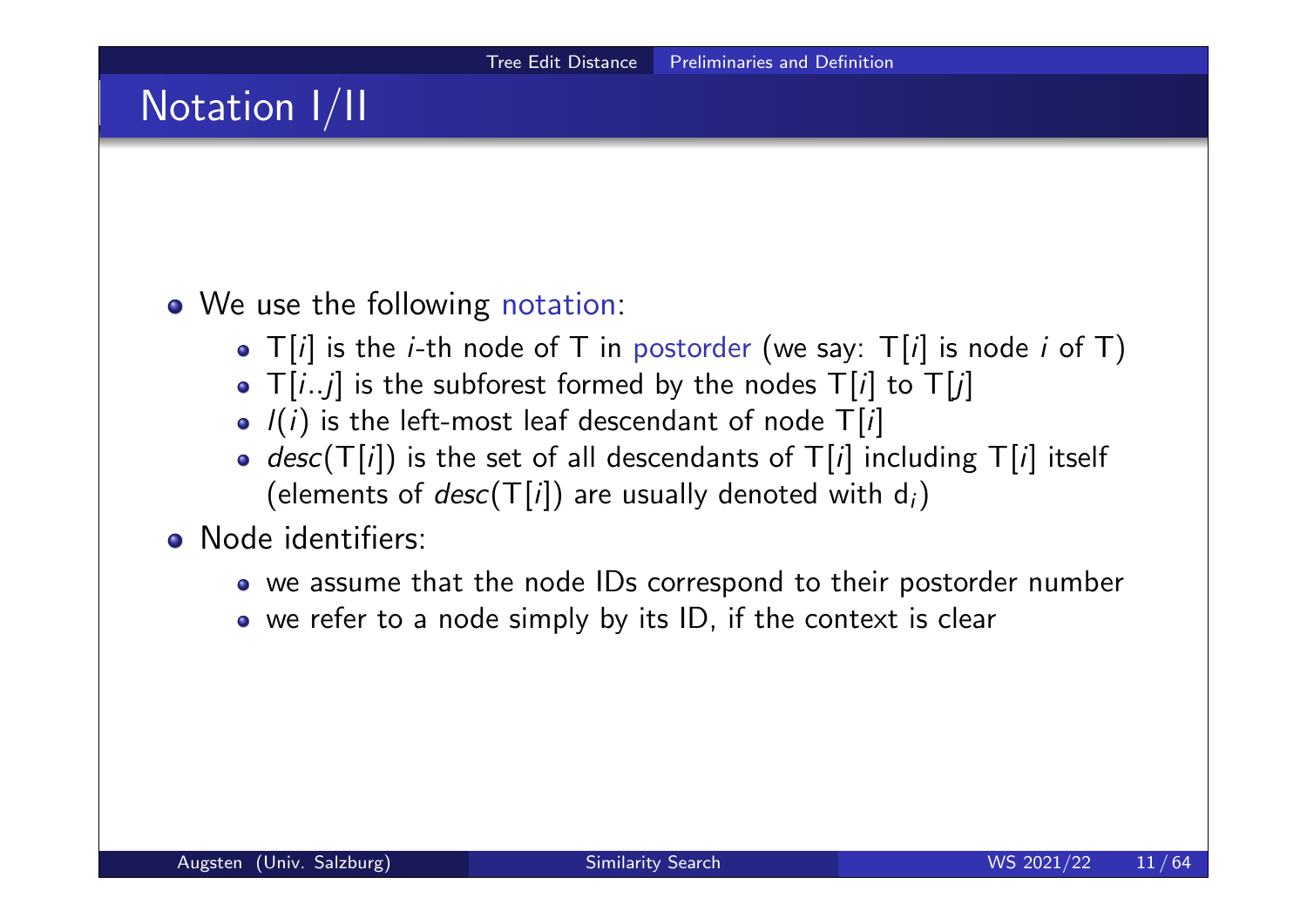# Notation I/II

- We use the following notation:
  - T[$i$] is the $i$-th node of T in postorder (we say: T[$i$] is node $i$ of T)
  - T[$i..j$] is the subforest formed by the nodes T[$i$] to T[$j$]
  - $l(i)$ is the left-most leaf descendant of node T[$i$]
  - *desc*(T[$i$]) is the set of all descendants of T[$i$] including T[$i$] itself (elements of *desc*(T[$i$]) are usually denoted with $d_i$)
- Node identifiers:
  - we assume that the node IDs correspond to their postorder number
  - we refer to a node simply by its ID, if the context is clear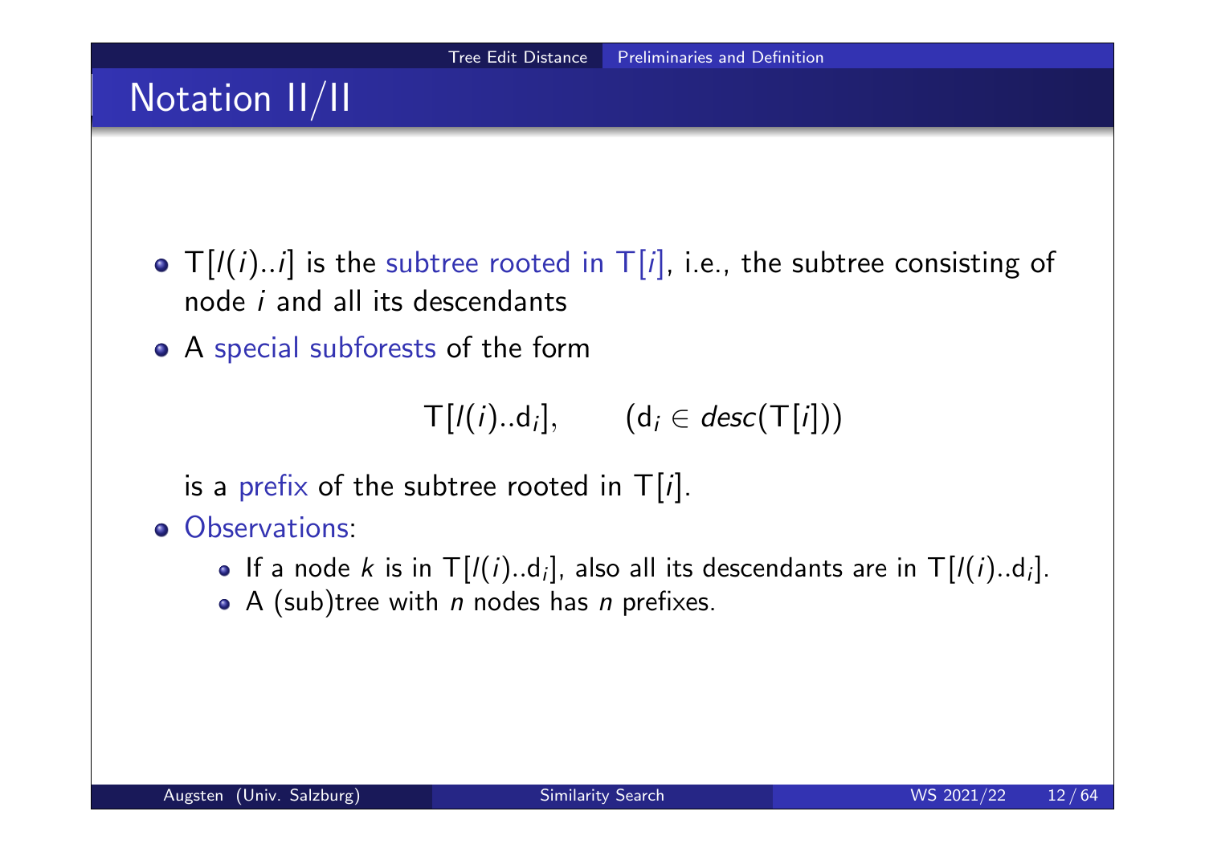# Notation II/II

- $\mathrm{T}[l(i)..i]$ is the subtree rooted in $\mathrm{T}[i]$, i.e., the subtree consisting of node $i$ and all its descendants
- A special subforests of the form

$$\mathrm{T}[l(i)..\mathrm{d}_i], \qquad (\mathrm{d}_i \in desc(\mathrm{T}[i]))$$

  is a prefix of the subtree rooted in $\mathrm{T}[i]$.
- Observations:
  - If a node $k$ is in $\mathrm{T}[l(i)..\mathrm{d}_i]$, also all its descendants are in $\mathrm{T}[l(i)..\mathrm{d}_i]$.
  - A (sub)tree with $n$ nodes has $n$ prefixes.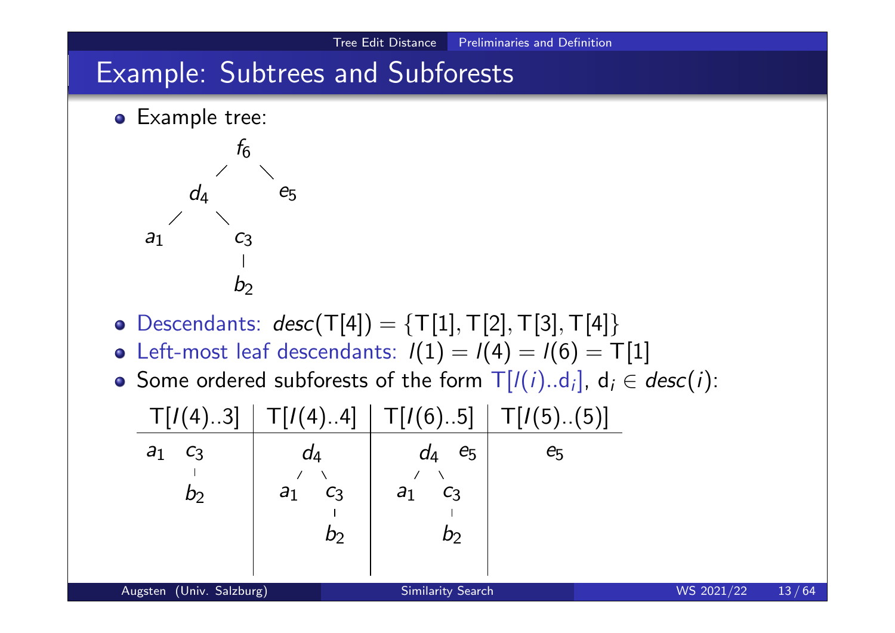# Example: Subtrees and Subforests

- Example tree:

```
          f6
         /  \
       d4    e5
      /  \
    a1    c3
          |
          b2
```

- Descendants: $desc(\mathrm{T}[4]) = \{\mathrm{T}[1], \mathrm{T}[2], \mathrm{T}[3], \mathrm{T}[4]\}$
- Left-most leaf descendants: $l(1) = l(4) = l(6) = \mathrm{T}[1]$
- Some ordered subforests of the form $\mathrm{T}[l(i)..\mathrm{d}_i]$, $\mathrm{d}_i \in desc(i)$:

| $\mathrm{T}[l(4)..3]$ | $\mathrm{T}[l(4)..4]$ | $\mathrm{T}[l(6)..5]$ | $\mathrm{T}[l(5)..(5)]$ |
|---|---|---|---|
| $a_1$ $c_3$ ($c_3$ → $b_2$) | $d_4$ ($d_4$ → $a_1$, $c_3$; $c_3$ → $b_2$) | $d_4$ $e_5$ ($d_4$ → $a_1$, $c_3$; $c_3$ → $b_2$) | $e_5$ |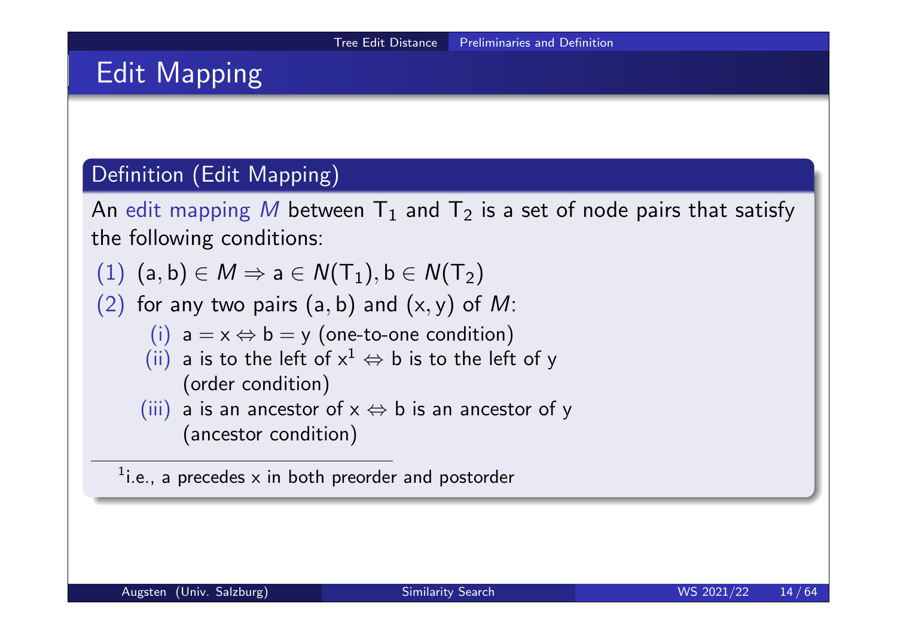# Edit Mapping

## Definition (Edit Mapping)

An edit mapping $M$ between $T_1$ and $T_2$ is a set of node pairs that satisfy the following conditions:

(1) $(a, b) \in M \Rightarrow a \in N(T_1), b \in N(T_2)$

(2) for any two pairs $(a, b)$ and $(x, y)$ of $M$:

- (i) $a = x \Leftrightarrow b = y$ (one-to-one condition)
- (ii) a is to the left of x[1] $\Leftrightarrow$ b is to the left of y (order condition)
- (iii) a is an ancestor of x $\Leftrightarrow$ b is an ancestor of y (ancestor condition)

[1] i.e., a precedes x in both preorder and postorder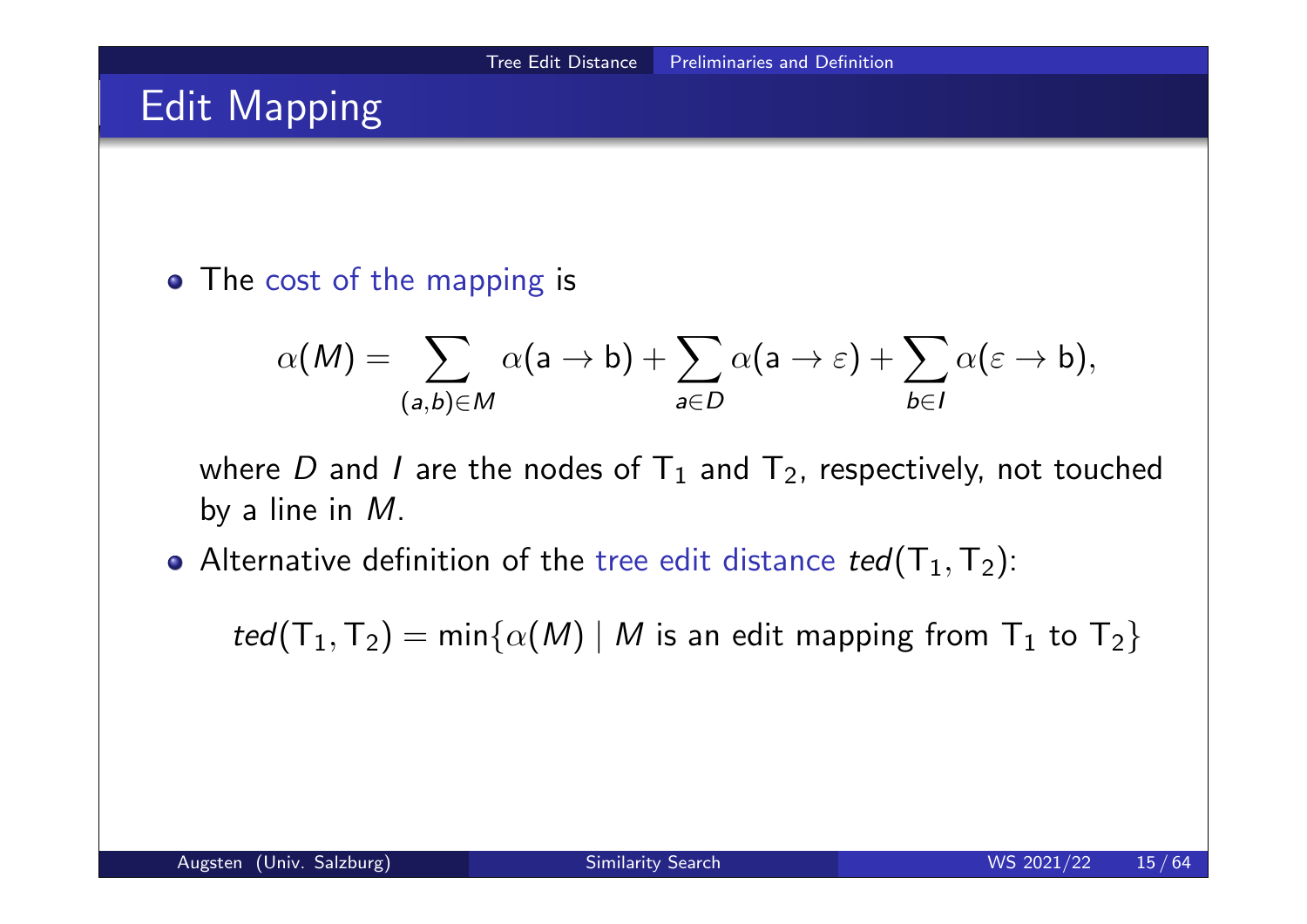# Edit Mapping

- The cost of the mapping is

$$\alpha(M) = \sum_{(a,b) \in M} \alpha(\mathsf{a} \to \mathsf{b}) + \sum_{a \in D} \alpha(\mathsf{a} \to \varepsilon) + \sum_{b \in I} \alpha(\varepsilon \to \mathsf{b}),$$

  where $D$ and $I$ are the nodes of $\mathsf{T}_1$ and $\mathsf{T}_2$, respectively, not touched by a line in $M$.

- Alternative definition of the tree edit distance $ted(\mathsf{T}_1, \mathsf{T}_2)$:

  $ted(\mathsf{T}_1, \mathsf{T}_2) = \min\{\alpha(M) \mid M \text{ is an edit mapping from } \mathsf{T}_1 \text{ to } \mathsf{T}_2\}$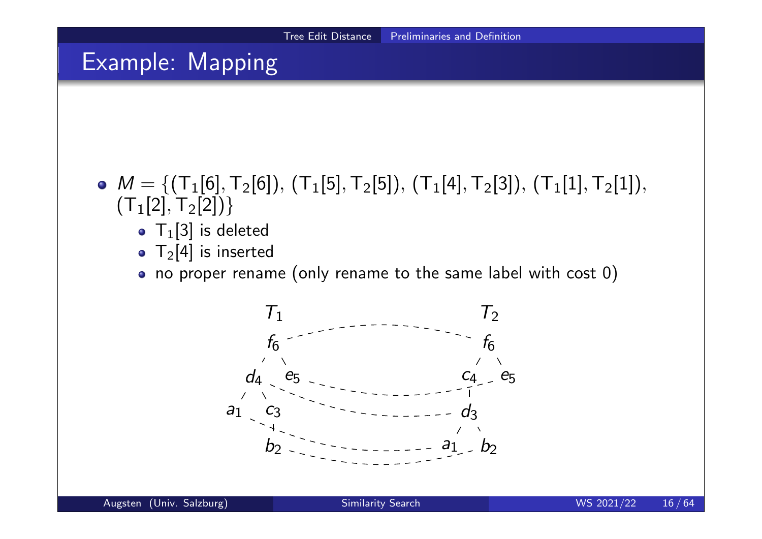# Example: Mapping

- $M = \{(\mathrm{T}_1[6], \mathrm{T}_2[6]), (\mathrm{T}_1[5], \mathrm{T}_2[5]), (\mathrm{T}_1[4], \mathrm{T}_2[3]), (\mathrm{T}_1[1], \mathrm{T}_2[1]), (\mathrm{T}_1[2], \mathrm{T}_2[2])\}$
  - $\mathrm{T}_1[3]$ is deleted
  - $\mathrm{T}_2[4]$ is inserted
  - no proper rename (only rename to the same label with cost 0)

$T_1$

$f_6$

$d_4$ $e_5$

$a_1$ $c_3$

$b_2$

$T_2$

$f_6$

$c_4$ $e_5$

$d_3$

$a_1$ $b_2$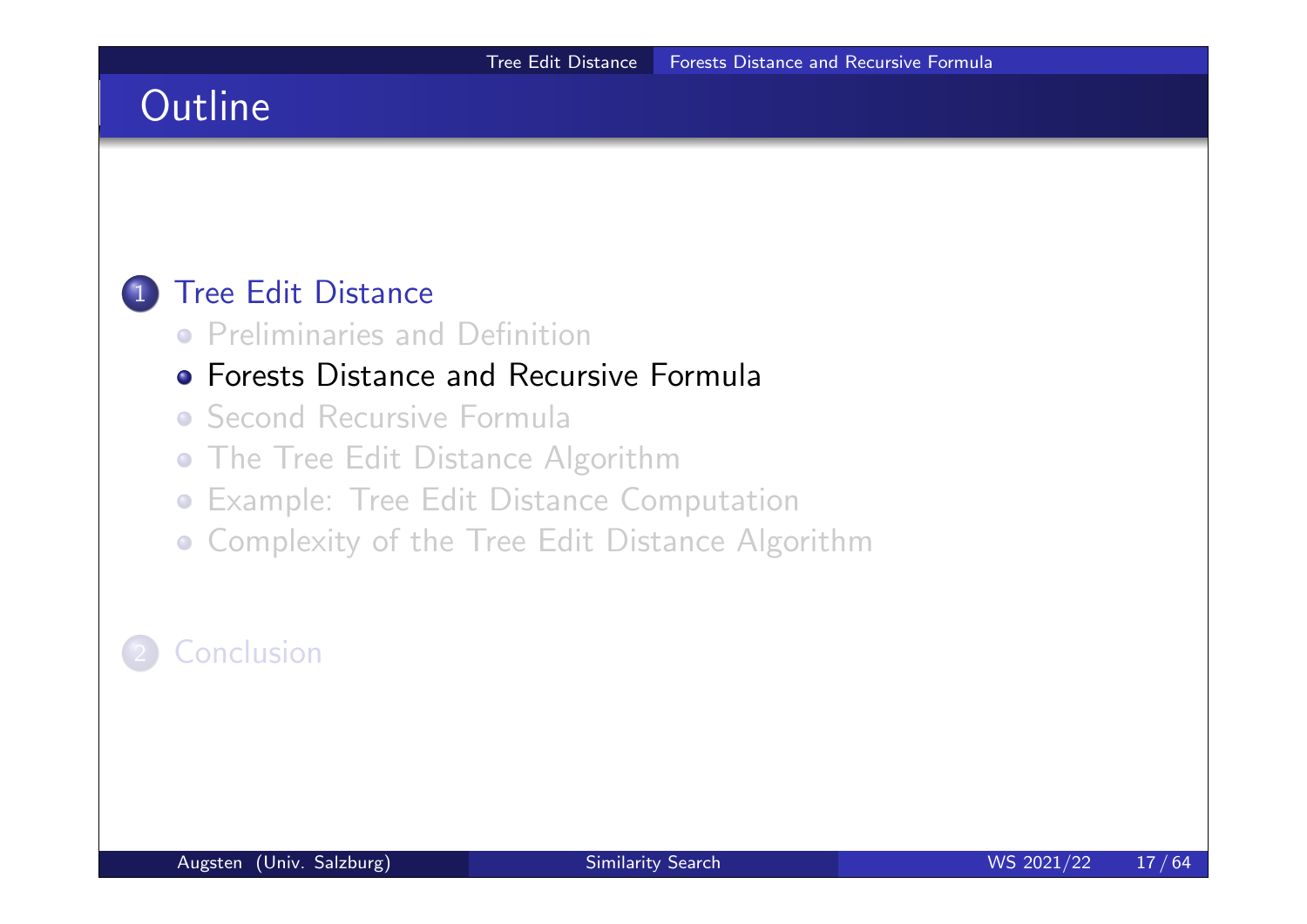# Outline

1. Tree Edit Distance
   - Preliminaries and Definition
   - Forests Distance and Recursive Formula
   - Second Recursive Formula
   - The Tree Edit Distance Algorithm
   - Example: Tree Edit Distance Computation
   - Complexity of the Tree Edit Distance Algorithm
2. Conclusion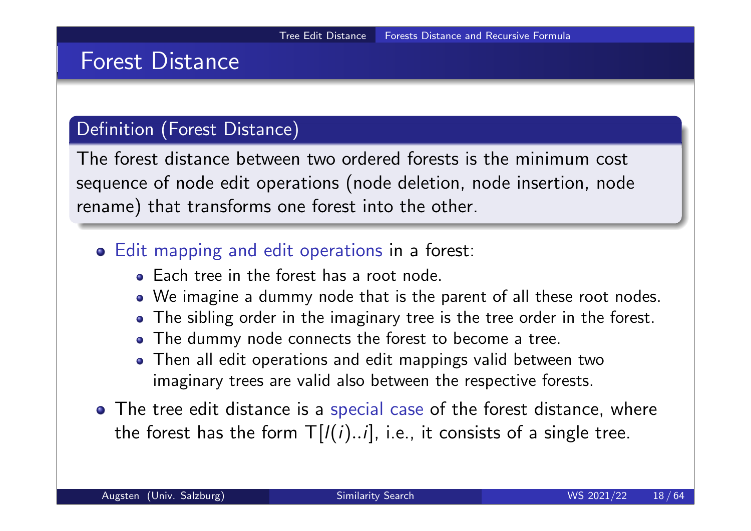# Forest Distance

## Definition (Forest Distance)

The forest distance between two ordered forests is the minimum cost sequence of node edit operations (node deletion, node insertion, node rename) that transforms one forest into the other.

- Edit mapping and edit operations in a forest:
  - Each tree in the forest has a root node.
  - We imagine a dummy node that is the parent of all these root nodes.
  - The sibling order in the imaginary tree is the tree order in the forest.
  - The dummy node connects the forest to become a tree.
  - Then all edit operations and edit mappings valid between two imaginary trees are valid also between the respective forests.
- The tree edit distance is a special case of the forest distance, where the forest has the form $\mathrm{T}[l(i)..i]$, i.e., it consists of a single tree.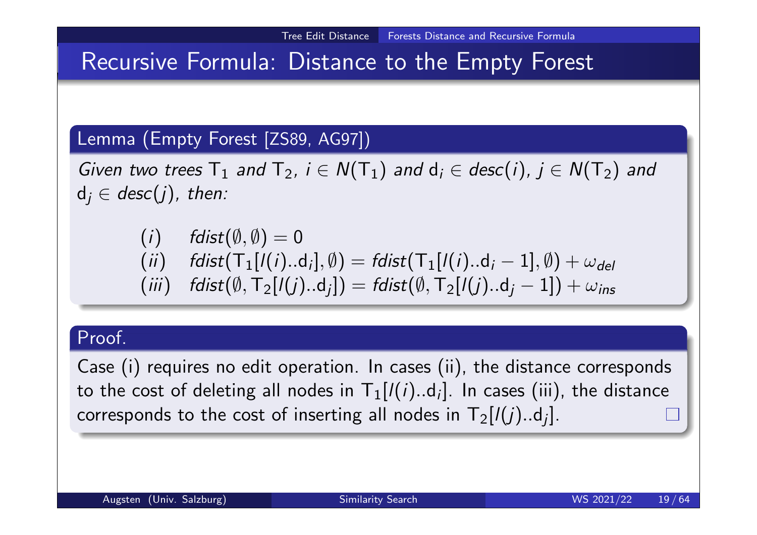## Recursive Formula: Distance to the Empty Forest

### Lemma (Empty Forest [ZS89, AG97])

*Given two trees* $\mathsf{T}_1$ *and* $\mathsf{T}_2$, $i \in N(\mathsf{T}_1)$ *and* $\mathsf{d}_i \in desc(i)$, $j \in N(\mathsf{T}_2)$ *and* $\mathsf{d}_j \in desc(j)$, *then:*

$$
\begin{array}{ll}
(i) & fdist(\emptyset, \emptyset) = 0 \\
(ii) & fdist(\mathsf{T}_1[l(i)..\mathsf{d}_i], \emptyset) = fdist(\mathsf{T}_1[l(i)..\mathsf{d}_i - 1], \emptyset) + \omega_{del} \\
(iii) & fdist(\emptyset, \mathsf{T}_2[l(j)..\mathsf{d}_j]) = fdist(\emptyset, \mathsf{T}_2[l(j)..\mathsf{d}_j - 1]) + \omega_{ins}
\end{array}
$$

### Proof.

Case (i) requires no edit operation. In cases (ii), the distance corresponds to the cost of deleting all nodes in $\mathsf{T}_1[l(i)..\mathsf{d}_i]$. In cases (iii), the distance corresponds to the cost of inserting all nodes in $\mathsf{T}_2[l(j)..\mathsf{d}_j]$. □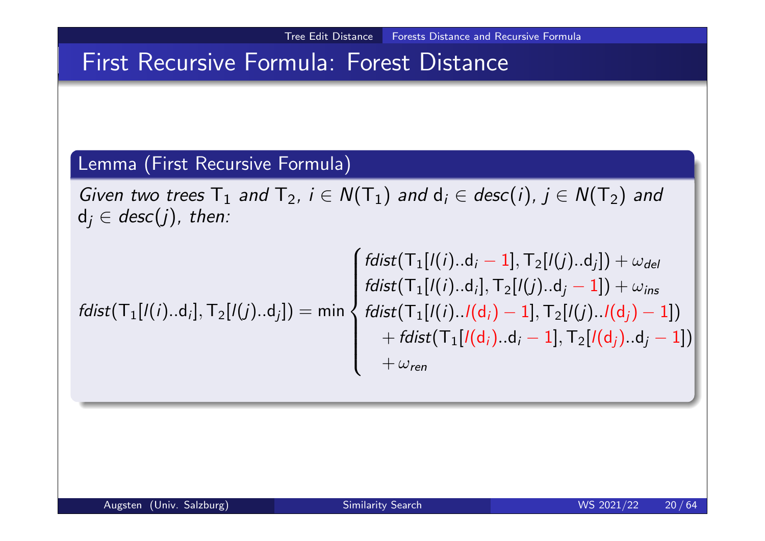# First Recursive Formula: Forest Distance

## Lemma (First Recursive Formula)

*Given two trees* $T_1$ *and* $T_2$, $i \in N(T_1)$ *and* $d_i \in desc(i)$, $j \in N(T_2)$ *and* $d_j \in desc(j)$, *then:*

$$
fdist(T_1[l(i)..d_i], T_2[l(j)..d_j]) = \min \begin{cases} fdist(T_1[l(i)..d_i - 1], T_2[l(j)..d_j]) + \omega_{del} \\ fdist(T_1[l(i)..d_i], T_2[l(j)..d_j - 1]) + \omega_{ins} \\ fdist(T_1[l(i)..l(d_i) - 1], T_2[l(j)..l(d_j) - 1]) \\ \quad + fdist(T_1[l(d_i)..d_i - 1], T_2[l(d_j)..d_j - 1]) \\ \quad + \omega_{ren} \end{cases}
$$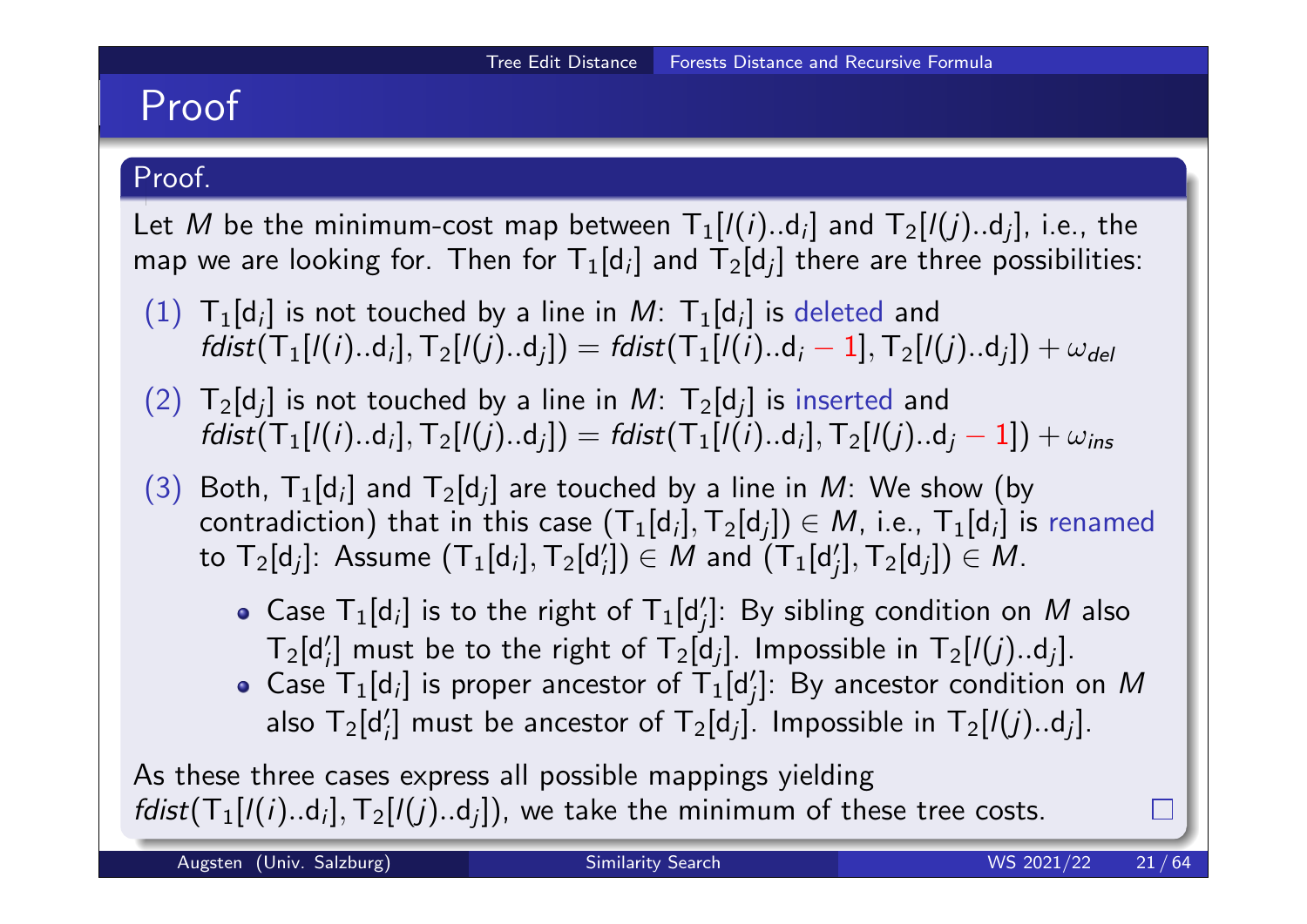# Proof

**Proof.**

Let $M$ be the minimum-cost map between $T_1[l(i)..d_i]$ and $T_2[l(j)..d_j]$, i.e., the map we are looking for. Then for $T_1[d_i]$ and $T_2[d_j]$ there are three possibilities:

(1) $T_1[d_i]$ is not touched by a line in $M$: $T_1[d_i]$ is deleted and $fdist(T_1[l(i)..d_i], T_2[l(j)..d_j]) = fdist(T_1[l(i)..d_i - 1], T_2[l(j)..d_j]) + \omega_{del}$

(2) $T_2[d_j]$ is not touched by a line in $M$: $T_2[d_j]$ is inserted and $fdist(T_1[l(i)..d_i], T_2[l(j)..d_j]) = fdist(T_1[l(i)..d_i], T_2[l(j)..d_j - 1]) + \omega_{ins}$

(3) Both, $T_1[d_i]$ and $T_2[d_j]$ are touched by a line in $M$: We show (by contradiction) that in this case $(T_1[d_i], T_2[d_j]) \in M$, i.e., $T_1[d_i]$ is renamed to $T_2[d_j]$: Assume $(T_1[d_i], T_2[d_i']) \in M$ and $(T_1[d_j'], T_2[d_j]) \in M$.

- Case $T_1[d_i]$ is to the right of $T_1[d_j']$: By sibling condition on $M$ also $T_2[d_i']$ must be to the right of $T_2[d_j]$. Impossible in $T_2[l(j)..d_j]$.
- Case $T_1[d_i]$ is proper ancestor of $T_1[d_j']$: By ancestor condition on $M$ also $T_2[d_i']$ must be ancestor of $T_2[d_j]$. Impossible in $T_2[l(j)..d_j]$.

As these three cases express all possible mappings yielding $fdist(T_1[l(i)..d_i], T_2[l(j)..d_j])$, we take the minimum of these tree costs. □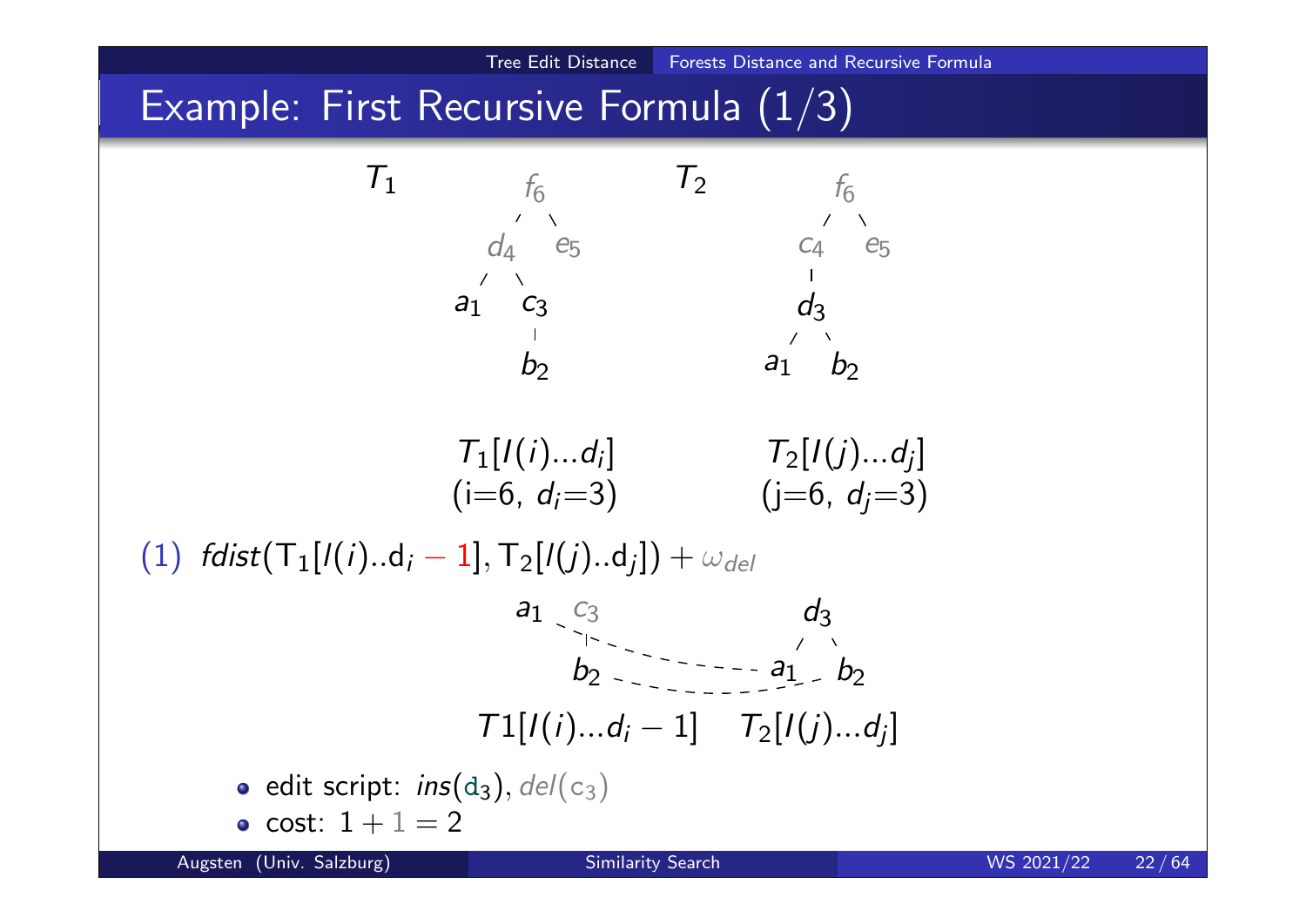# Example: First Recursive Formula (1/3)

$T_1$

```
      f6
     /  \
   d4    e5
  /  \
a1    c3
      |
      b2
```

$T_2$

```
      f6
     /  \
   c4    e5
   |
   d3
  /  \
a1    b2
```

$T_1[l(i)...d_i]$ (i=6, $d_i$=3)

$T_2[l(j)...d_j]$ (j=6, $d_j$=3)

(1) $fdist(T_1[l(i)..d_i - 1], T_2[l(j)..d_j]) + \omega_{del}$

```
a1  c3             d3
    |             /  \
    b2          a1    b2
```

$T1[l(i)...d_i - 1]$ $T_2[l(j)...d_j]$

- edit script: $ins(d_3)$, $del(c_3)$
- cost: $1 + 1 = 2$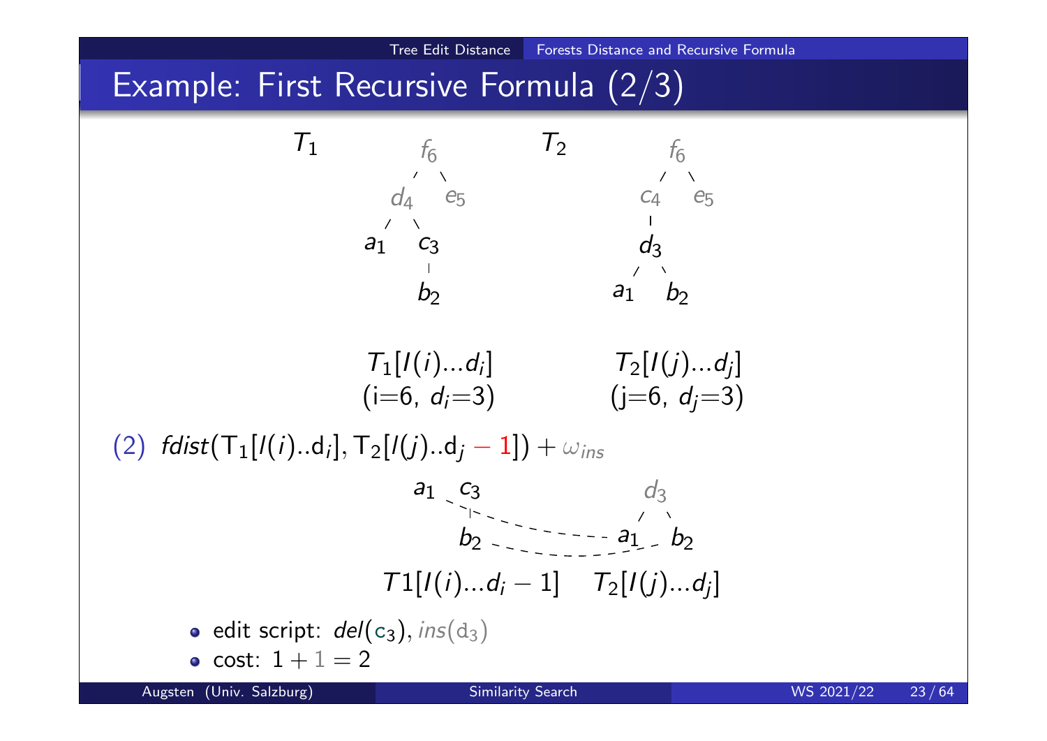# Example: First Recursive Formula (2/3)

$T_1$

```
        f6
       /  \
     d4    e5
    /  \
  a1    c3
        |
        b2
```

$T_2$

```
        f6
       /  \
     c4    e5
     |
     d3
    /  \
  a1    b2
```

$T_1[l(i)...d_i]$ (i=6, $d_i$=3)

$T_2[l(j)...d_j]$ (j=6, $d_j$=3)

(2) $fdist(T_1[l(i)..d_i], T_2[l(j)..d_j - 1]) + \omega_{ins}$

$T1[l(i)...d_i - 1]$ $\quad$ $T_2[l(j)...d_j]$

- edit script: $del(c_3)$, $ins(d_3)$
- cost: $1 + 1 = 2$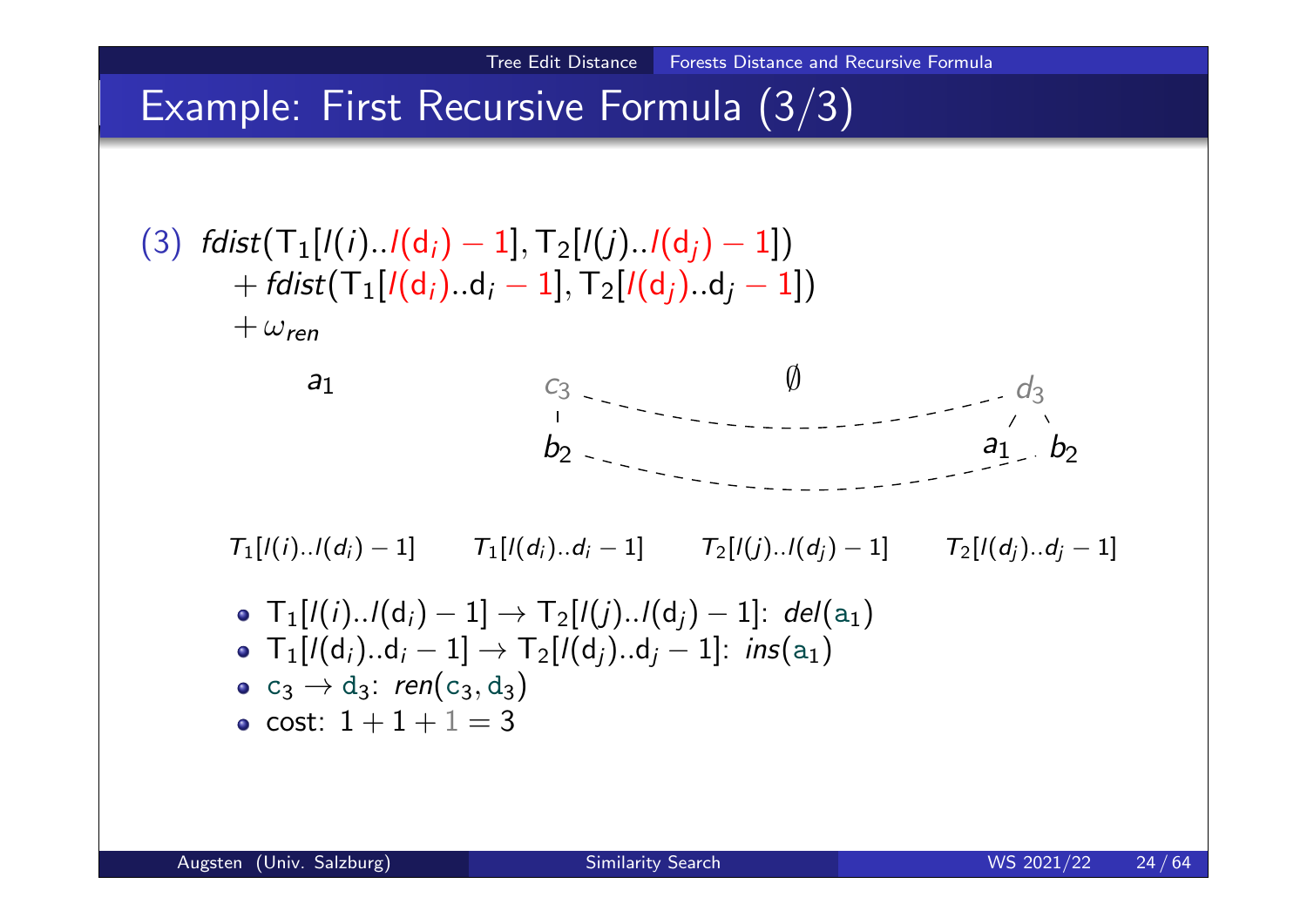# Example: First Recursive Formula (3/3)

(3) $fdist(\mathrm{T}_1[l(i)..l(\mathrm{d}_i) - 1], \mathrm{T}_2[l(j)..l(\mathrm{d}_j) - 1])$
$+ fdist(\mathrm{T}_1[l(\mathrm{d}_i)..\mathrm{d}_i - 1], \mathrm{T}_2[l(\mathrm{d}_j)..\mathrm{d}_j - 1])$
$+ \omega_{ren}$

$a_1$ $c_3$ $b_2$ $\emptyset$ $d_3$ $a_1$ $b_2$

$T_1[l(i)..l(d_i) - 1]$ $T_1[l(d_i)..d_i - 1]$ $T_2[l(j)..l(d_j) - 1]$ $T_2[l(d_j)..d_j - 1]$

- $\mathrm{T}_1[l(i)..l(\mathrm{d}_i) - 1] \rightarrow \mathrm{T}_2[l(j)..l(\mathrm{d}_j) - 1]$: $del(\mathtt{a}_1)$
- $\mathrm{T}_1[l(\mathrm{d}_i)..\mathrm{d}_i - 1] \rightarrow \mathrm{T}_2[l(\mathrm{d}_j)..\mathrm{d}_j - 1]$: $ins(\mathtt{a}_1)$
- $\mathtt{c}_3 \rightarrow \mathtt{d}_3$: $ren(\mathtt{c}_3, \mathtt{d}_3)$
- cost: $1 + 1 + 1 = 3$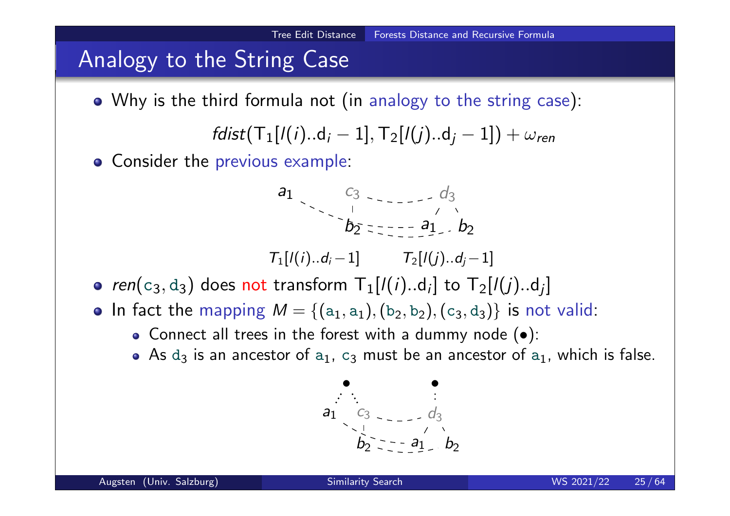# Analogy to the String Case

- Why is the third formula not (in analogy to the string case):

$$fdist(T_1[l(i)..d_i - 1], T_2[l(j)..d_j - 1]) + \omega_{ren}$$

- Consider the previous example:

$a_1$ $c_3$ $d_3$

$b_2$ $a_1$ $b_2$

$T_1[l(i)..d_i - 1]$ $T_2[l(j)..d_j - 1]$

- $ren(c_3, d_3)$ does not transform $T_1[l(i)..d_i]$ to $T_2[l(j)..d_j]$
- In fact the mapping $M = \{(a_1, a_1), (b_2, b_2), (c_3, d_3)\}$ is not valid:
  - Connect all trees in the forest with a dummy node ($\bullet$):
  - As $d_3$ is an ancestor of $a_1$, $c_3$ must be an ancestor of $a_1$, which is false.

$\bullet$ $\bullet$

$a_1$ $c_3$ $d_3$

$b_2$ $a_1$ $b_2$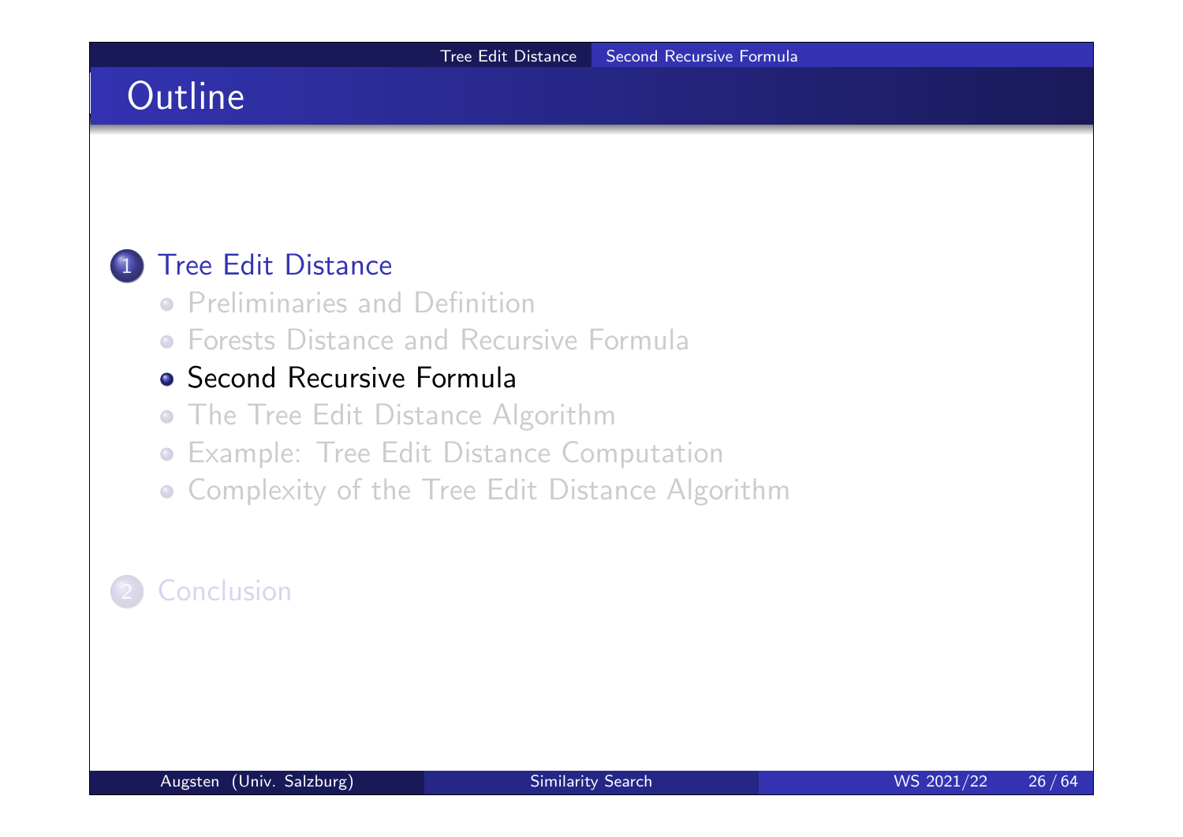# Outline

1. Tree Edit Distance
   - Preliminaries and Definition
   - Forests Distance and Recursive Formula
   - Second Recursive Formula
   - The Tree Edit Distance Algorithm
   - Example: Tree Edit Distance Computation
   - Complexity of the Tree Edit Distance Algorithm

2. Conclusion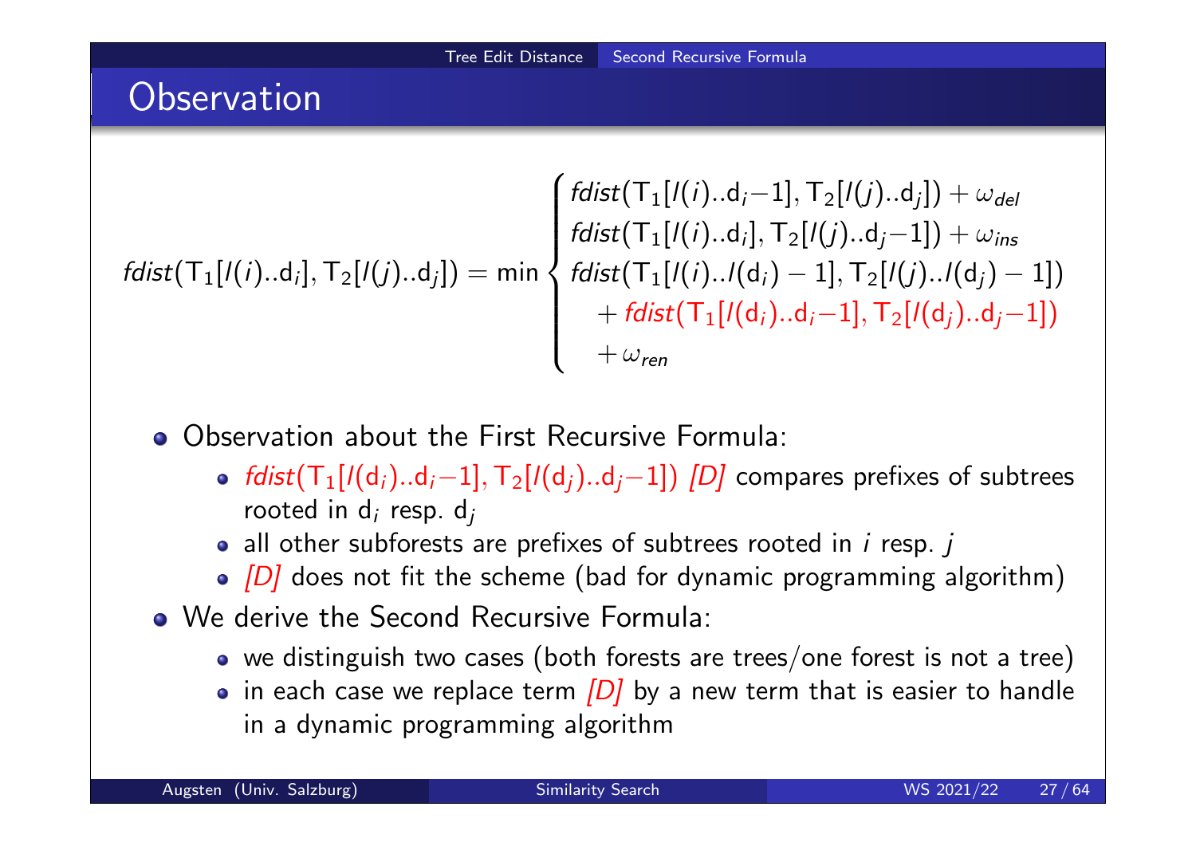# Observation

$$
fdist(\mathrm{T}_1[l(i)..\mathrm{d}_i], \mathrm{T}_2[l(j)..\mathrm{d}_j]) = \min \begin{cases} fdist(\mathrm{T}_1[l(i)..\mathrm{d}_i{-}1], \mathrm{T}_2[l(j)..\mathrm{d}_j]) + \omega_{del} \\ fdist(\mathrm{T}_1[l(i)..\mathrm{d}_i], \mathrm{T}_2[l(j)..\mathrm{d}_j{-}1]) + \omega_{ins} \\ fdist(\mathrm{T}_1[l(i)..l(\mathrm{d}_i) - 1], \mathrm{T}_2[l(j)..l(\mathrm{d}_j) - 1]) \\ \quad + fdist(\mathrm{T}_1[l(\mathrm{d}_i)..\mathrm{d}_i{-}1], \mathrm{T}_2[l(\mathrm{d}_j)..\mathrm{d}_j{-}1]) \\ \quad + \omega_{ren} \end{cases}
$$

- Observation about the First Recursive Formula:
  - $fdist(\mathrm{T}_1[l(\mathrm{d}_i)..\mathrm{d}_i{-}1], \mathrm{T}_2[l(\mathrm{d}_j)..\mathrm{d}_j{-}1])$ *[D]* compares prefixes of subtrees rooted in $\mathrm{d}_i$ resp. $\mathrm{d}_j$
  - all other subforests are prefixes of subtrees rooted in $i$ resp. $j$
  - *[D]* does not fit the scheme (bad for dynamic programming algorithm)
- We derive the Second Recursive Formula:
  - we distinguish two cases (both forests are trees/one forest is not a tree)
  - in each case we replace term *[D]* by a new term that is easier to handle in a dynamic programming algorithm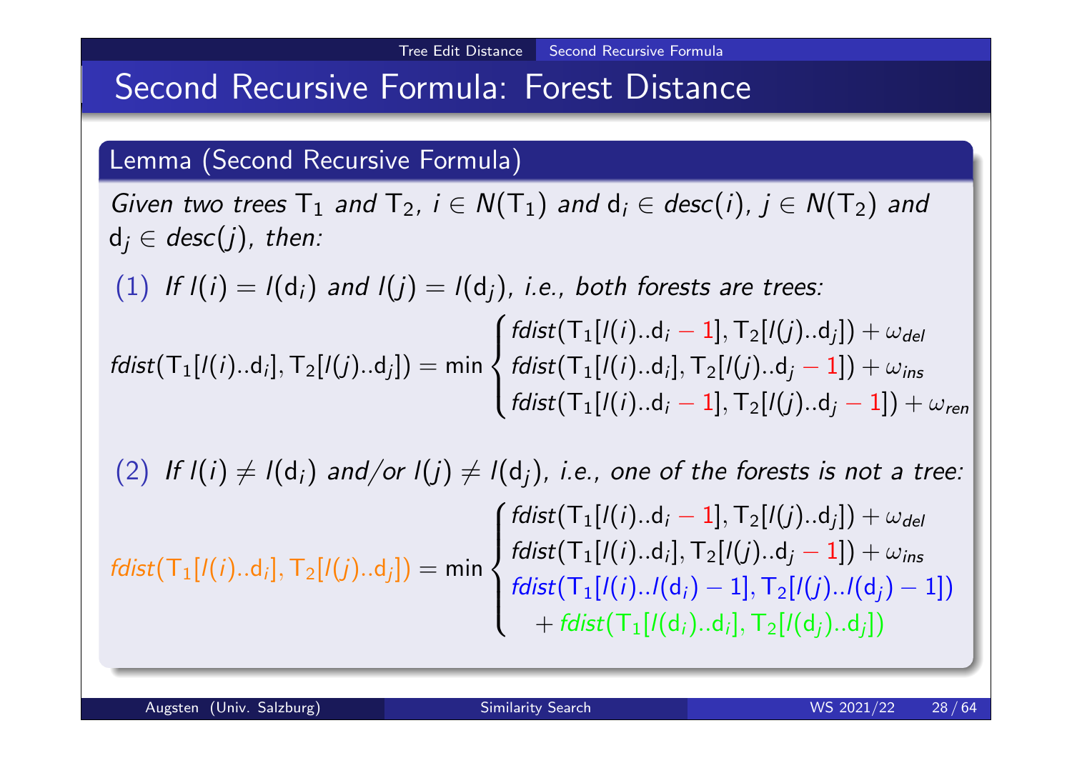# Second Recursive Formula: Forest Distance

## Lemma (Second Recursive Formula)

*Given two trees* $T_1$ *and* $T_2$, $i \in N(T_1)$ *and* $d_i \in desc(i)$, $j \in N(T_2)$ *and* $d_j \in desc(j)$, *then:*

(1) *If* $l(i) = l(d_i)$ *and* $l(j) = l(d_j)$, *i.e., both forests are trees:*

$$
fdist(T_1[l(i)..d_i], T_2[l(j)..d_j]) = \min \begin{cases} fdist(T_1[l(i)..d_i - 1], T_2[l(j)..d_j]) + \omega_{del} \\ fdist(T_1[l(i)..d_i], T_2[l(j)..d_j - 1]) + \omega_{ins} \\ fdist(T_1[l(i)..d_i - 1], T_2[l(j)..d_j - 1]) + \omega_{ren} \end{cases}
$$

(2) *If* $l(i) \neq l(d_i)$ *and/or* $l(j) \neq l(d_j)$, *i.e., one of the forests is not a tree:*

$$
fdist(T_1[l(i)..d_i], T_2[l(j)..d_j]) = \min \begin{cases} fdist(T_1[l(i)..d_i - 1], T_2[l(j)..d_j]) + \omega_{del} \\ fdist(T_1[l(i)..d_i], T_2[l(j)..d_j - 1]) + \omega_{ins} \\ fdist(T_1[l(i)..l(d_i) - 1], T_2[l(j)..l(d_j) - 1]) \\ \quad + fdist(T_1[l(d_i)..d_i], T_2[l(d_j)..d_j]) \end{cases}
$$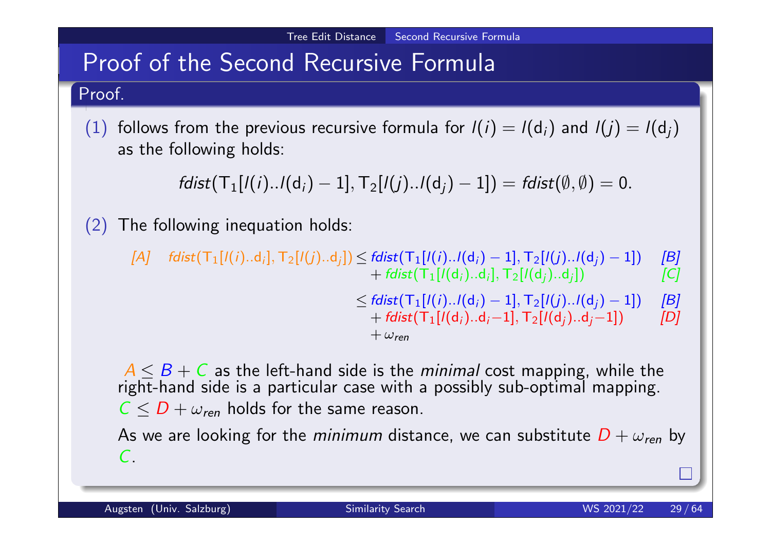# Proof of the Second Recursive Formula

**Proof.**

(1) follows from the previous recursive formula for $l(i) = l(\mathrm{d}_i)$ and $l(j) = l(\mathrm{d}_j)$ as the following holds:

$$fdist(\mathrm{T}_1[l(i)..l(\mathrm{d}_i)-1], \mathrm{T}_2[l(j)..l(\mathrm{d}_j)-1]) = fdist(\emptyset, \emptyset) = 0.$$

(2) The following inequation holds:

$$
\begin{aligned}
\textit{[A]} \quad fdist(\mathrm{T}_1[l(i)..\mathrm{d}_i], \mathrm{T}_2[l(j)..\mathrm{d}_j]) &\leq fdist(\mathrm{T}_1[l(i)..l(\mathrm{d}_i)-1], \mathrm{T}_2[l(j)..l(\mathrm{d}_j)-1]) && \textit{[B]} \\
&\quad + fdist(\mathrm{T}_1[l(\mathrm{d}_i)..\mathrm{d}_i], \mathrm{T}_2[l(\mathrm{d}_j)..\mathrm{d}_j]) && \textit{[C]} \\
&\leq fdist(\mathrm{T}_1[l(i)..l(\mathrm{d}_i)-1], \mathrm{T}_2[l(j)..l(\mathrm{d}_j)-1]) && \textit{[B]} \\
&\quad + fdist(\mathrm{T}_1[l(\mathrm{d}_i)..\mathrm{d}_i-1], \mathrm{T}_2[l(\mathrm{d}_j)..\mathrm{d}_j-1]) && \textit{[D]} \\
&\quad + \omega_{ren}
\end{aligned}
$$

$A \leq B + C$ as the left-hand side is the *minimal* cost mapping, while the right-hand side is a particular case with a possibly sub-optimal mapping. $C \leq D + \omega_{ren}$ holds for the same reason.

As we are looking for the *minimum* distance, we can substitute $D + \omega_{ren}$ by $C$.

□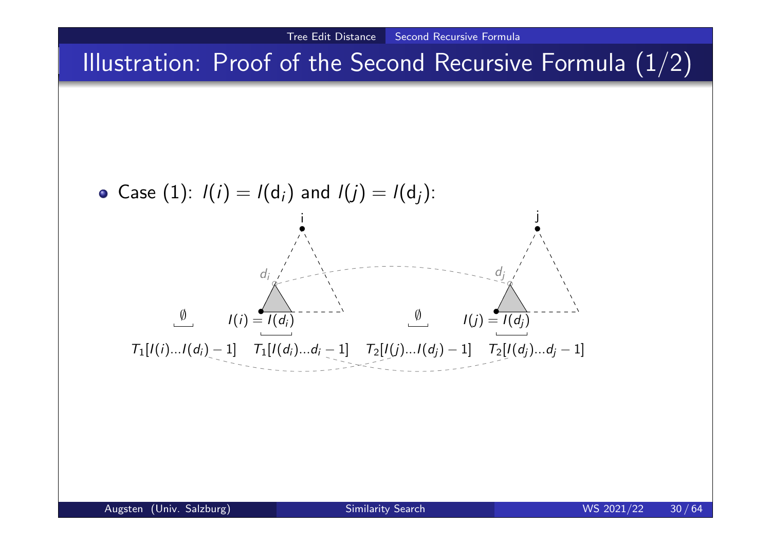# Illustration: Proof of the Second Recursive Formula (1/2)

- Case (1): $l(i) = l(\mathrm{d}_i)$ and $l(j) = l(\mathrm{d}_j)$:

i

j

$d_i$

$d_j$

$\emptyset$

$l(i) = l(d_i)$

$\emptyset$

$l(j) = l(d_j)$

$T_1[l(i)...l(d_i) - 1]$ $T_1[l(d_i)...d_i - 1]$ $T_2[l(j)...l(d_j) - 1]$ $T_2[l(d_j)...d_j - 1]$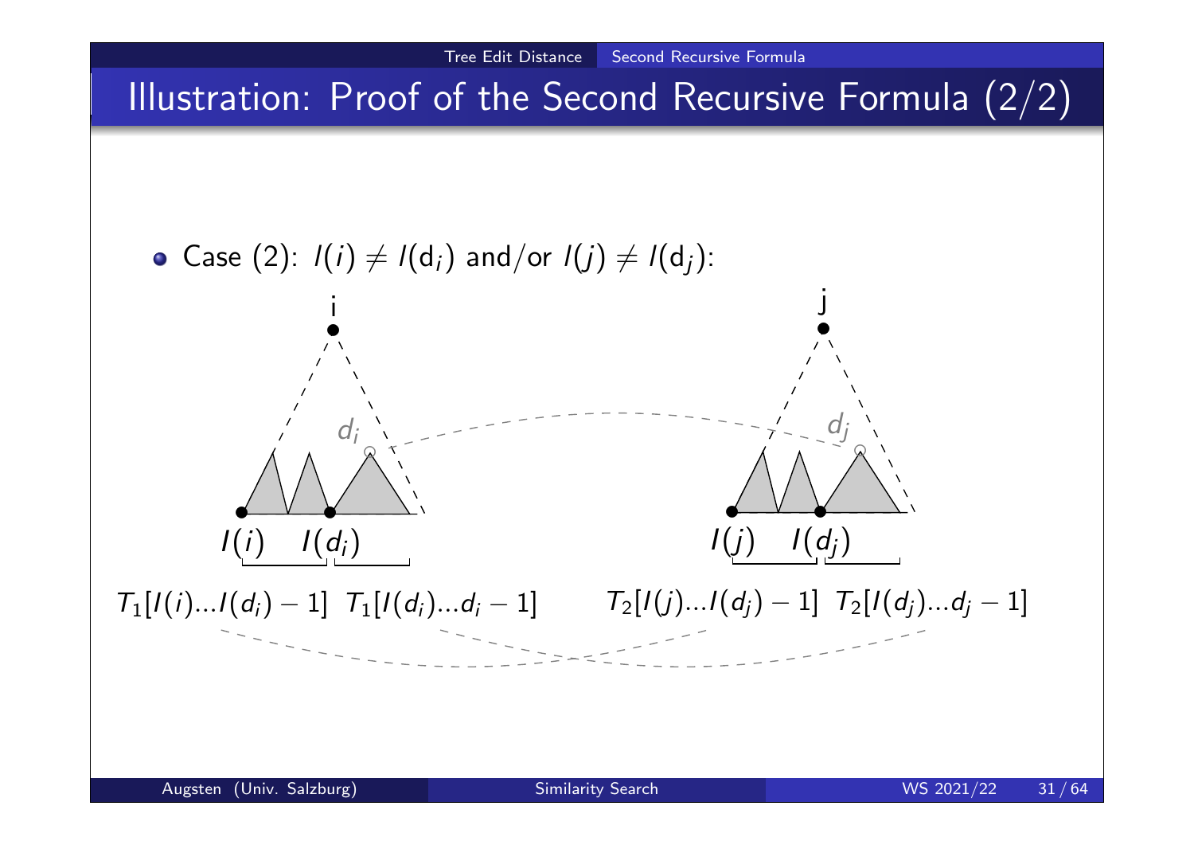# Illustration: Proof of the Second Recursive Formula (2/2)

- Case (2): $l(i) \neq l(\mathrm{d}_i)$ and/or $l(j) \neq l(\mathrm{d}_j)$:

i

j

$d_i$

$d_j$

$l(i)$ $l(d_i)$

$l(j)$ $l(d_j)$

$T_1[l(i)...l(d_i) - 1]$ $T_1[l(d_i)...d_i - 1]$

$T_2[l(j)...l(d_j) - 1]$ $T_2[l(d_j)...d_j - 1]$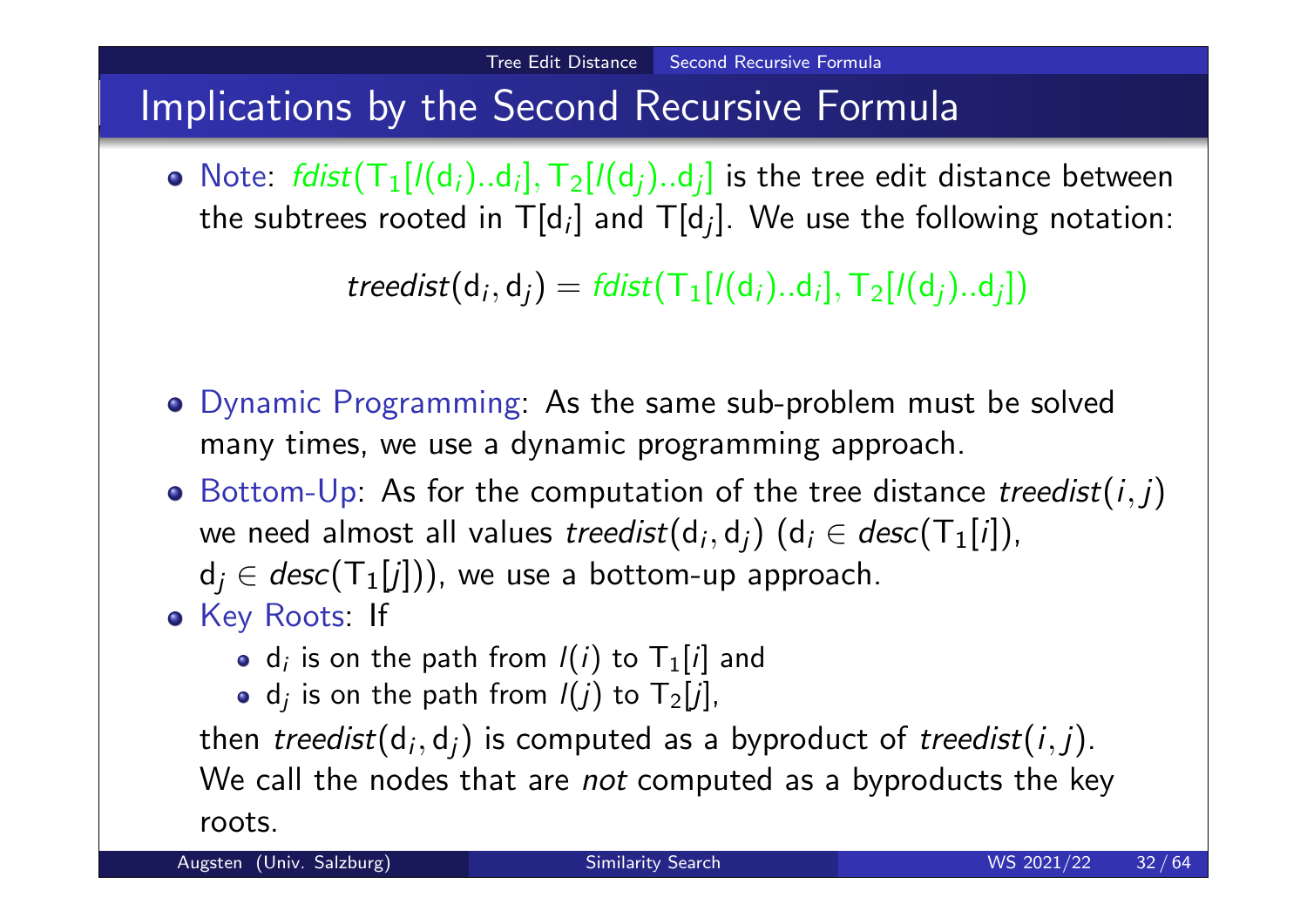# Implications by the Second Recursive Formula

- Note: $fdist(T_1[l(d_i)..d_i], T_2[l(d_j)..d_j]$ is the tree edit distance between the subtrees rooted in $T[d_i]$ and $T[d_j]$. We use the following notation:

$$treedist(d_i, d_j) = fdist(T_1[l(d_i)..d_i], T_2[l(d_j)..d_j])$$

- Dynamic Programming: As the same sub-problem must be solved many times, we use a dynamic programming approach.
- Bottom-Up: As for the computation of the tree distance $treedist(i, j)$ we need almost all values $treedist(d_i, d_j)$ ($d_i \in desc(T_1[i])$, $d_j \in desc(T_1[j])$), we use a bottom-up approach.
- Key Roots: If
  - $d_i$ is on the path from $l(i)$ to $T_1[i]$ and
  - $d_j$ is on the path from $l(j)$ to $T_2[j]$,

  then $treedist(d_i, d_j)$ is computed as a byproduct of $treedist(i, j)$. We call the nodes that are *not* computed as a byproducts the key roots.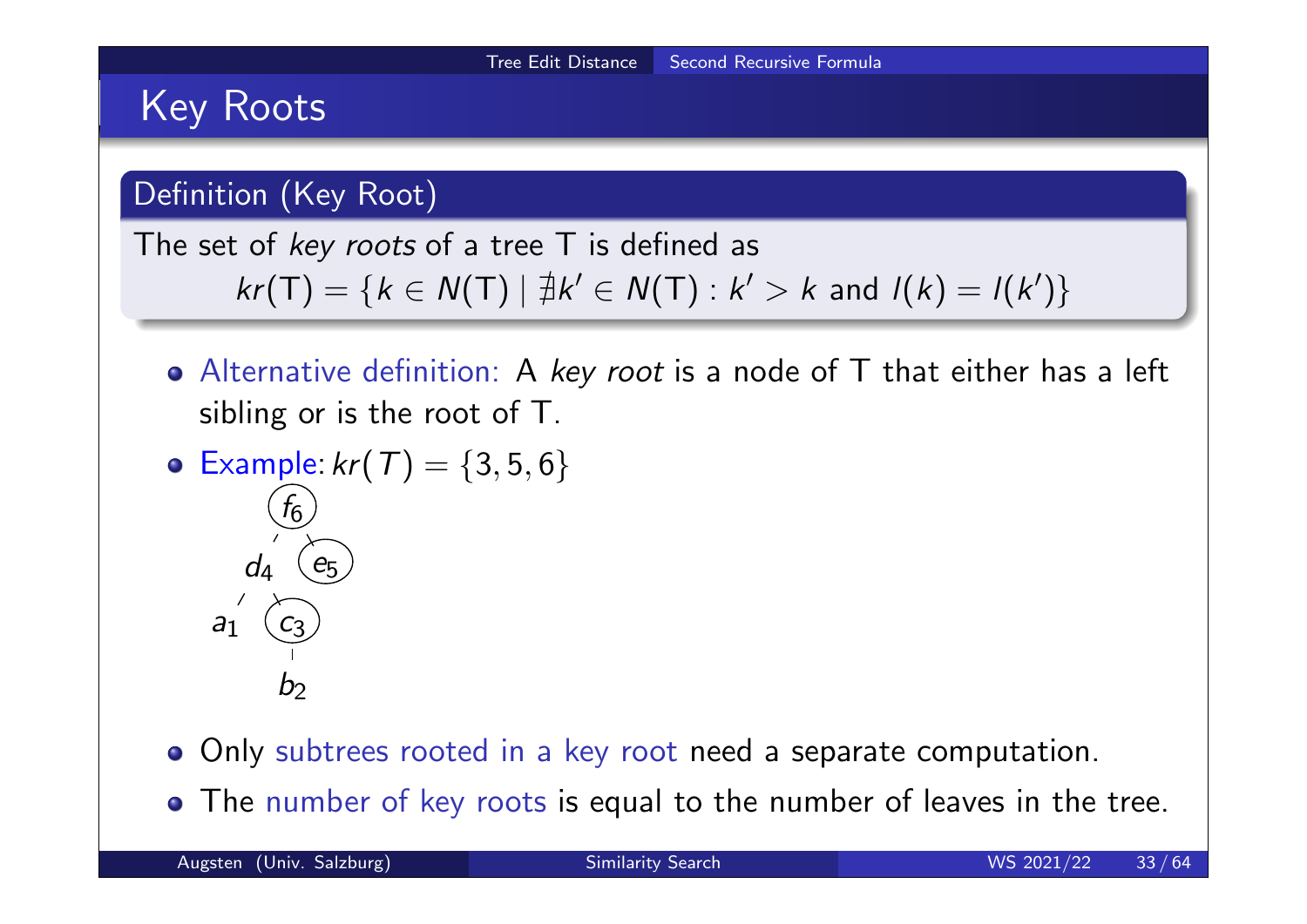# Key Roots

**Definition (Key Root)**

The set of *key roots* of a tree T is defined as

$$kr(\mathrm{T}) = \{k \in N(\mathrm{T}) \mid \nexists k' \in N(\mathrm{T}) : k' > k \text{ and } l(k) = l(k')\}$$

- Alternative definition: A *key root* is a node of T that either has a left sibling or is the root of T.
- Example: $kr(T) = \{3, 5, 6\}$

$f_6$
$d_4$ $e_5$
$a_1$ $c_3$
$b_2$

- Only subtrees rooted in a key root need a separate computation.
- The number of key roots is equal to the number of leaves in the tree.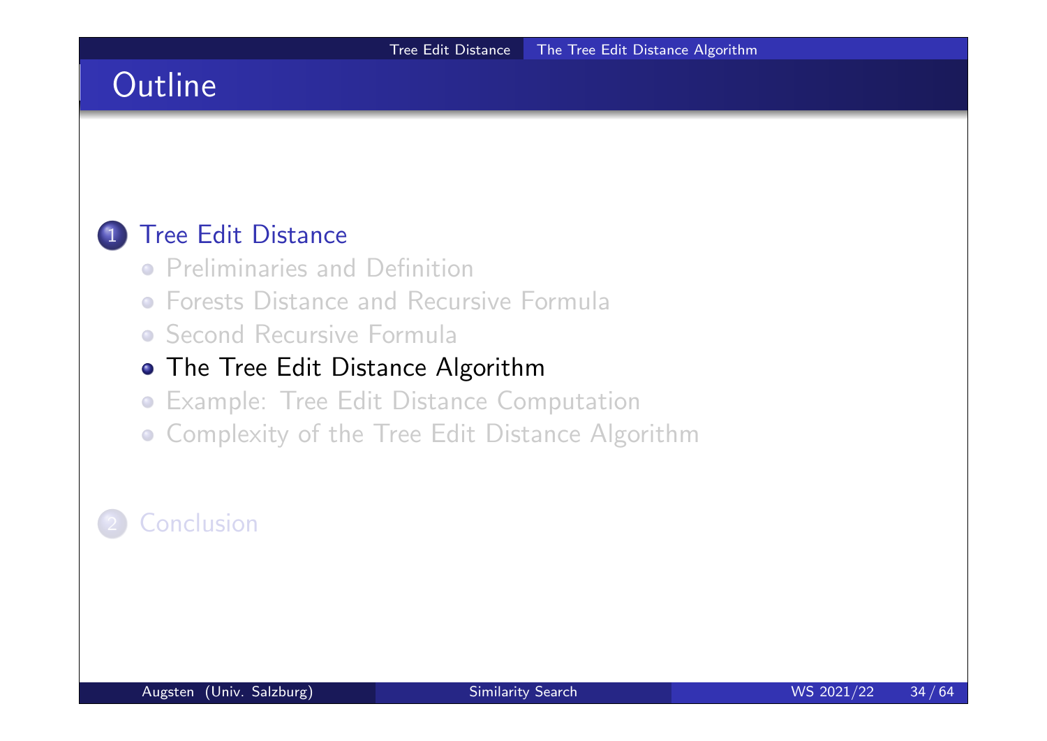# Outline

1. Tree Edit Distance
   - Preliminaries and Definition
   - Forests Distance and Recursive Formula
   - Second Recursive Formula
   - The Tree Edit Distance Algorithm
   - Example: Tree Edit Distance Computation
   - Complexity of the Tree Edit Distance Algorithm

2. Conclusion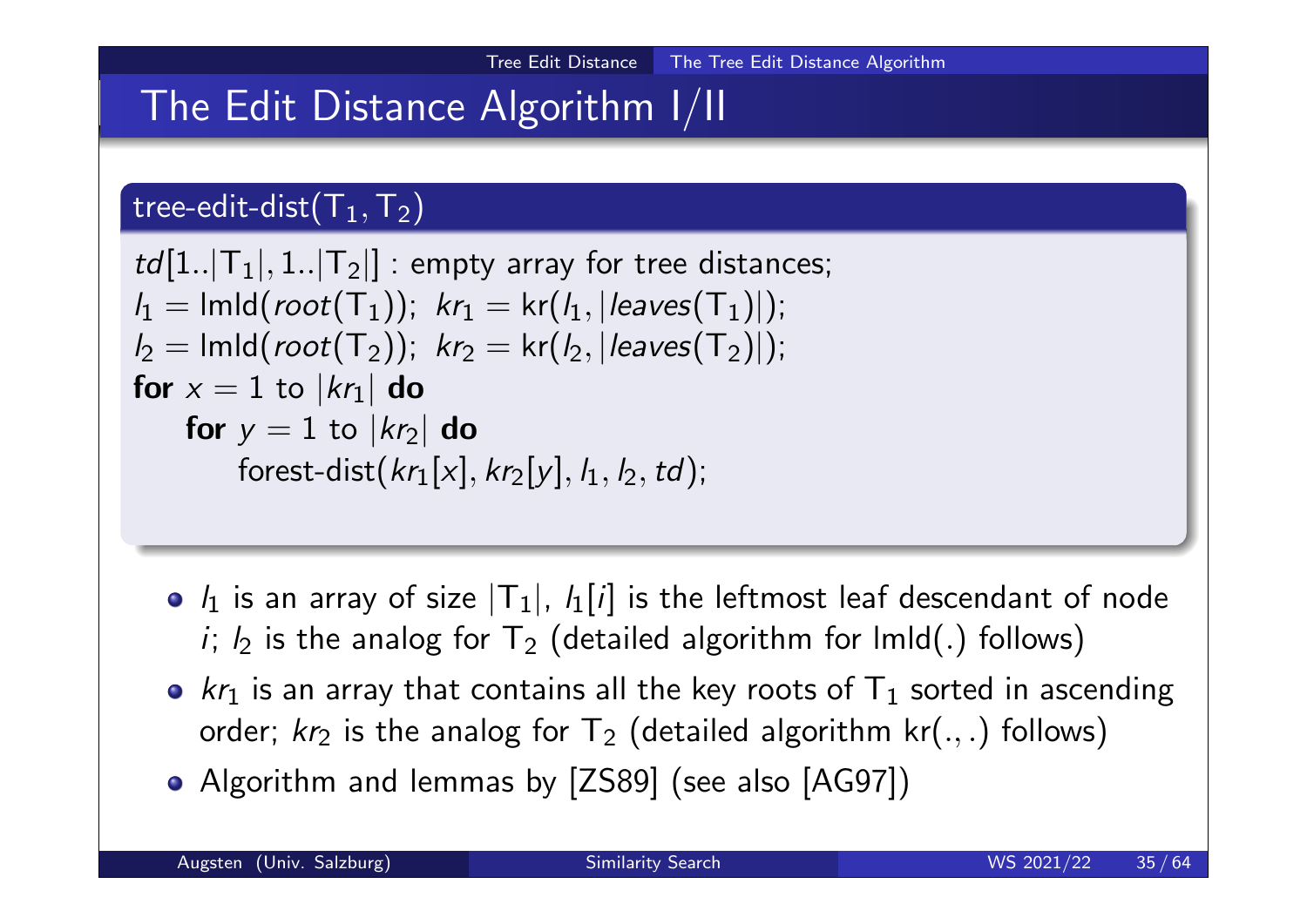# The Edit Distance Algorithm I/II

**tree-edit-dist($T_1$, $T_2$)**

$td[1..|T_1|, 1..|T_2|]$ : empty array for tree distances;
$l_1 = \text{lmld}(root(T_1))$; $kr_1 = \text{kr}(l_1, |leaves(T_1)|)$;
$l_2 = \text{lmld}(root(T_2))$; $kr_2 = \text{kr}(l_2, |leaves(T_2)|)$;
**for** $x = 1$ to $|kr_1|$ **do**
  **for** $y = 1$ to $|kr_2|$ **do**
    forest-dist($kr_1[x], kr_2[y], l_1, l_2, td$);

- $l_1$ is an array of size $|T_1|$, $l_1[i]$ is the leftmost leaf descendant of node $i$; $l_2$ is the analog for $T_2$ (detailed algorithm for lmld(.) follows)
- $kr_1$ is an array that contains all the key roots of $T_1$ sorted in ascending order; $kr_2$ is the analog for $T_2$ (detailed algorithm kr(., .) follows)
- Algorithm and lemmas by [ZS89] (see also [AG97])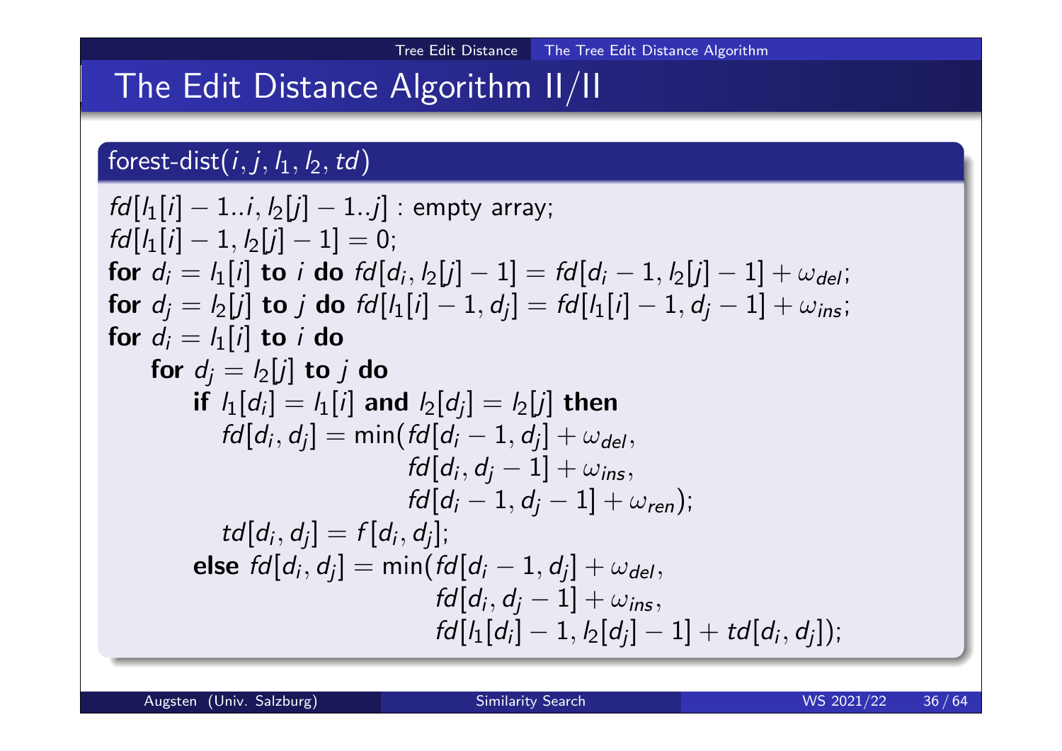# The Edit Distance Algorithm II/II

**forest-dist($i, j, l_1, l_2, td$)**

$fd[l_1[i]-1..i, l_2[j]-1..j]$ : empty array;
$fd[l_1[i]-1, l_2[j]-1] = 0$;
**for** $d_i = l_1[i]$ **to** $i$ **do** $fd[d_i, l_2[j]-1] = fd[d_i - 1, l_2[j]-1] + \omega_{del}$;
**for** $d_j = l_2[j]$ **to** $j$ **do** $fd[l_1[i]-1, d_j] = fd[l_1[i]-1, d_j - 1] + \omega_{ins}$;
**for** $d_i = l_1[i]$ **to** $i$ **do**
  **for** $d_j = l_2[j]$ **to** $j$ **do**
    **if** $l_1[d_i] = l_1[i]$ **and** $l_2[d_j] = l_2[j]$ **then**
      $fd[d_i, d_j] = \min(fd[d_i - 1, d_j] + \omega_{del},$
               $fd[d_i, d_j - 1] + \omega_{ins},$
               $fd[d_i - 1, d_j - 1] + \omega_{ren})$;
      $td[d_i, d_j] = f[d_i, d_j]$;
    **else** $fd[d_i, d_j] = \min(fd[d_i - 1, d_j] + \omega_{del},$
               $fd[d_i, d_j - 1] + \omega_{ins},$
               $fd[l_1[d_i] - 1, l_2[d_j] - 1] + td[d_i, d_j])$;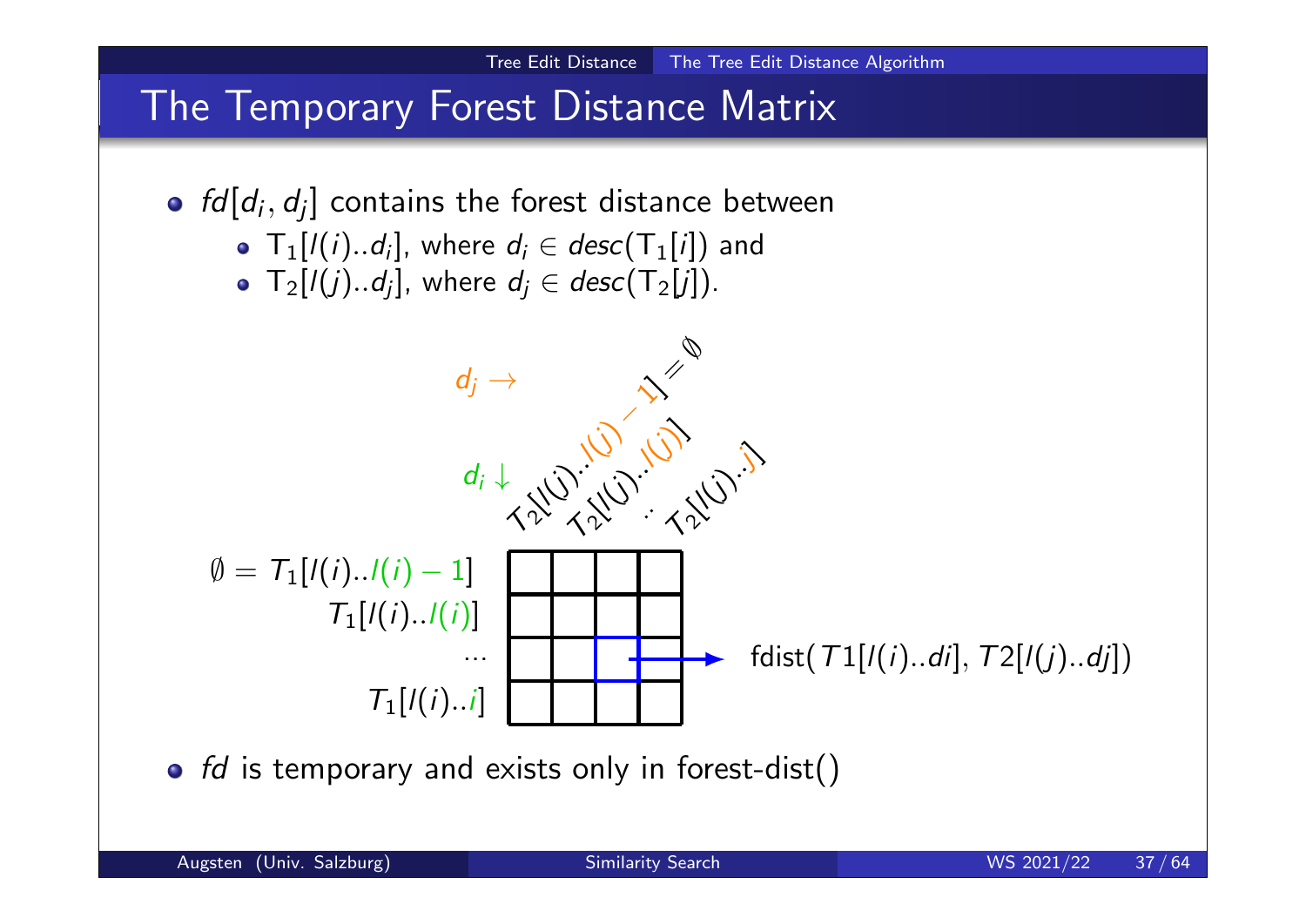# The Temporary Forest Distance Matrix

- $fd[d_i, d_j]$ contains the forest distance between
  - $T_1[l(i)..d_i]$, where $d_i \in desc(T_1[i])$ and
  - $T_2[l(j)..d_j]$, where $d_j \in desc(T_2[j])$.

$d_j \rightarrow$

$d_i \downarrow$

$T_2[l(j)..l(j)-1] = \emptyset$

$T_2[l(j)..l(j)]$

..

$T_2[l(j)..j]$

$\emptyset = T_1[l(i)..l(i)-1]$

$T_1[l(i)..l(i)]$

...

$T_1[l(i)..i]$

fdist($T1[l(i)..di]$, $T2[l(j)..dj]$)

- $fd$ is temporary and exists only in forest-dist()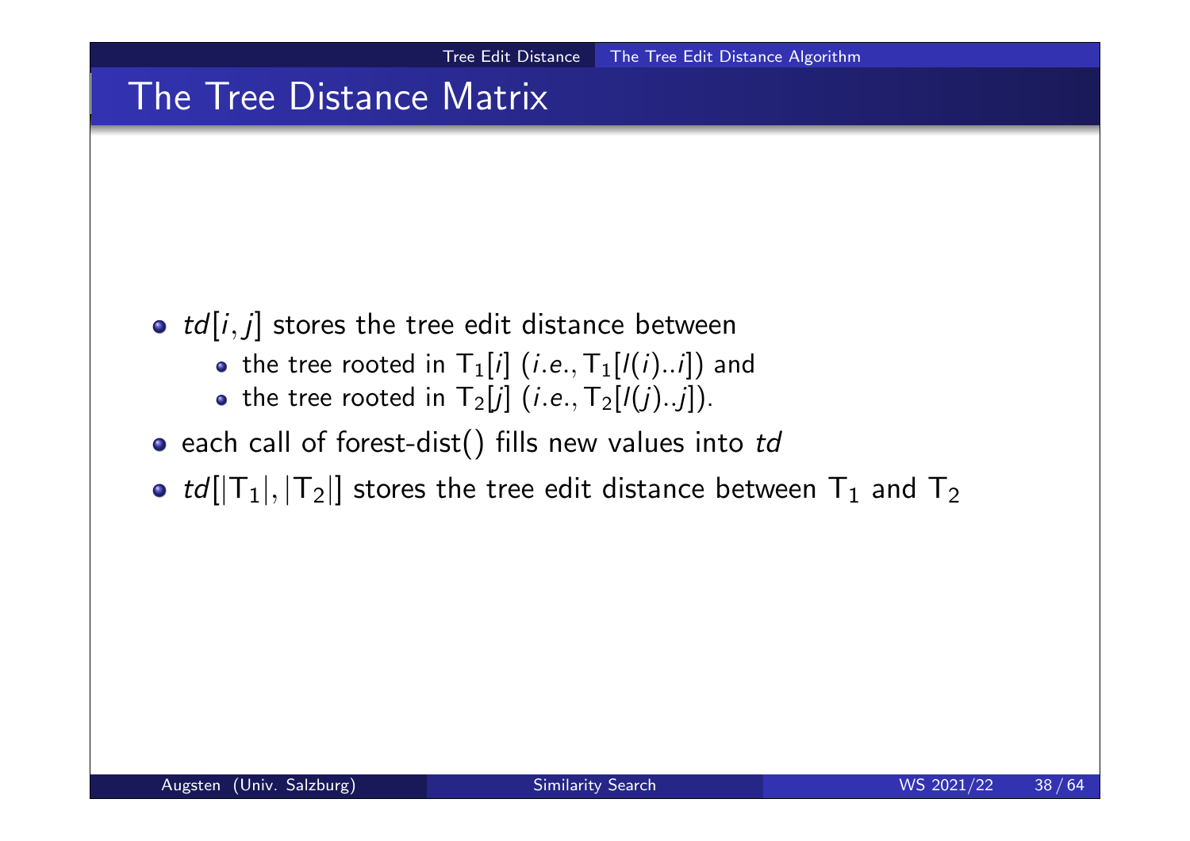# The Tree Distance Matrix

- $td[i, j]$ stores the tree edit distance between
  - the tree rooted in $T_1[i]$ ($i.e., T_1[l(i)..i]$) and
  - the tree rooted in $T_2[j]$ ($i.e., T_2[l(j)..j]$).
- each call of forest-dist() fills new values into $td$
- $td[|T_1|, |T_2|]$ stores the tree edit distance between $T_1$ and $T_2$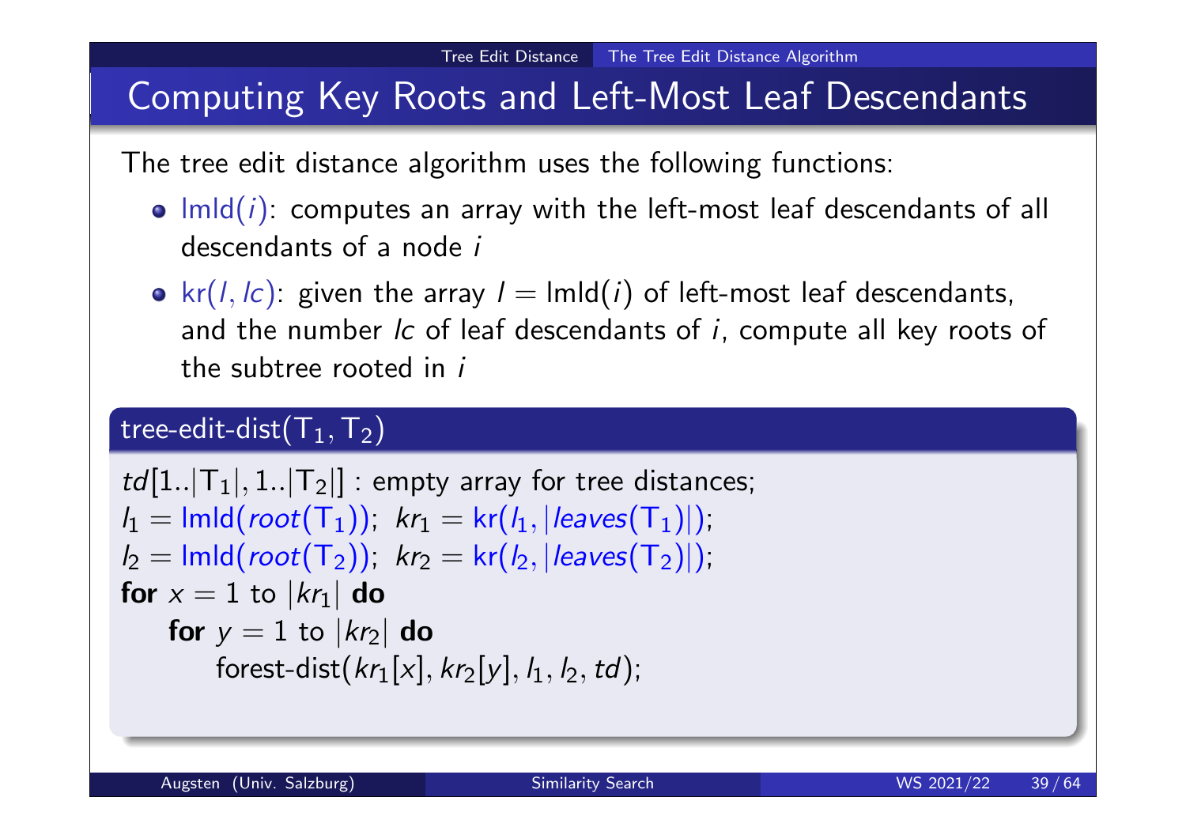# Computing Key Roots and Left-Most Leaf Descendants

The tree edit distance algorithm uses the following functions:

- $\text{lmld}(i)$: computes an array with the left-most leaf descendants of all descendants of a node $i$
- $\text{kr}(l, lc)$: given the array $l = \text{lmld}(i)$ of left-most leaf descendants, and the number $lc$ of leaf descendants of $i$, compute all key roots of the subtree rooted in $i$

**tree-edit-dist($\mathsf{T}_1, \mathsf{T}_2$)**

$td[1..|\mathsf{T}_1|, 1..|\mathsf{T}_2|]$ : empty array for tree distances;
$l_1 = \text{lmld}(root(\mathsf{T}_1))$; $kr_1 = \text{kr}(l_1, |leaves(\mathsf{T}_1)|)$;
$l_2 = \text{lmld}(root(\mathsf{T}_2))$; $kr_2 = \text{kr}(l_2, |leaves(\mathsf{T}_2)|)$;
**for** $x = 1$ to $|kr_1|$ **do**
  **for** $y = 1$ to $|kr_2|$ **do**
    forest-dist($kr_1[x], kr_2[y], l_1, l_2, td$);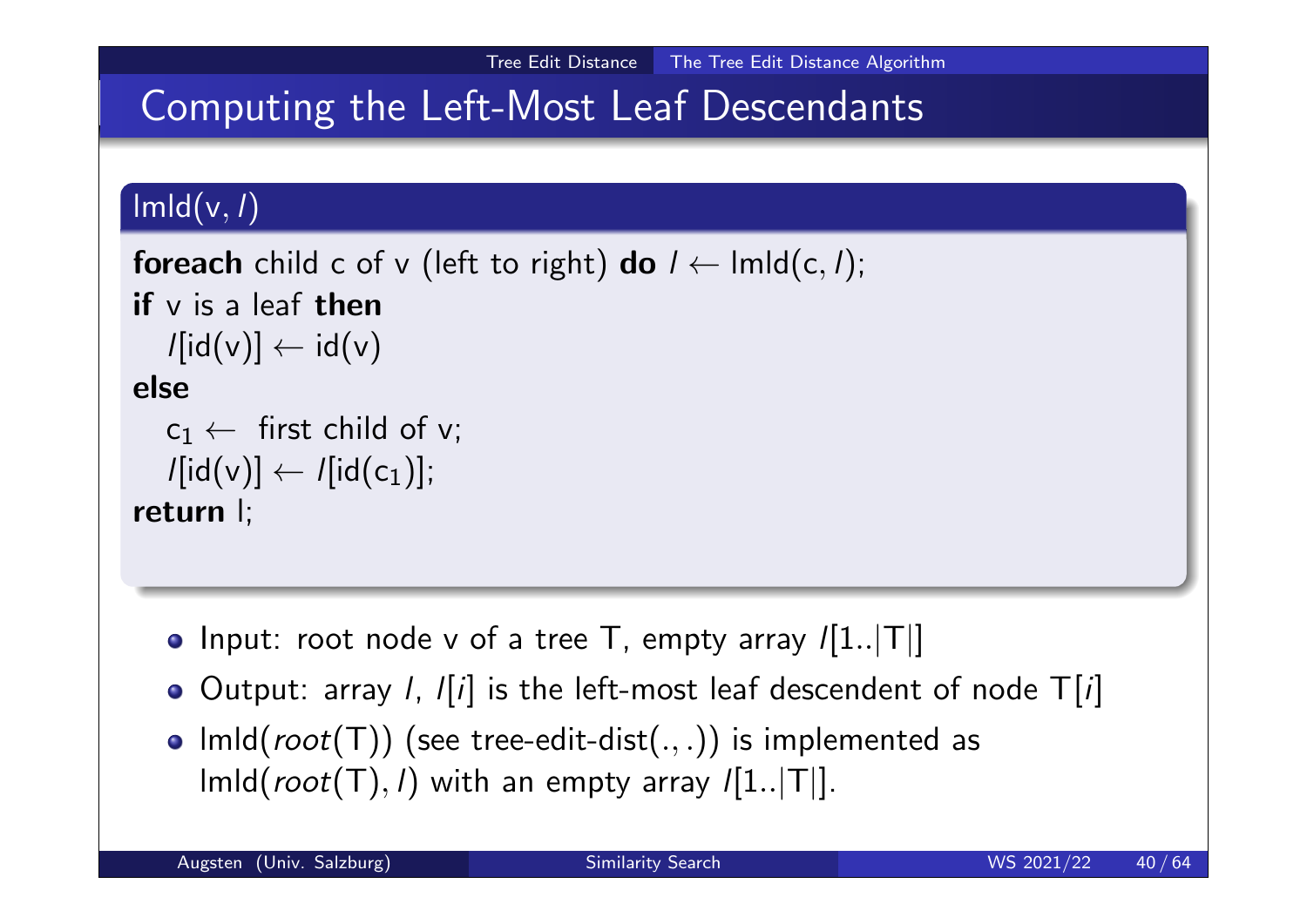# Computing the Left-Most Leaf Descendants

**lmld(v, $l$)**

**foreach** child c of v (left to right) **do** $l \leftarrow$ lmld(c, $l$);
**if** v is a leaf **then**
  $l$[id(v)] $\leftarrow$ id(v)
**else**
  $c_1 \leftarrow$ first child of v;
  $l$[id(v)] $\leftarrow$ $l$[id($c_1$)];
**return** l;

- Input: root node v of a tree T, empty array $l[1..|T|]$
- Output: array $l$, $l[i]$ is the left-most leaf descendent of node T[$i$]
- lmld(*root*(T)) (see tree-edit-dist(., .)) is implemented as lmld(*root*(T), $l$) with an empty array $l[1..|T|]$.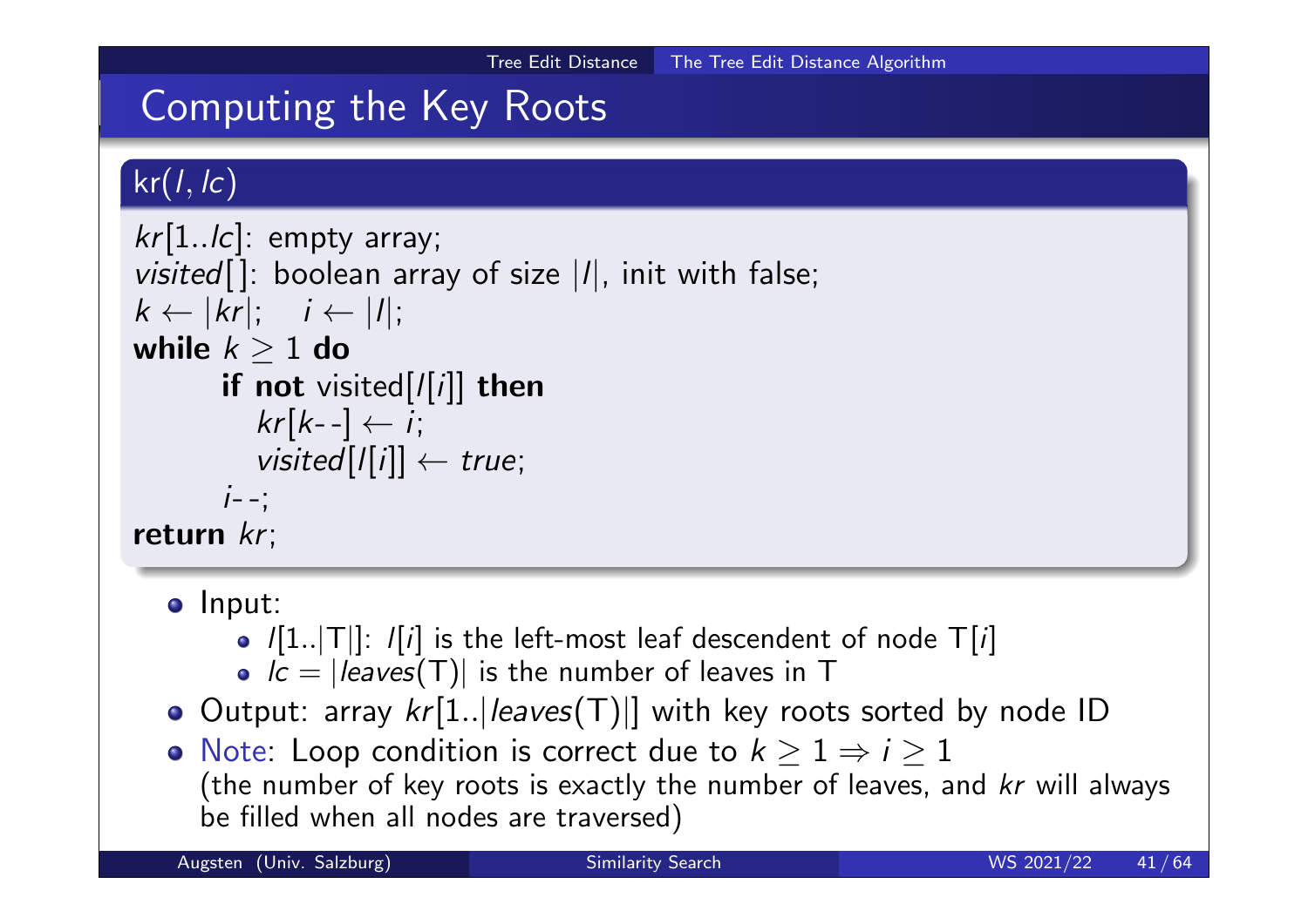# Computing the Key Roots

## kr($l$, $lc$)

```
kr[1..lc]: empty array;
visited[]: boolean array of size |l|, init with false;
k ← |kr|;   i ← |l|;
while k ≥ 1 do
    if not visited[l[i]] then
        kr[k--] ← i;
        visited[l[i]] ← true;
    i--;
return kr;
```

- Input:
  - $l[1..|\mathrm{T}|]$: $l[i]$ is the left-most leaf descendent of node $\mathrm{T}[i]$
  - $lc = |leaves(\mathrm{T})|$ is the number of leaves in T
- Output: array $kr[1..|leaves(\mathrm{T})|]$ with key roots sorted by node ID
- Note: Loop condition is correct due to $k \geq 1 \Rightarrow i \geq 1$ (the number of key roots is exactly the number of leaves, and $kr$ will always be filled when all nodes are traversed)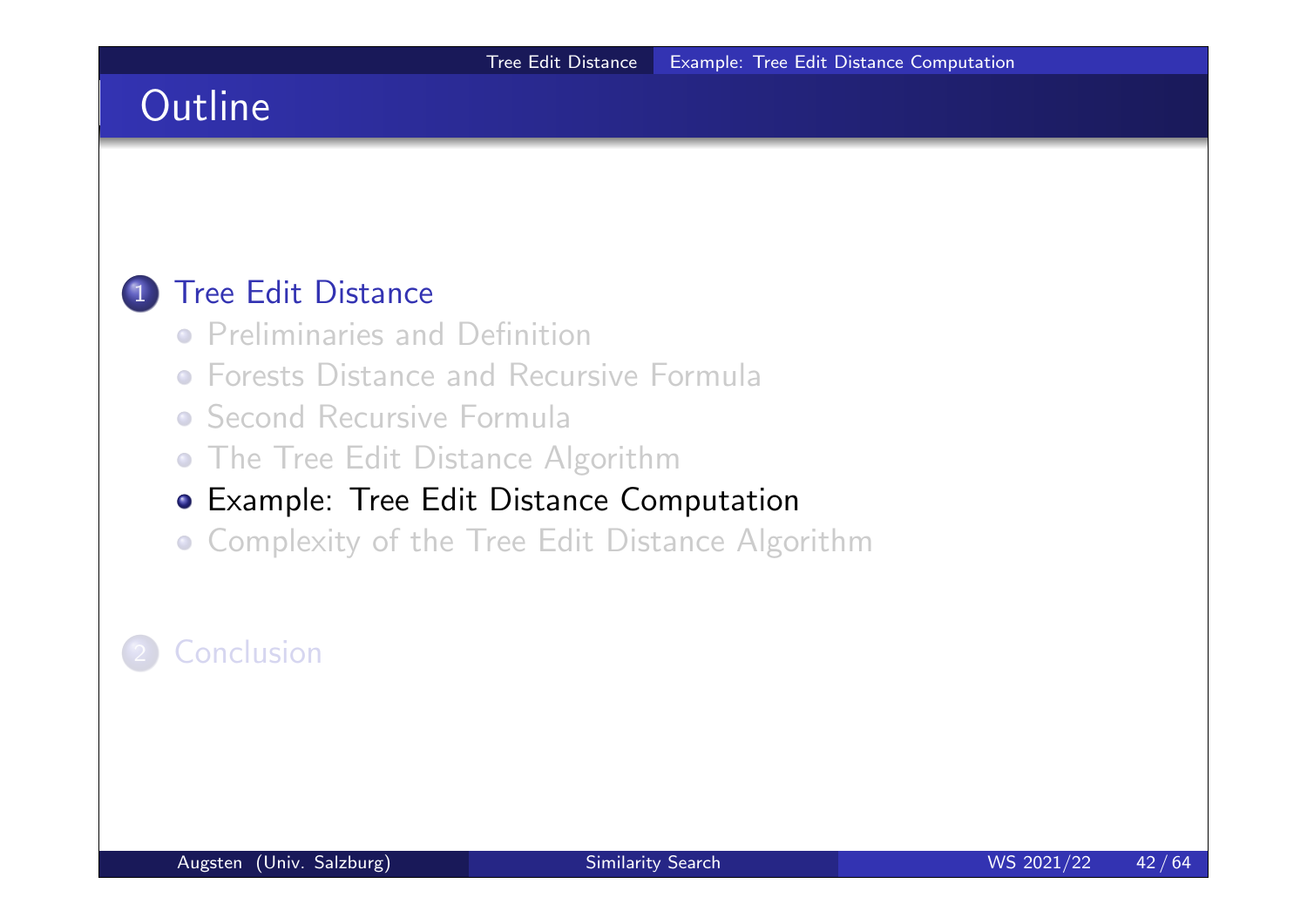# Outline

1. Tree Edit Distance
   - Preliminaries and Definition
   - Forests Distance and Recursive Formula
   - Second Recursive Formula
   - The Tree Edit Distance Algorithm
   - Example: Tree Edit Distance Computation
   - Complexity of the Tree Edit Distance Algorithm

2. Conclusion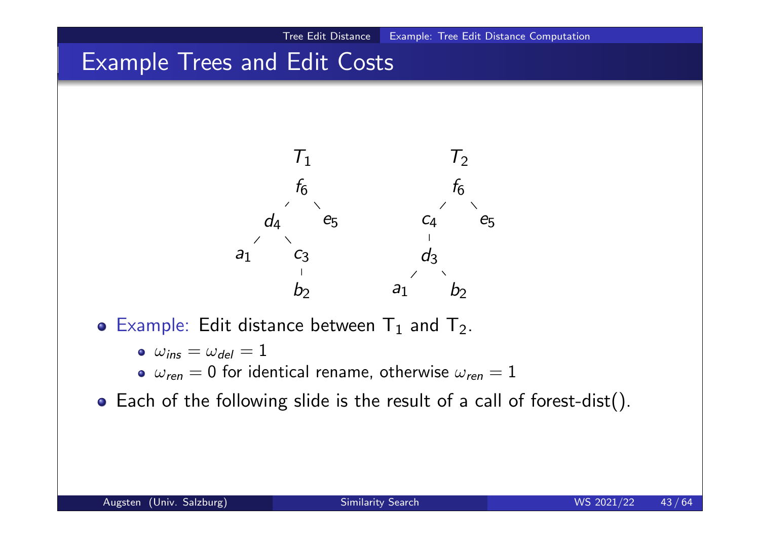# Example Trees and Edit Costs

$T_1$

$f_6$

$d_4$ $e_5$

$a_1$ $c_3$

$b_2$

$T_2$

$f_6$

$c_4$ $e_5$

$d_3$

$a_1$ $b_2$

- Example: Edit distance between $T_1$ and $T_2$.
  - $\omega_{ins} = \omega_{del} = 1$
  - $\omega_{ren} = 0$ for identical rename, otherwise $\omega_{ren} = 1$
- Each of the following slide is the result of a call of forest-dist().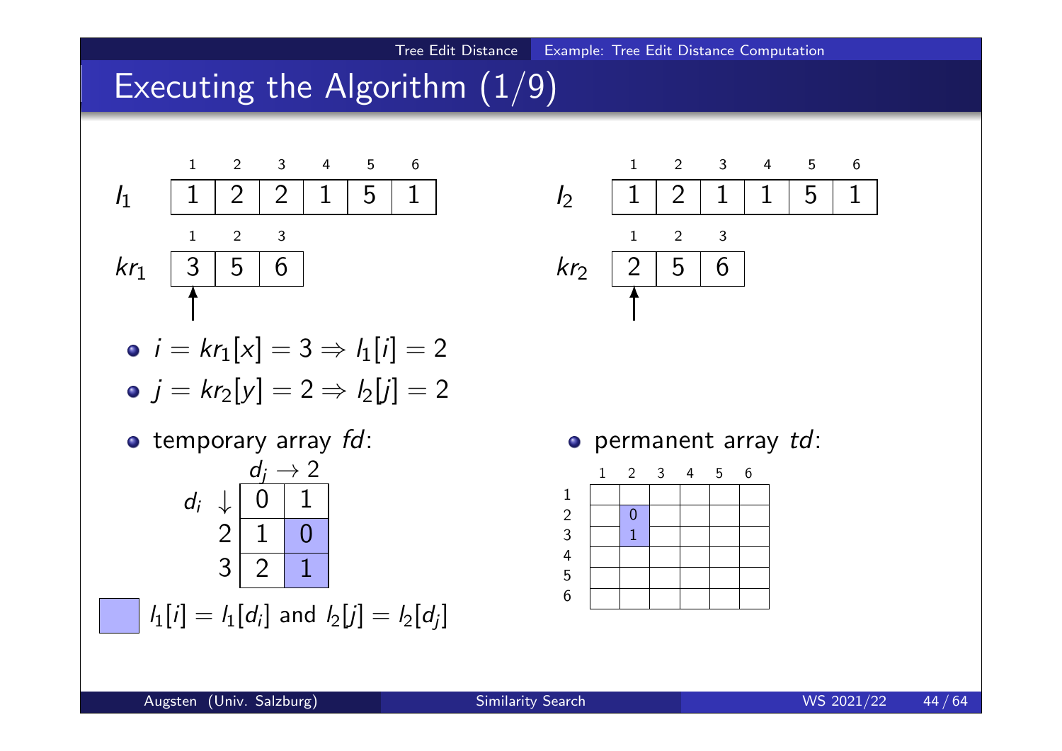# Executing the Algorithm (1/9)

$l_1$

| 1 | 2 | 3 | 4 | 5 | 6 |
|---|---|---|---|---|---|
| 1 | 2 | 2 | 1 | 5 | 1 |

$kr_1$

| 1 | 2 | 3 |
|---|---|---|
| 3 ↑ | 5 | 6 |

$l_2$

| 1 | 2 | 3 | 4 | 5 | 6 |
|---|---|---|---|---|---|
| 1 | 2 | 1 | 1 | 5 | 1 |

$kr_2$

| 1 | 2 | 3 |
|---|---|---|
| 2 ↑ | 5 | 6 |

- $i = kr_1[x] = 3 \Rightarrow l_1[i] = 2$
- $j = kr_2[y] = 2 \Rightarrow l_2[j] = 2$

- temporary array *fd*:

| $d_i \downarrow$ / $d_j \rightarrow 2$ | | |
|---|---|---|
| | 0 | 1 |
| 2 | 1 | 0 |
| 3 | 2 | 1 |

(highlighted): $l_1[i] = l_1[d_i]$ and $l_2[j] = l_2[d_j]$

- permanent array *td*:

| | 1 | 2 | 3 | 4 | 5 | 6 |
|---|---|---|---|---|---|---|
| 1 | | | | | | |
| 2 | | 0 | | | | |
| 3 | | 1 | | | | |
| 4 | | | | | | |
| 5 | | | | | | |
| 6 | | | | | | |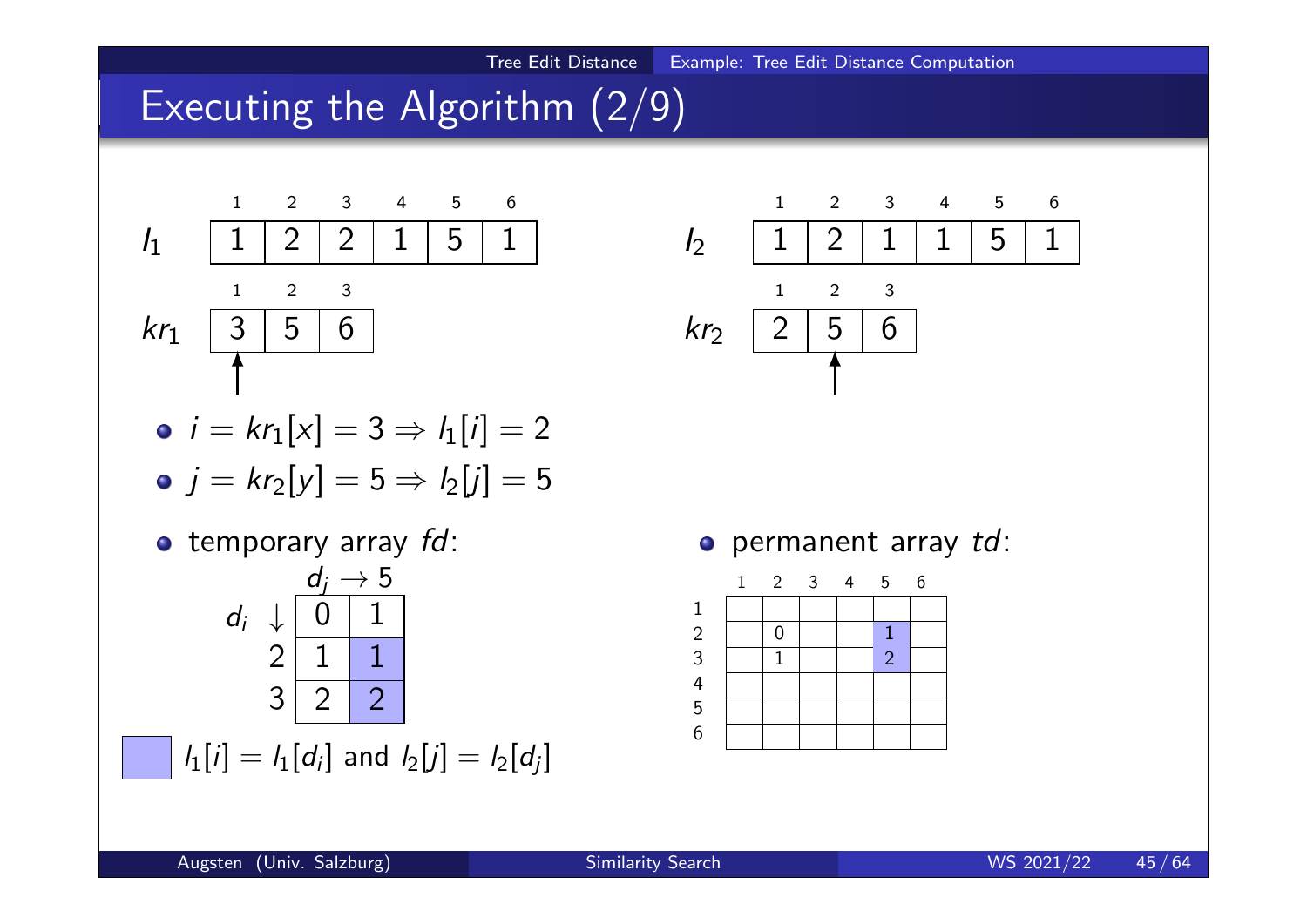# Executing the Algorithm (2/9)

$l_1$

| 1 | 2 | 3 | 4 | 5 | 6 |
|---|---|---|---|---|---|
| 1 | 2 | 2 | 1 | 5 | 1 |

$kr_1$

| 1 | 2 | 3 |
|---|---|---|
| 3 | 5 | 6 |

↑ (pointer at position 1)

$l_2$

| 1 | 2 | 3 | 4 | 5 | 6 |
|---|---|---|---|---|---|
| 1 | 2 | 1 | 1 | 5 | 1 |

$kr_2$

| 1 | 2 | 3 |
|---|---|---|
| 2 | 5 | 6 |

↑ (pointer at position 2)

- $i = kr_1[x] = 3 \Rightarrow l_1[i] = 2$
- $j = kr_2[y] = 5 \Rightarrow l_2[j] = 5$

- temporary array $fd$:

| $d_i \downarrow$ / $d_j \rightarrow$ | | 5 |
|---|---|---|
| | 0 | 1 |
| 2 | 1 | 1 |
| 3 | 2 | 2 |

(highlighted: $l_1[i] = l_1[d_i]$ and $l_2[j] = l_2[d_j]$ — cells (2,5) = 1 and (3,5) = 2)

- permanent array $td$:

| | 1 | 2 | 3 | 4 | 5 | 6 |
|---|---|---|---|---|---|---|
| 1 | | | | | | |
| 2 | | 0 | | | 1 | |
| 3 | | 1 | | | 2 | |
| 4 | | | | | | |
| 5 | | | | | | |
| 6 | | | | | | |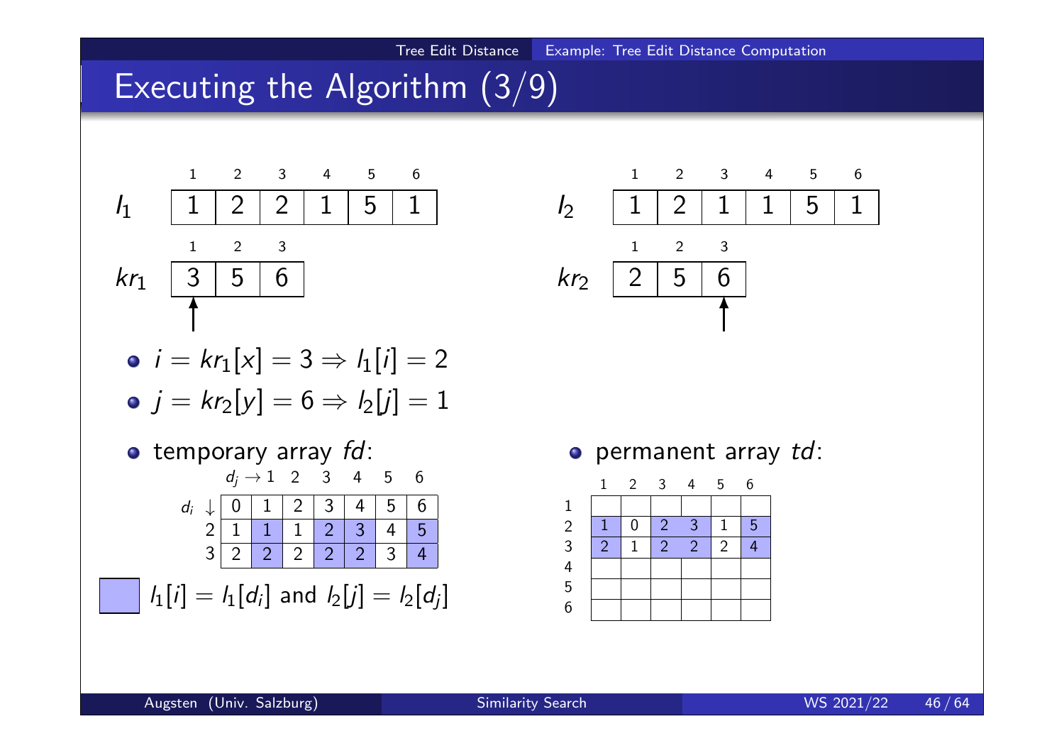# Executing the Algorithm (3/9)

$l_1$

| 1 | 2 | 3 | 4 | 5 | 6 |
|---|---|---|---|---|---|
| 1 | 2 | 2 | 1 | 5 | 1 |

$kr_1$

| 1 | 2 | 3 |
|---|---|---|
| 3 | 5 | 6 |

↑ (pointer at position 1)

$l_2$

| 1 | 2 | 3 | 4 | 5 | 6 |
|---|---|---|---|---|---|
| 1 | 2 | 1 | 1 | 5 | 1 |

$kr_2$

| 1 | 2 | 3 |
|---|---|---|
| 2 | 5 | 6 |

↑ (pointer at position 3)

- $i = kr_1[x] = 3 \Rightarrow l_1[i] = 2$
- $j = kr_2[y] = 6 \Rightarrow l_2[j] = 1$

- temporary array $fd$:

| $d_i \downarrow$ / $d_j \rightarrow$ | | 1 | 2 | 3 | 4 | 5 | 6 |
|---|---|---|---|---|---|---|---|
| | 0 | 1 | 2 | 3 | 4 | 5 | 6 |
| 2 | 1 | 1 | 1 | 2 | 3 | 4 | 5 |
| 3 | 2 | 2 | 2 | 2 | 2 | 3 | 4 |

Highlighted cells: $l_1[i] = l_1[d_i]$ and $l_2[j] = l_2[d_j]$

- permanent array $td$:

| | 1 | 2 | 3 | 4 | 5 | 6 |
|---|---|---|---|---|---|---|
| 1 | | | | | | |
| 2 | 1 | 0 | 2 | 3 | 1 | 5 |
| 3 | 2 | 1 | 2 | 2 | 2 | 4 |
| 4 | | | | | | |
| 5 | | | | | | |
| 6 | | | | | | |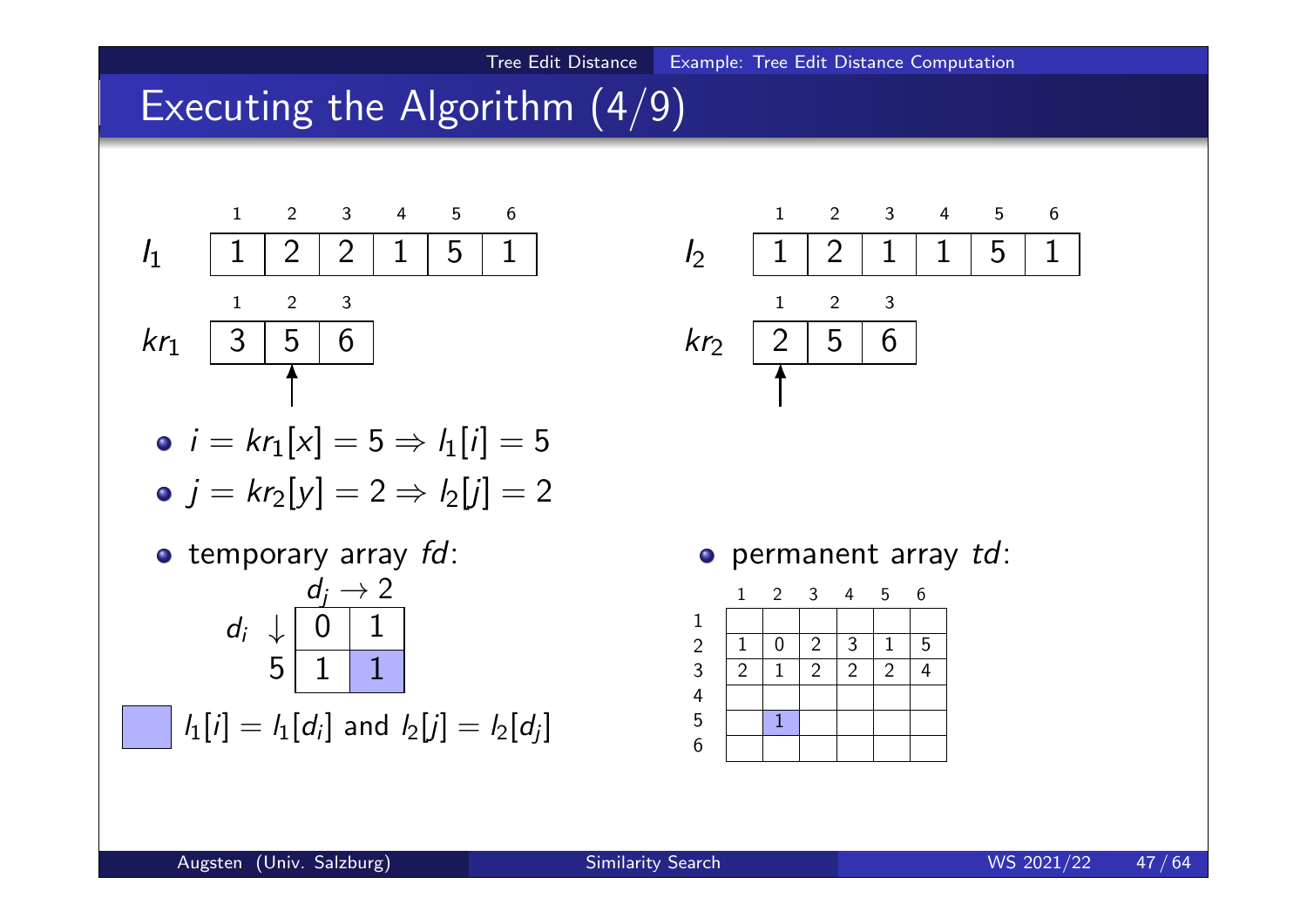# Executing the Algorithm (4/9)

$l_1$

| 1 | 2 | 3 | 4 | 5 | 6 |
|---|---|---|---|---|---|
| 1 | 2 | 2 | 1 | 5 | 1 |

$kr_1$

| 1 | 2 | 3 |
|---|---|---|
| 3 | 5 | 6 |

(arrow at position 2)

$l_2$

| 1 | 2 | 3 | 4 | 5 | 6 |
|---|---|---|---|---|---|
| 1 | 2 | 1 | 1 | 5 | 1 |

$kr_2$

| 1 | 2 | 3 |
|---|---|---|
| 2 | 5 | 6 |

(arrow at position 1)

- $i = kr_1[x] = 5 \Rightarrow l_1[i] = 5$
- $j = kr_2[y] = 2 \Rightarrow l_2[j] = 2$

- temporary array $fd$:

$d_j \rightarrow 2$

| $d_i \downarrow$ | | 2 |
|---|---|---|
| | 0 | 1 |
| 5 | 1 | 1 |

(highlighted) $l_1[i] = l_1[d_i]$ and $l_2[j] = l_2[d_j]$

- permanent array $td$:

| | 1 | 2 | 3 | 4 | 5 | 6 |
|---|---|---|---|---|---|---|
| 1 | | | | | | |
| 2 | 1 | 0 | 2 | 3 | 1 | 5 |
| 3 | 2 | 1 | 2 | 2 | 2 | 4 |
| 4 | | | | | | |
| 5 | | 1 | | | | |
| 6 | | | | | | |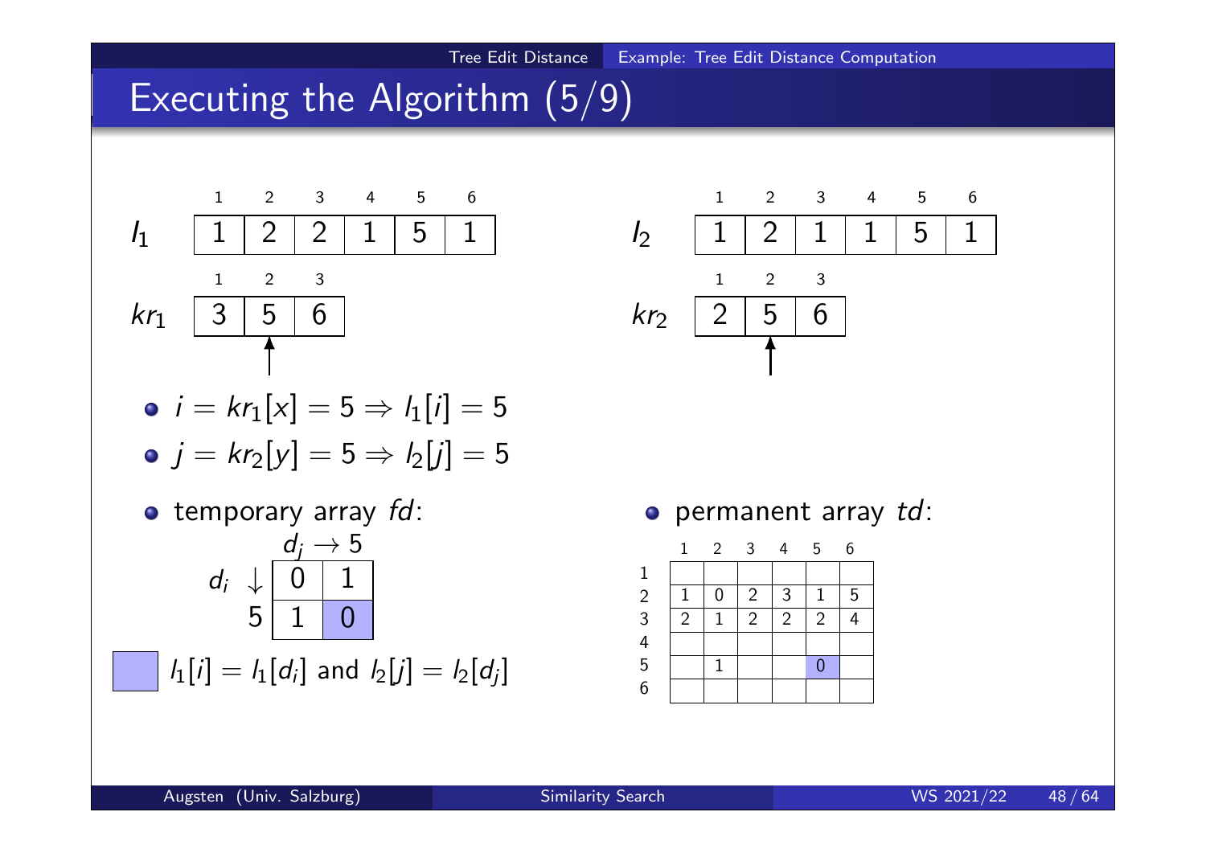# Executing the Algorithm (5/9)

$l_1$

| 1 | 2 | 3 | 4 | 5 | 6 |
|---|---|---|---|---|---|
| 1 | 2 | 2 | 1 | 5 | 1 |

$kr_1$

| 1 | 2 | 3 |
|---|---|---|
| 3 | 5 | 6 |

$l_2$

| 1 | 2 | 3 | 4 | 5 | 6 |
|---|---|---|---|---|---|
| 1 | 2 | 1 | 1 | 5 | 1 |

$kr_2$

| 1 | 2 | 3 |
|---|---|---|
| 2 | 5 | 6 |

- $i = kr_1[x] = 5 \Rightarrow l_1[i] = 5$
- $j = kr_2[y] = 5 \Rightarrow l_2[j] = 5$

- temporary array *fd*:

| $d_i \downarrow$ / $d_j \rightarrow$ | | 5 |
|---|---|---|
| | 0 | 1 |
| 5 | 1 | 0 |

(highlighted: $l_1[i] = l_1[d_i]$ and $l_2[j] = l_2[d_j]$)

- permanent array *td*:

| | 1 | 2 | 3 | 4 | 5 | 6 |
|---|---|---|---|---|---|---|
| 1 | | | | | | |
| 2 | 1 | 0 | 2 | 3 | 1 | 5 |
| 3 | 2 | 1 | 2 | 2 | 2 | 4 |
| 4 | | | | | | |
| 5 | | 1 | | | 0 | |
| 6 | | | | | | |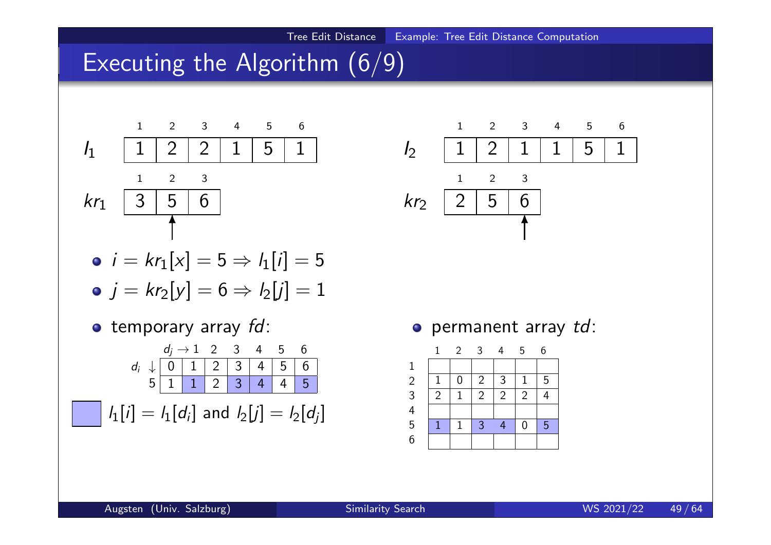# Executing the Algorithm (6/9)

$l_1$

| 1 | 2 | 3 | 4 | 5 | 6 |
|---|---|---|---|---|---|
| 1 | 2 | 2 | 1 | 5 | 1 |

$kr_1$

| 1 | 2 | 3 |
|---|---|---|
| 3 | 5 | 6 |

$l_2$

| 1 | 2 | 3 | 4 | 5 | 6 |
|---|---|---|---|---|---|
| 1 | 2 | 1 | 1 | 5 | 1 |

$kr_2$

| 1 | 2 | 3 |
|---|---|---|
| 2 | 5 | 6 |

- $i = kr_1[x] = 5 \Rightarrow l_1[i] = 5$
- $j = kr_2[y] = 6 \Rightarrow l_2[j] = 1$

- temporary array $fd$:

| $d_i \downarrow$ \ $d_j \rightarrow$ | | 1 | 2 | 3 | 4 | 5 | 6 |
|---|---|---|---|---|---|---|---|
| | 0 | 1 | 2 | 3 | 4 | 5 | 6 |
| 5 | 1 | 1 | 2 | 3 | 4 | 4 | 5 |

(highlighted): $l_1[i] = l_1[d_i]$ and $l_2[j] = l_2[d_j]$

- permanent array $td$:

| | 1 | 2 | 3 | 4 | 5 | 6 |
|---|---|---|---|---|---|---|
| 1 | | | | | | |
| 2 | 1 | 0 | 2 | 3 | 1 | 5 |
| 3 | 2 | 1 | 2 | 2 | 2 | 4 |
| 4 | | | | | | |
| 5 | 1 | 1 | 3 | 4 | 0 | 5 |
| 6 | | | | | | |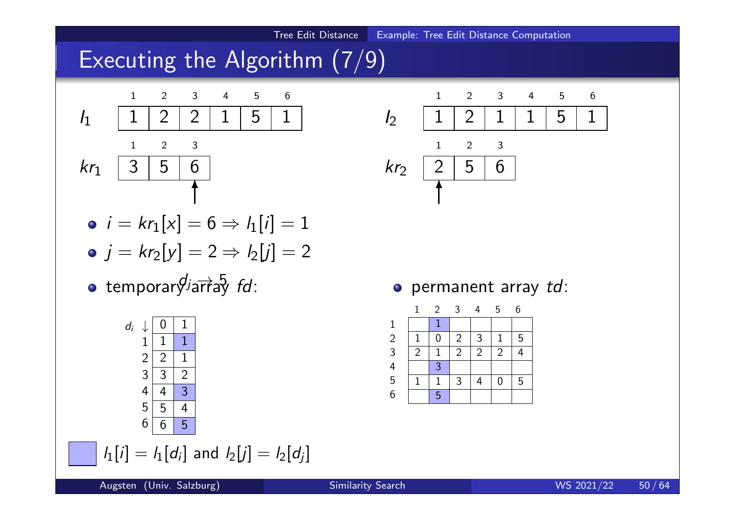# Executing the Algorithm (7/9)

$l_1$

| 1 | 2 | 3 | 4 | 5 | 6 |
|---|---|---|---|---|---|
| 1 | 2 | 2 | 1 | 5 | 1 |

$kr_1$

| 1 | 2 | 3 |
|---|---|---|
| 3 | 5 | 6 |

$l_2$

| 1 | 2 | 3 | 4 | 5 | 6 |
|---|---|---|---|---|---|
| 1 | 2 | 1 | 1 | 5 | 1 |

$kr_2$

| 1 | 2 | 3 |
|---|---|---|
| 2 | 5 | 6 |

- $i = kr_1[x] = 6 \Rightarrow l_1[i] = 1$
- $j = kr_2[y] = 2 \Rightarrow l_2[j] = 2$
- temporary array $fd$: $d_j \rightarrow 5$

| $d_i \downarrow$ | 0 | 1 |
|---|---|---|
| 1 | 1 | 1 |
| 2 | 2 | 1 |
| 3 | 3 | 2 |
| 4 | 4 | 3 |
| 5 | 5 | 4 |
| 6 | 6 | 5 |

- permanent array $td$:

| | 1 | 2 | 3 | 4 | 5 | 6 |
|---|---|---|---|---|---|---|
| 1 | | 1 | | | | |
| 2 | 1 | 0 | 2 | 3 | 1 | 5 |
| 3 | 2 | 1 | 2 | 2 | 2 | 4 |
| 4 | | 3 | | | | |
| 5 | 1 | 1 | 3 | 4 | 0 | 5 |
| 6 | | 5 | | | | |

(highlighted cells) $l_1[i] = l_1[d_i]$ and $l_2[j] = l_2[d_j]$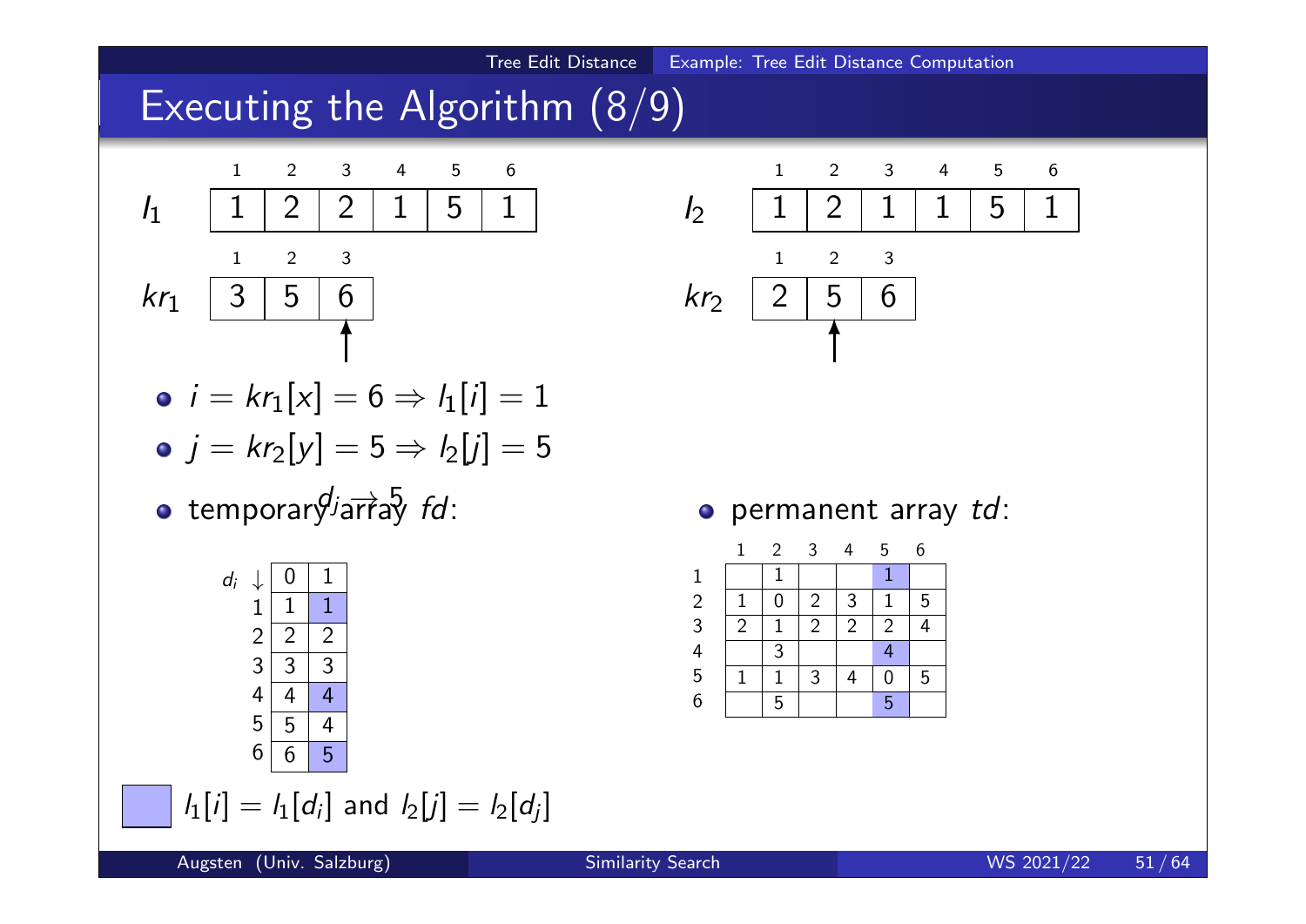# Executing the Algorithm (8/9)

|  | 1 | 2 | 3 | 4 | 5 | 6 |
|---|---|---|---|---|---|---|
| $l_1$ | 1 | 2 | 2 | 1 | 5 | 1 |

|  | 1 | 2 | 3 |
|---|---|---|---|
| $kr_1$ | 3 | 5 | 6 |

|  | 1 | 2 | 3 | 4 | 5 | 6 |
|---|---|---|---|---|---|---|
| $l_2$ | 1 | 2 | 1 | 1 | 5 | 1 |

|  | 1 | 2 | 3 |
|---|---|---|---|
| $kr_2$ | 2 | 5 | 6 |

- $i = kr_1[x] = 6 \Rightarrow l_1[i] = 1$
- $j = kr_2[y] = 5 \Rightarrow l_2[j] = 5$
- temporary array $fd$: $d_j \rightarrow 5$

| $d_i \downarrow$ | 0 | 1 |
|---|---|---|
| 1 | 1 | 1 |
| 2 | 2 | 2 |
| 3 | 3 | 3 |
| 4 | 4 | 4 |
| 5 | 5 | 4 |
| 6 | 6 | 5 |

- permanent array $td$:

|  | 1 | 2 | 3 | 4 | 5 | 6 |
|---|---|---|---|---|---|---|
| 1 |  | 1 |  |  | 1 |  |
| 2 | 1 | 0 | 2 | 3 | 1 | 5 |
| 3 | 2 | 1 | 2 | 2 | 2 | 4 |
| 4 |  | 3 |  |  | 4 |  |
| 5 | 1 | 1 | 3 | 4 | 0 | 5 |
| 6 |  | 5 |  |  | 5 |  |

(highlighted) $l_1[i] = l_1[d_i]$ and $l_2[j] = l_2[d_j]$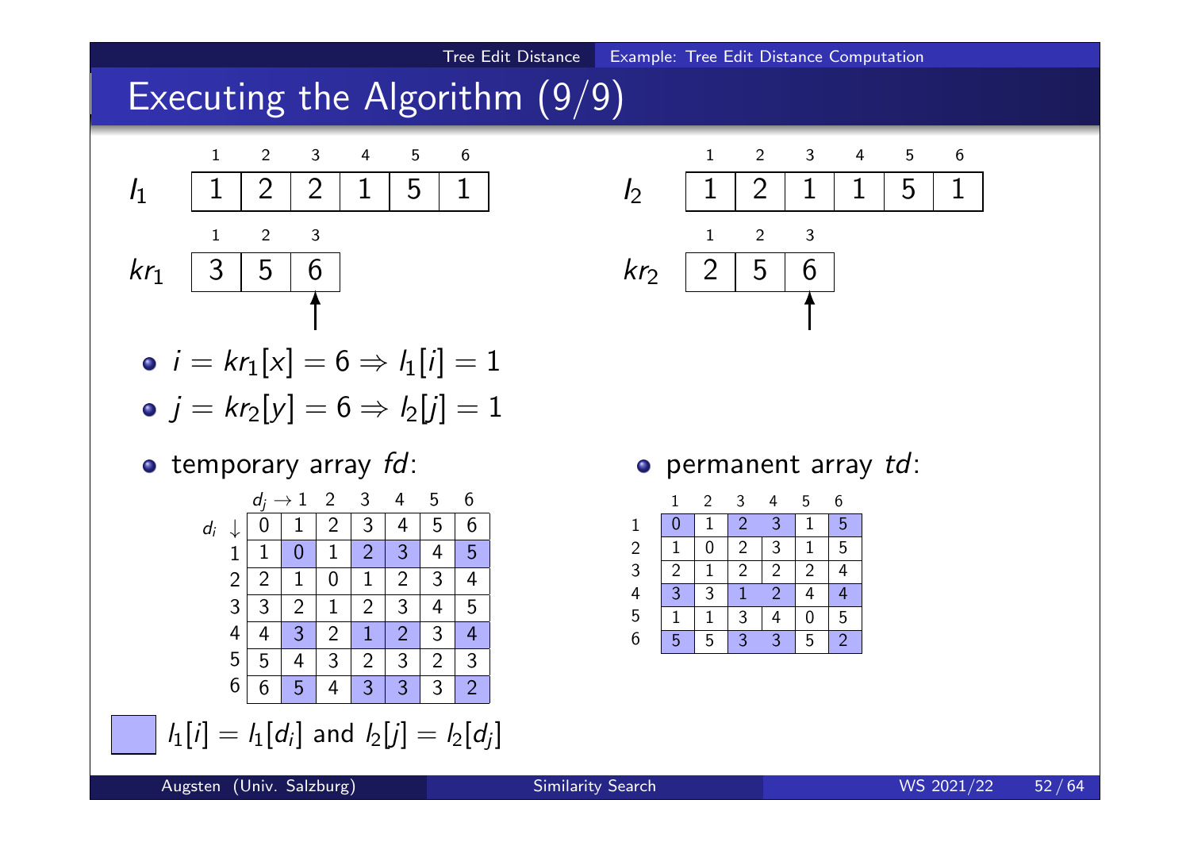# Executing the Algorithm (9/9)

$l_1$

| 1 | 2 | 3 | 4 | 5 | 6 |
|---|---|---|---|---|---|
| 1 | 2 | 2 | 1 | 5 | 1 |

$kr_1$

| 1 | 2 | 3 |
|---|---|---|
| 3 | 5 | 6 |

(arrow at position 3)

$l_2$

| 1 | 2 | 3 | 4 | 5 | 6 |
|---|---|---|---|---|---|
| 1 | 2 | 1 | 1 | 5 | 1 |

$kr_2$

| 1 | 2 | 3 |
|---|---|---|
| 2 | 5 | 6 |

(arrow at position 3)

- $i = kr_1[x] = 6 \Rightarrow l_1[i] = 1$
- $j = kr_2[y] = 6 \Rightarrow l_2[j] = 1$

- temporary array $fd$:

| $d_i \downarrow$ / $d_j \rightarrow$ | | 1 | 2 | 3 | 4 | 5 | 6 |
|---|---|---|---|---|---|---|---|
| | 0 | 1 | 2 | 3 | 4 | 5 | 6 |
| 1 | 1 | 0 | 1 | 2 | 3 | 4 | 5 |
| 2 | 2 | 1 | 0 | 1 | 2 | 3 | 4 |
| 3 | 3 | 2 | 1 | 2 | 3 | 4 | 5 |
| 4 | 4 | 3 | 2 | 1 | 2 | 3 | 4 |
| 5 | 5 | 4 | 3 | 2 | 3 | 2 | 3 |
| 6 | 6 | 5 | 4 | 3 | 3 | 3 | 2 |

- permanent array $td$:

| | 1 | 2 | 3 | 4 | 5 | 6 |
|---|---|---|---|---|---|---|
| 1 | 0 | 1 | 2 | 3 | 1 | 5 |
| 2 | 1 | 0 | 2 | 3 | 1 | 5 |
| 3 | 2 | 1 | 2 | 2 | 2 | 4 |
| 4 | 3 | 3 | 1 | 2 | 4 | 4 |
| 5 | 1 | 1 | 3 | 4 | 0 | 5 |
| 6 | 5 | 5 | 3 | 3 | 5 | 2 |

Highlighted cells: $l_1[i] = l_1[d_i]$ and $l_2[j] = l_2[d_j]$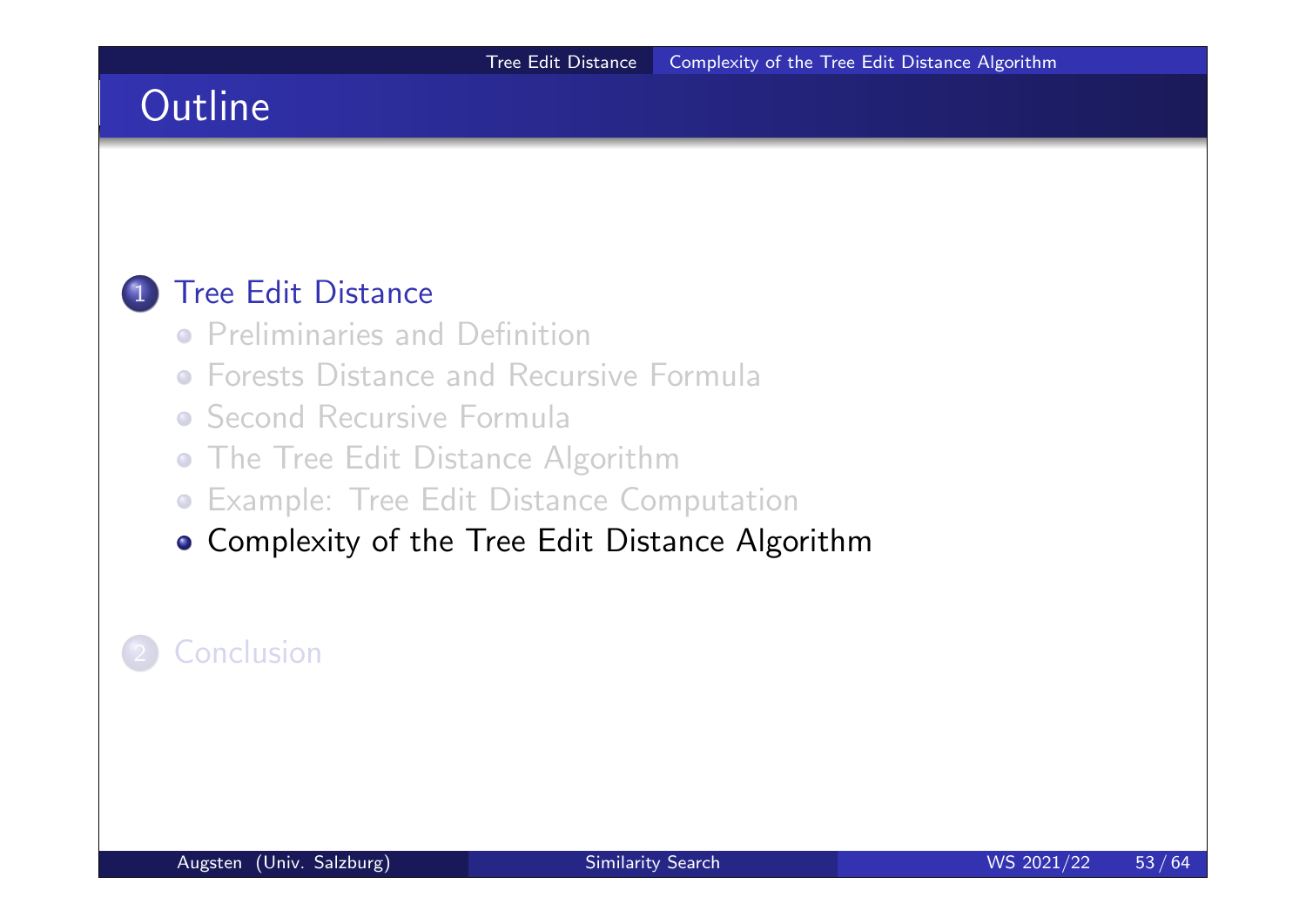# Outline

1. Tree Edit Distance
   - Preliminaries and Definition
   - Forests Distance and Recursive Formula
   - Second Recursive Formula
   - The Tree Edit Distance Algorithm
   - Example: Tree Edit Distance Computation
   - Complexity of the Tree Edit Distance Algorithm

2. Conclusion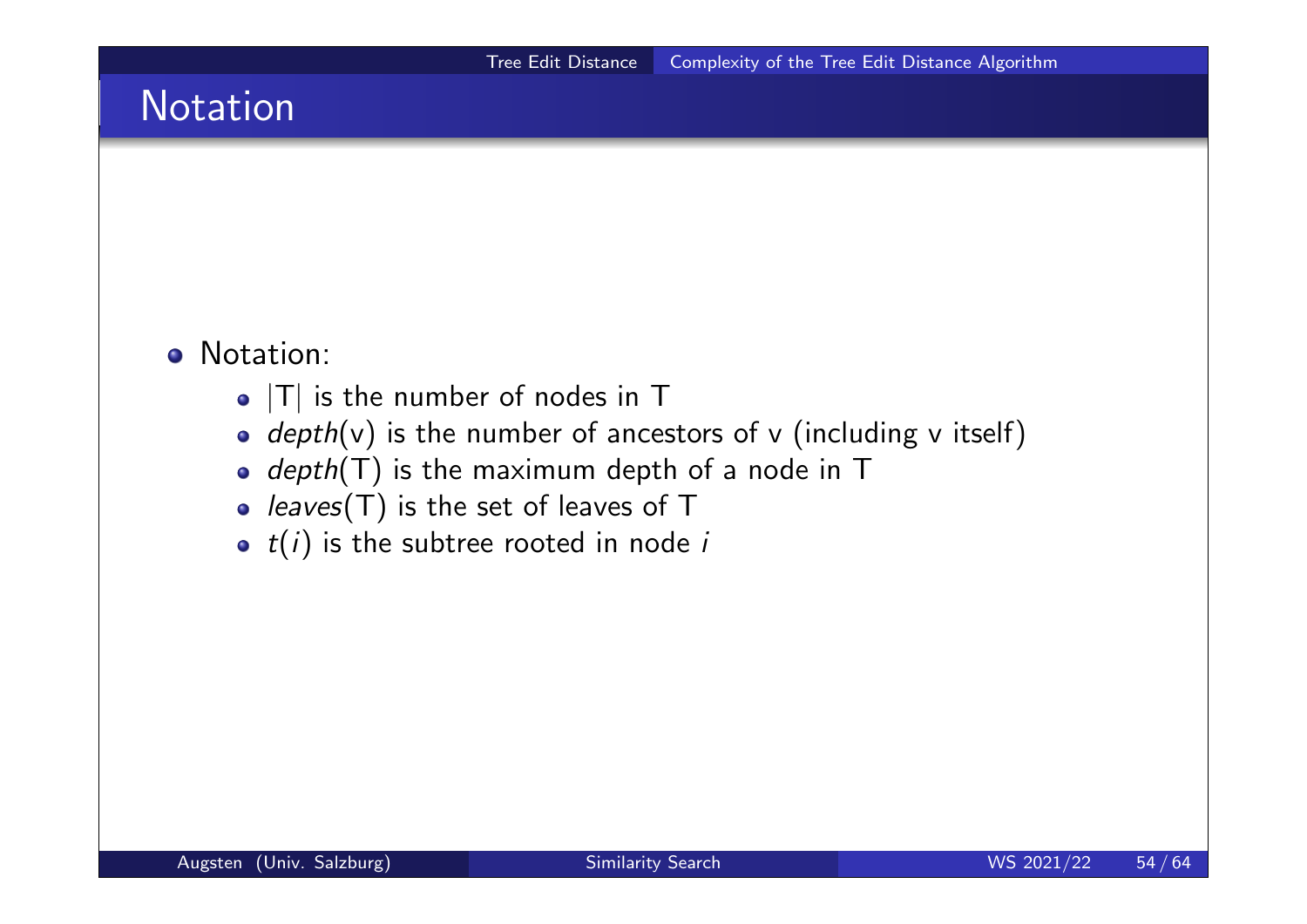# Notation

- Notation:
  - $|T|$ is the number of nodes in T
  - *depth*(v) is the number of ancestors of v (including v itself)
  - *depth*(T) is the maximum depth of a node in T
  - *leaves*(T) is the set of leaves of T
  - $t(i)$ is the subtree rooted in node $i$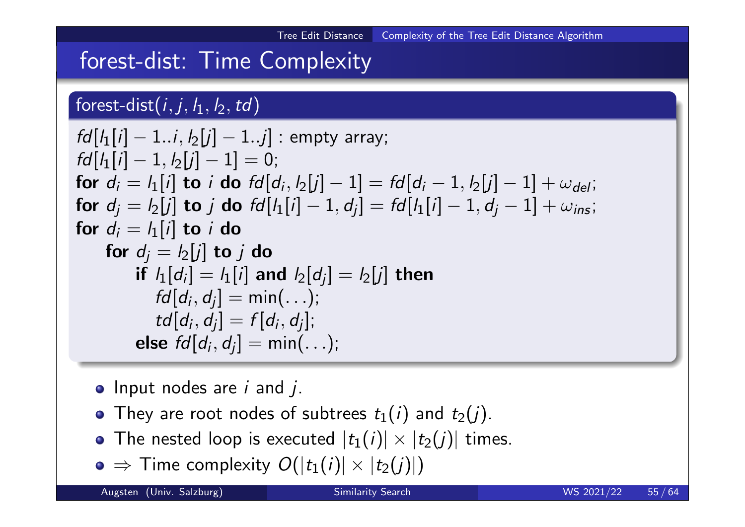# forest-dist: Time Complexity

**forest-dist**$(i, j, l_1, l_2, td)$

$fd[l_1[i]-1..i, l_2[j]-1..j]$ : empty array;
$fd[l_1[i]-1, l_2[j]-1] = 0$;
**for** $d_i = l_1[i]$ **to** $i$ **do** $fd[d_i, l_2[j]-1] = fd[d_i - 1, l_2[j]-1] + \omega_{del}$;
**for** $d_j = l_2[j]$ **to** $j$ **do** $fd[l_1[i]-1, d_j] = fd[l_1[i]-1, d_j - 1] + \omega_{ins}$;
**for** $d_i = l_1[i]$ **to** $i$ **do**
    **for** $d_j = l_2[j]$ **to** $j$ **do**
        **if** $l_1[d_i] = l_1[i]$ **and** $l_2[d_j] = l_2[j]$ **then**
            $fd[d_i, d_j] = \min(\ldots)$;
            $td[d_i, d_j] = f[d_i, d_j]$;
        **else** $fd[d_i, d_j] = \min(\ldots)$;

- Input nodes are $i$ and $j$.
- They are root nodes of subtrees $t_1(i)$ and $t_2(j)$.
- The nested loop is executed $|t_1(i)| \times |t_2(j)|$ times.
- $\Rightarrow$ Time complexity $O(|t_1(i)| \times |t_2(j)|)$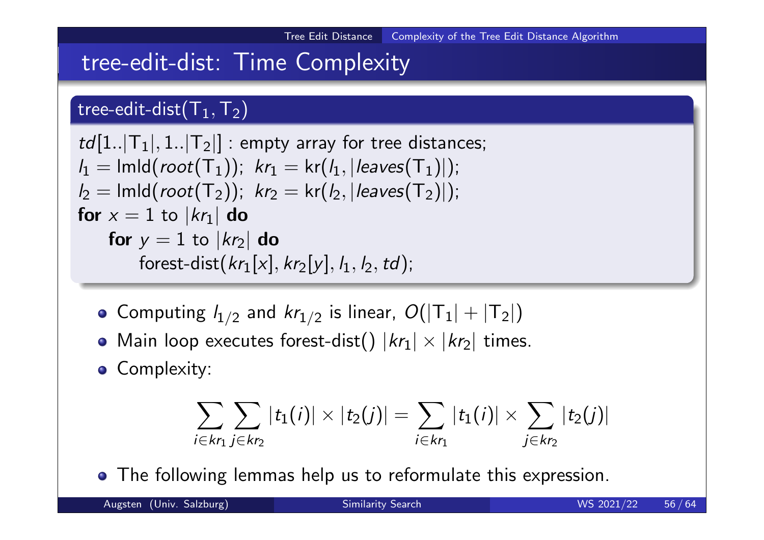# tree-edit-dist: Time Complexity

**tree-edit-dist$(T_1, T_2)$**

$td[1..|T_1|, 1..|T_2|]$ : empty array for tree distances;
$l_1 = \text{lmld}(root(T_1))$; $kr_1 = \text{kr}(l_1, |leaves(T_1)|)$;
$l_2 = \text{lmld}(root(T_2))$; $kr_2 = \text{kr}(l_2, |leaves(T_2)|)$;
**for** $x = 1$ to $|kr_1|$ **do**
    **for** $y = 1$ to $|kr_2|$ **do**
        forest-dist$(kr_1[x], kr_2[y], l_1, l_2, td)$;

- Computing $l_{1/2}$ and $kr_{1/2}$ is linear, $O(|T_1| + |T_2|)$
- Main loop executes forest-dist() $|kr_1| \times |kr_2|$ times.
- Complexity:

$$\sum_{i \in kr_1} \sum_{j \in kr_2} |t_1(i)| \times |t_2(j)| = \sum_{i \in kr_1} |t_1(i)| \times \sum_{j \in kr_2} |t_2(j)|$$

- The following lemmas help us to reformulate this expression.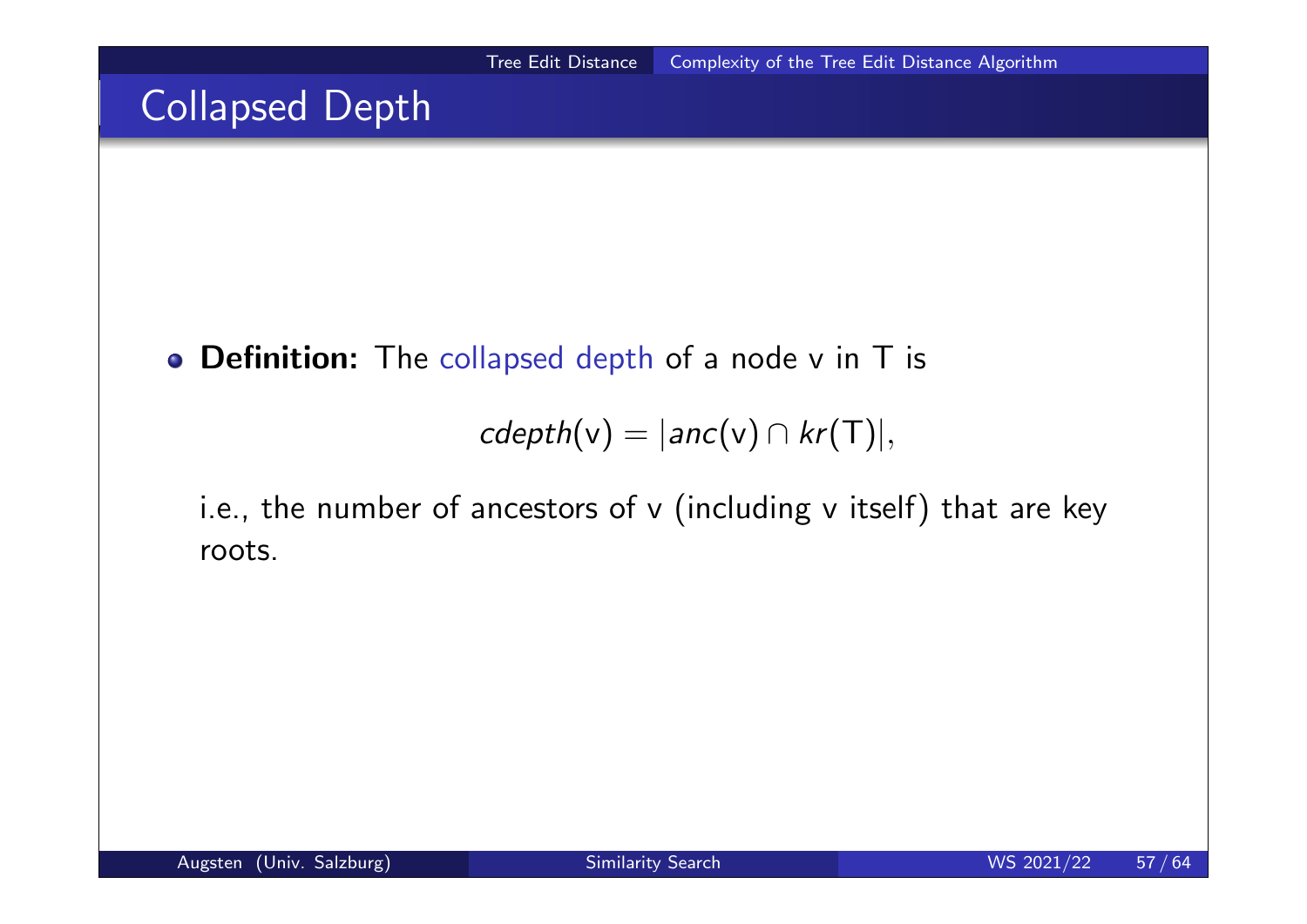# Collapsed Depth

- **Definition:** The collapsed depth of a node v in T is

$$cdepth(\mathsf{v}) = |anc(\mathsf{v}) \cap kr(\mathsf{T})|,$$

i.e., the number of ancestors of v (including v itself) that are key roots.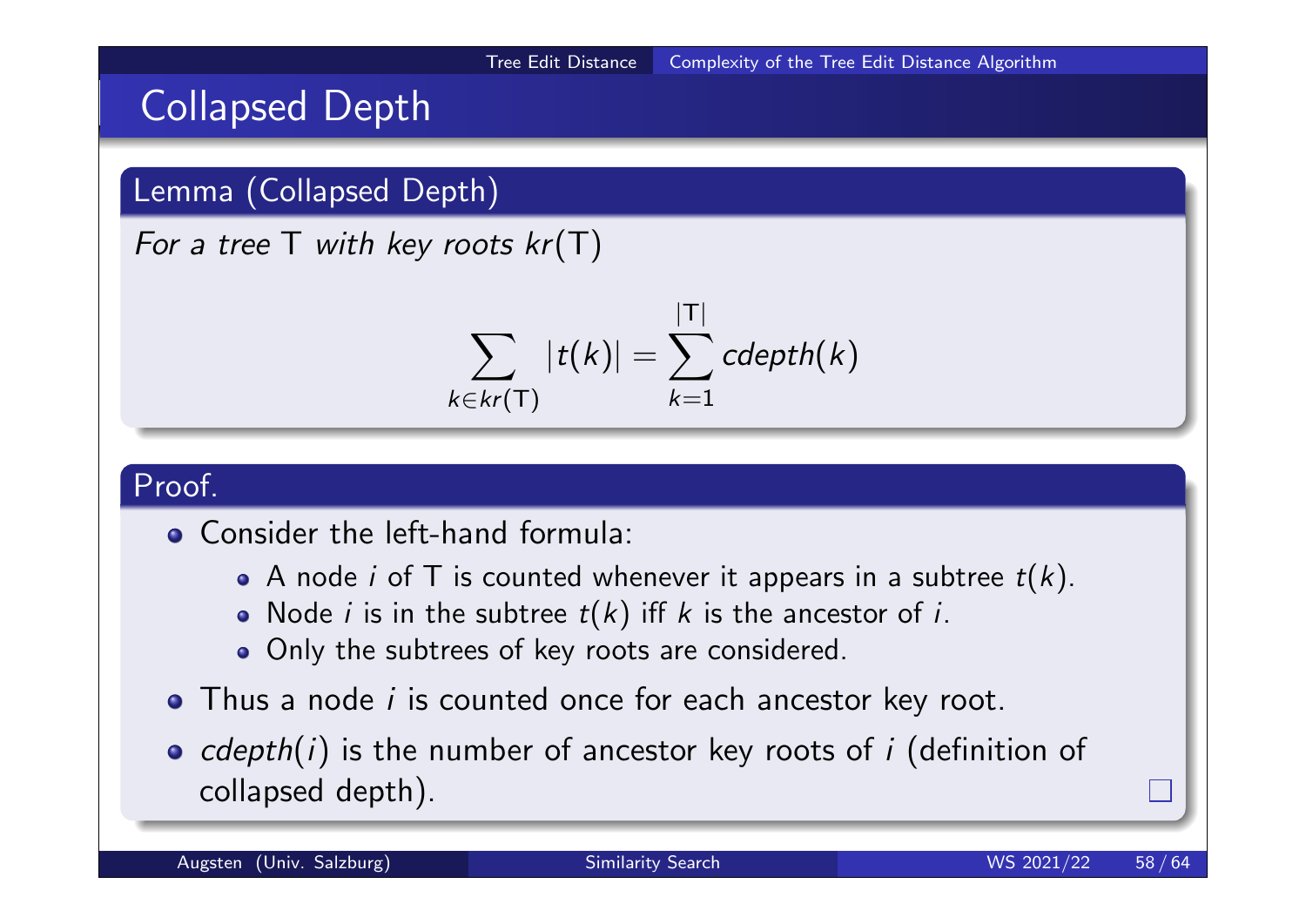# Collapsed Depth

## Lemma (Collapsed Depth)

*For a tree* T *with key roots* $kr(\mathsf{T})$

$$\sum_{k \in kr(\mathsf{T})} |t(k)| = \sum_{k=1}^{|\mathsf{T}|} cdepth(k)$$

## Proof.

- Consider the left-hand formula:
  - A node $i$ of T is counted whenever it appears in a subtree $t(k)$.
  - Node $i$ is in the subtree $t(k)$ iff $k$ is the ancestor of $i$.
  - Only the subtrees of key roots are considered.
- Thus a node $i$ is counted once for each ancestor key root.
- $cdepth(i)$ is the number of ancestor key roots of $i$ (definition of collapsed depth). □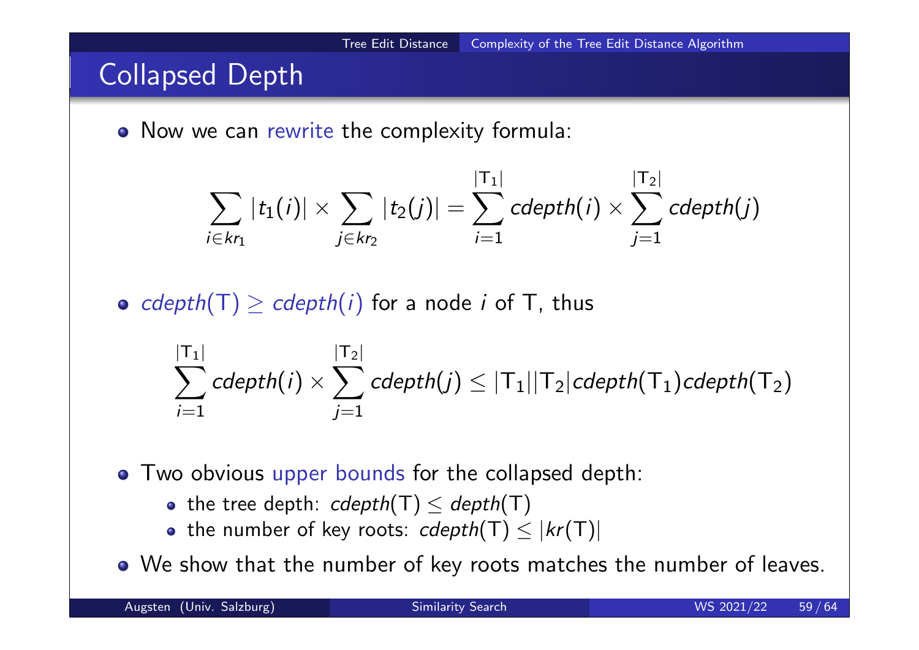## Collapsed Depth

- Now we can rewrite the complexity formula:

$$\sum_{i \in kr_1} |t_1(i)| \times \sum_{j \in kr_2} |t_2(j)| = \sum_{i=1}^{|\mathsf{T}_1|} cdepth(i) \times \sum_{j=1}^{|\mathsf{T}_2|} cdepth(j)$$

- $cdepth(\mathsf{T}) \geq cdepth(i)$ for a node $i$ of T, thus

$$\sum_{i=1}^{|\mathsf{T}_1|} cdepth(i) \times \sum_{j=1}^{|\mathsf{T}_2|} cdepth(j) \leq |\mathsf{T}_1||\mathsf{T}_2| cdepth(\mathsf{T}_1) cdepth(\mathsf{T}_2)$$

- Two obvious upper bounds for the collapsed depth:
  - the tree depth: $cdepth(\mathsf{T}) \leq depth(\mathsf{T})$
  - the number of key roots: $cdepth(\mathsf{T}) \leq |kr(\mathsf{T})|$
- We show that the number of key roots matches the number of leaves.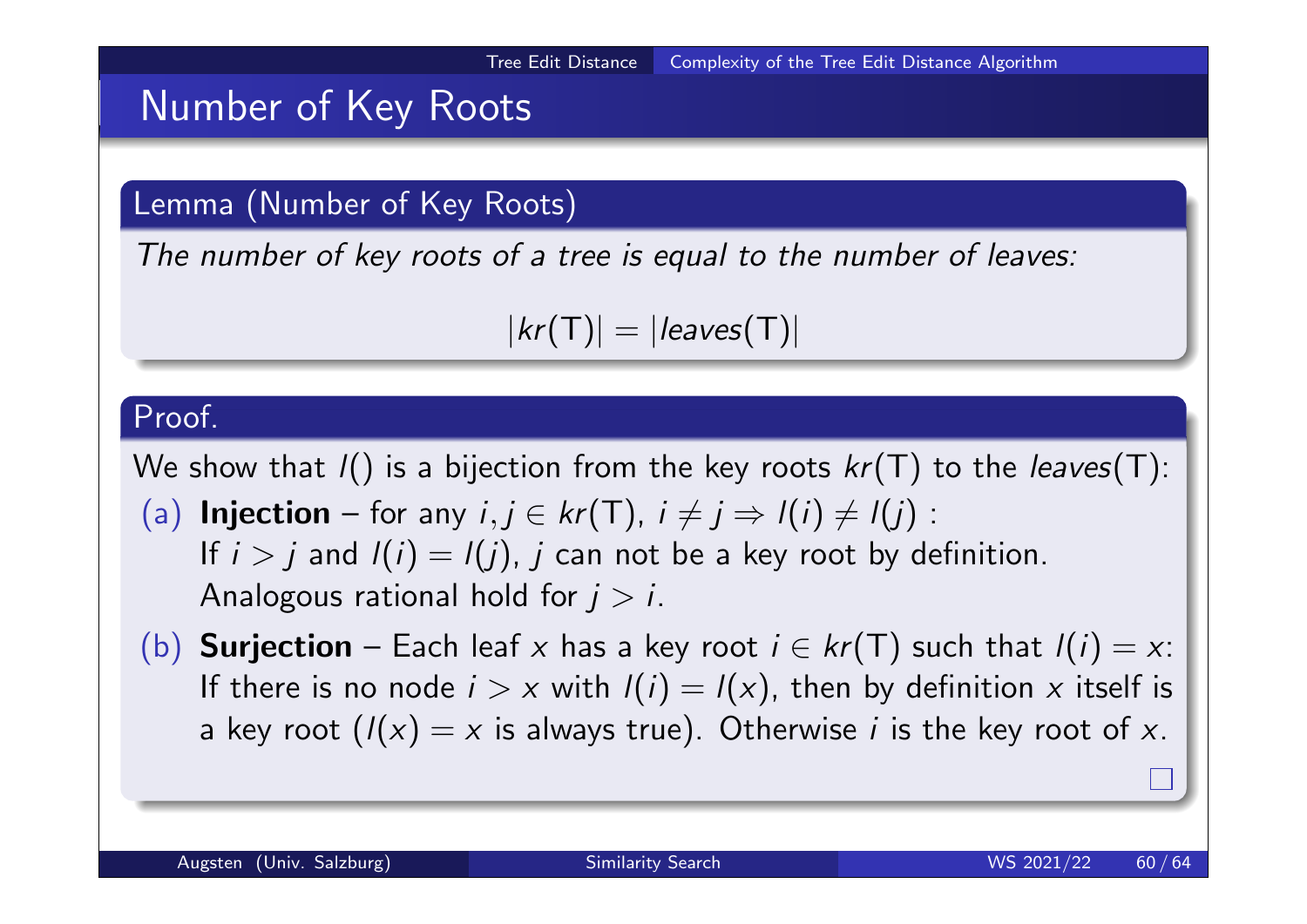# Number of Key Roots

### Lemma (Number of Key Roots)

*The number of key roots of a tree is equal to the number of leaves:*

$$|kr(\mathrm{T})| = |leaves(\mathrm{T})|$$

### Proof.

We show that $l()$ is a bijection from the key roots $kr(\mathrm{T})$ to the *leaves*$(\mathrm{T})$:

(a) **Injection** – for any $i, j \in kr(\mathrm{T})$, $i \neq j \Rightarrow l(i) \neq l(j)$ :
If $i > j$ and $l(i) = l(j)$, $j$ can not be a key root by definition.
Analogous rational hold for $j > i$.

(b) **Surjection** – Each leaf $x$ has a key root $i \in kr(\mathrm{T})$ such that $l(i) = x$:
If there is no node $i > x$ with $l(i) = l(x)$, then by definition $x$ itself is a key root ($l(x) = x$ is always true). Otherwise $i$ is the key root of $x$.

□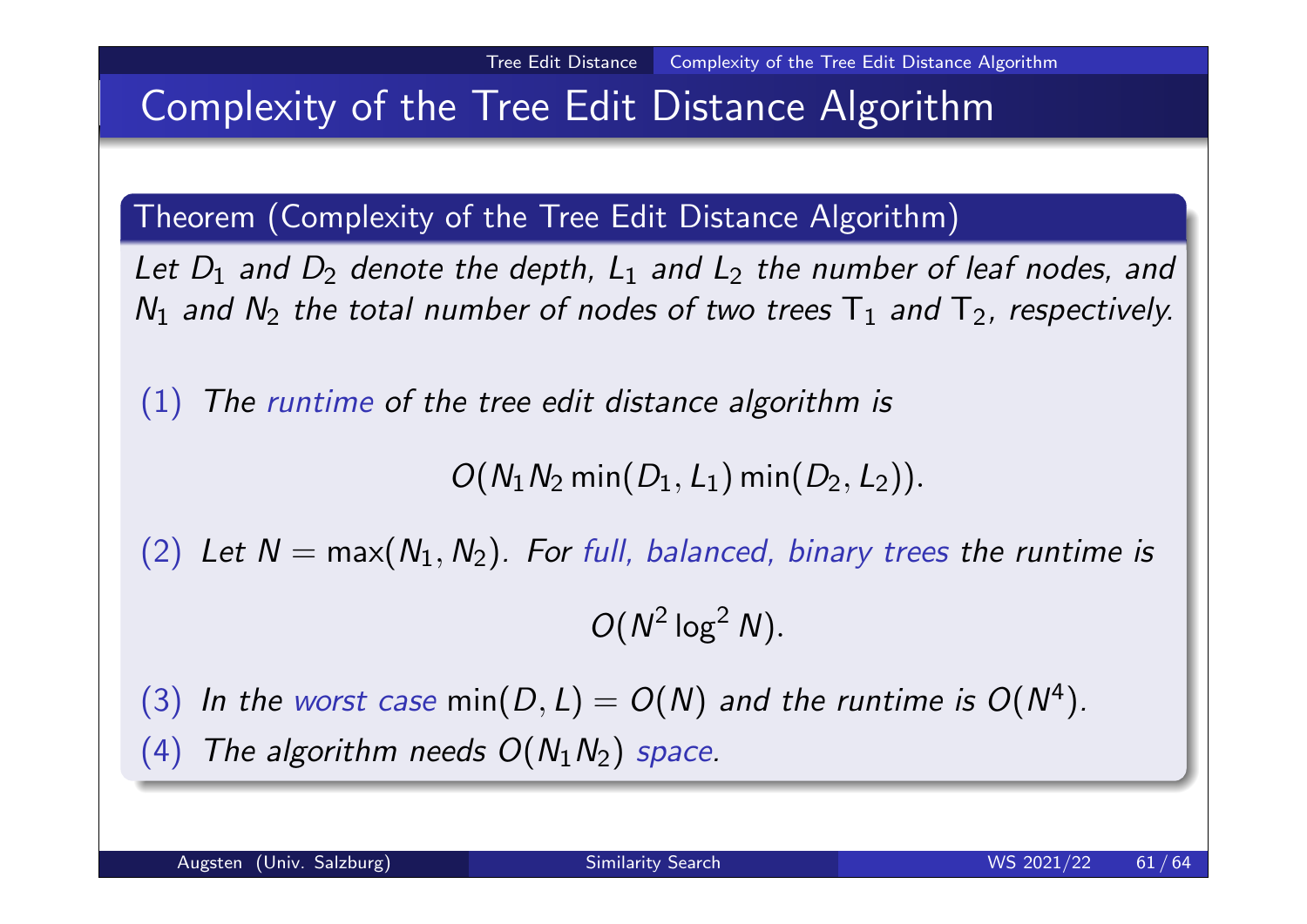# Complexity of the Tree Edit Distance Algorithm

**Theorem (Complexity of the Tree Edit Distance Algorithm)**

*Let $D_1$ and $D_2$ denote the depth, $L_1$ and $L_2$ the number of leaf nodes, and $N_1$ and $N_2$ the total number of nodes of two trees $T_1$ and $T_2$, respectively.*

(1) *The runtime of the tree edit distance algorithm is*

$$O(N_1 N_2 \min(D_1, L_1) \min(D_2, L_2)).$$

(2) *Let $N = \max(N_1, N_2)$. For full, balanced, binary trees the runtime is*

$$O(N^2 \log^2 N).$$

(3) *In the worst case $\min(D, L) = O(N)$ and the runtime is $O(N^4)$.*

(4) *The algorithm needs $O(N_1 N_2)$ space.*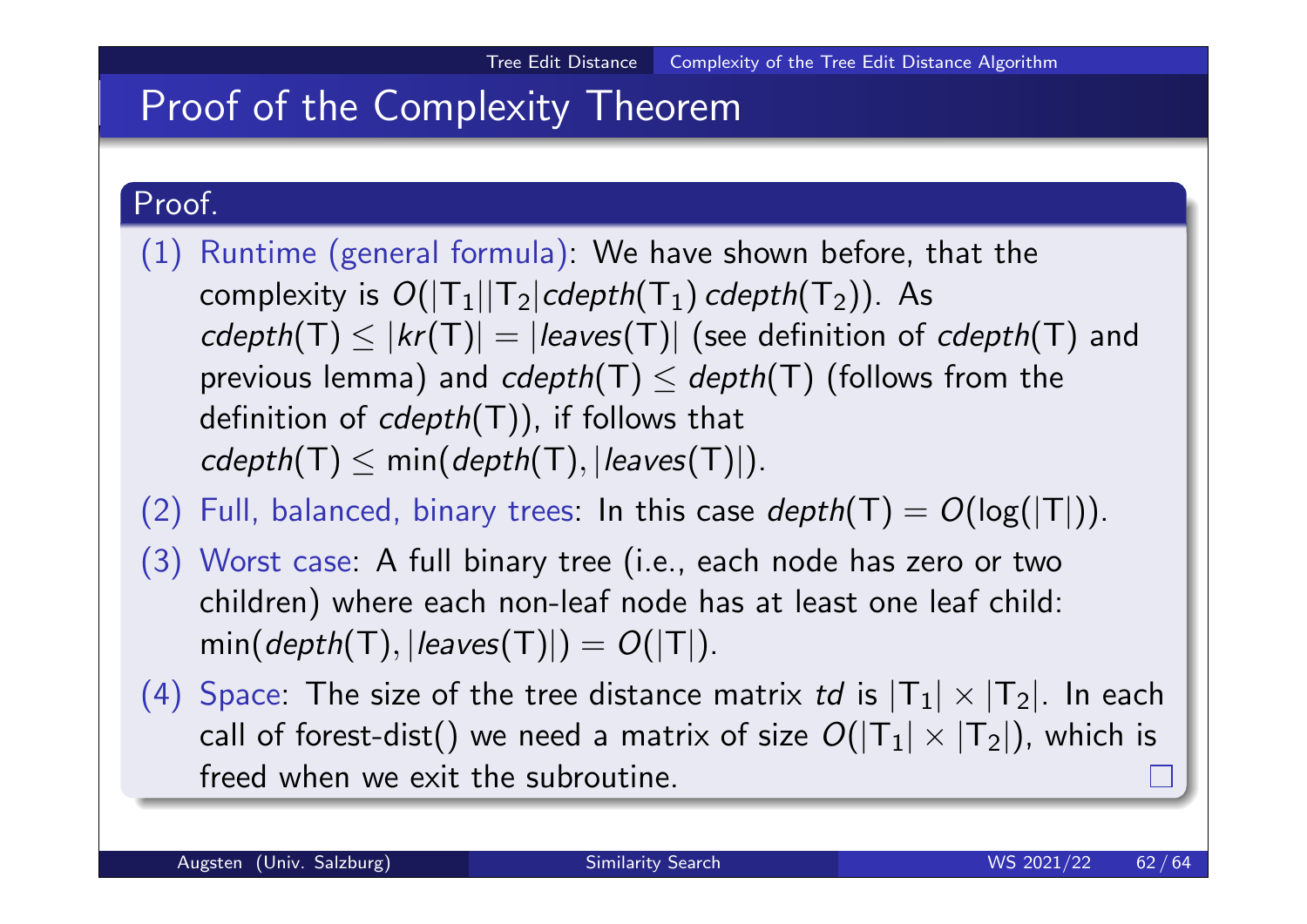# Proof of the Complexity Theorem

**Proof.**

(1) Runtime (general formula): We have shown before, that the complexity is $O(|T_1||T_2| cdepth(T_1)\, cdepth(T_2))$. As $cdepth(T) \leq |kr(T)| = |leaves(T)|$ (see definition of $cdepth(T)$ and previous lemma) and $cdepth(T) \leq depth(T)$ (follows from the definition of $cdepth(T)$), if follows that $cdepth(T) \leq \min(depth(T), |leaves(T)|)$.

(2) Full, balanced, binary trees: In this case $depth(T) = O(\log(|T|))$.

(3) Worst case: A full binary tree (i.e., each node has zero or two children) where each non-leaf node has at least one leaf child: $\min(depth(T), |leaves(T)|) = O(|T|)$.

(4) Space: The size of the tree distance matrix *td* is $|T_1| \times |T_2|$. In each call of forest-dist() we need a matrix of size $O(|T_1| \times |T_2|)$, which is freed when we exit the subroutine. □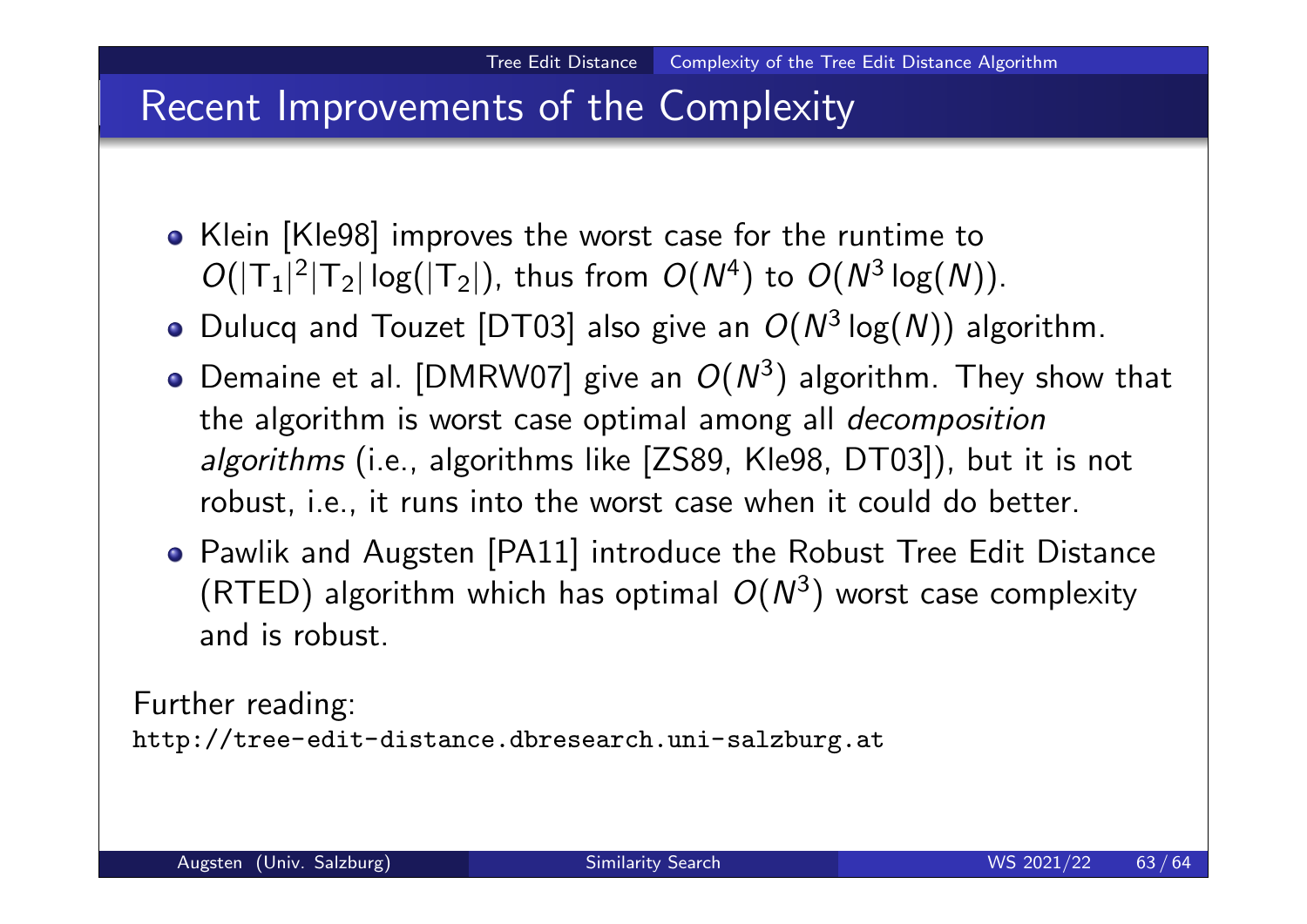## Recent Improvements of the Complexity

- Klein [Kle98] improves the worst case for the runtime to $O(|\mathsf{T}_1|^2|\mathsf{T}_2|\log(|\mathsf{T}_2|))$, thus from $O(N^4)$ to $O(N^3\log(N))$.
- Dulucq and Touzet [DT03] also give an $O(N^3\log(N))$ algorithm.
- Demaine et al. [DMRW07] give an $O(N^3)$ algorithm. They show that the algorithm is worst case optimal among all *decomposition algorithms* (i.e., algorithms like [ZS89, Kle98, DT03]), but it is not robust, i.e., it runs into the worst case when it could do better.
- Pawlik and Augsten [PA11] introduce the Robust Tree Edit Distance (RTED) algorithm which has optimal $O(N^3)$ worst case complexity and is robust.

Further reading:
`http://tree-edit-distance.dbresearch.uni-salzburg.at`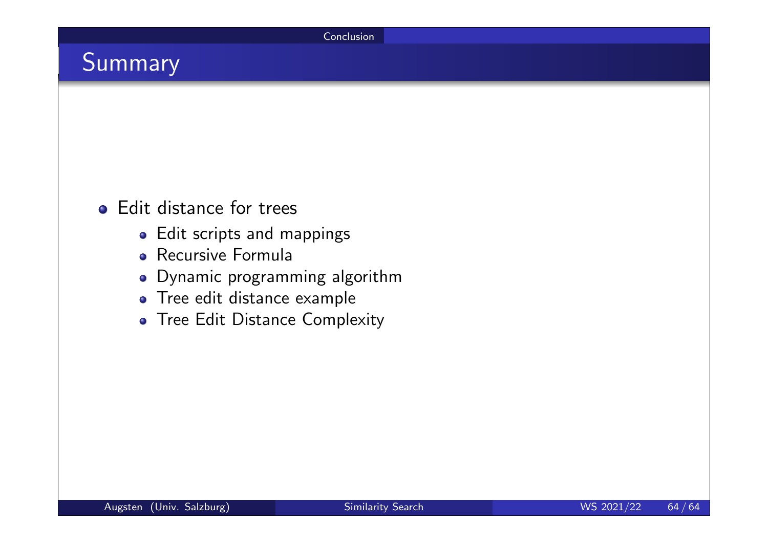## Summary

- Edit distance for trees
  - Edit scripts and mappings
  - Recursive Formula
  - Dynamic programming algorithm
  - Tree edit distance example
  - Tree Edit Distance Complexity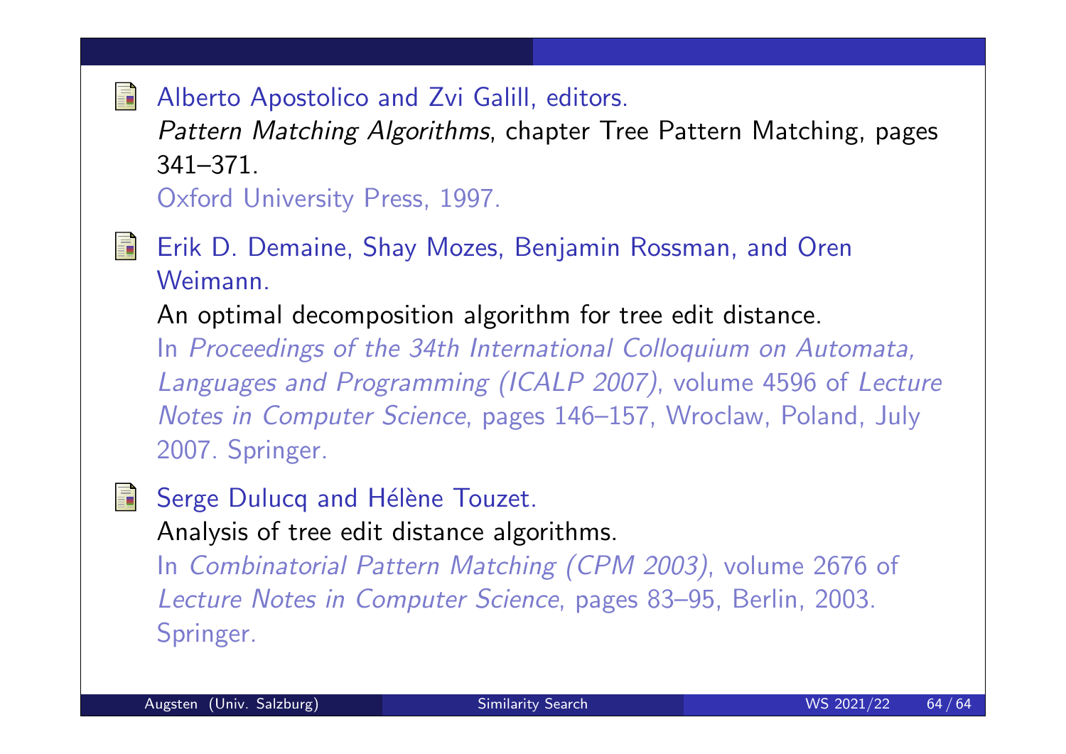- Alberto Apostolico and Zvi Galill, editors.
  *Pattern Matching Algorithms*, chapter Tree Pattern Matching, pages 341–371.
  Oxford University Press, 1997.

- Erik D. Demaine, Shay Mozes, Benjamin Rossman, and Oren Weimann.
  An optimal decomposition algorithm for tree edit distance.
  In *Proceedings of the 34th International Colloquium on Automata, Languages and Programming (ICALP 2007)*, volume 4596 of *Lecture Notes in Computer Science*, pages 146–157, Wroclaw, Poland, July 2007. Springer.

- Serge Dulucq and Hélène Touzet.
  Analysis of tree edit distance algorithms.
  In *Combinatorial Pattern Matching (CPM 2003)*, volume 2676 of *Lecture Notes in Computer Science*, pages 83–95, Berlin, 2003. Springer.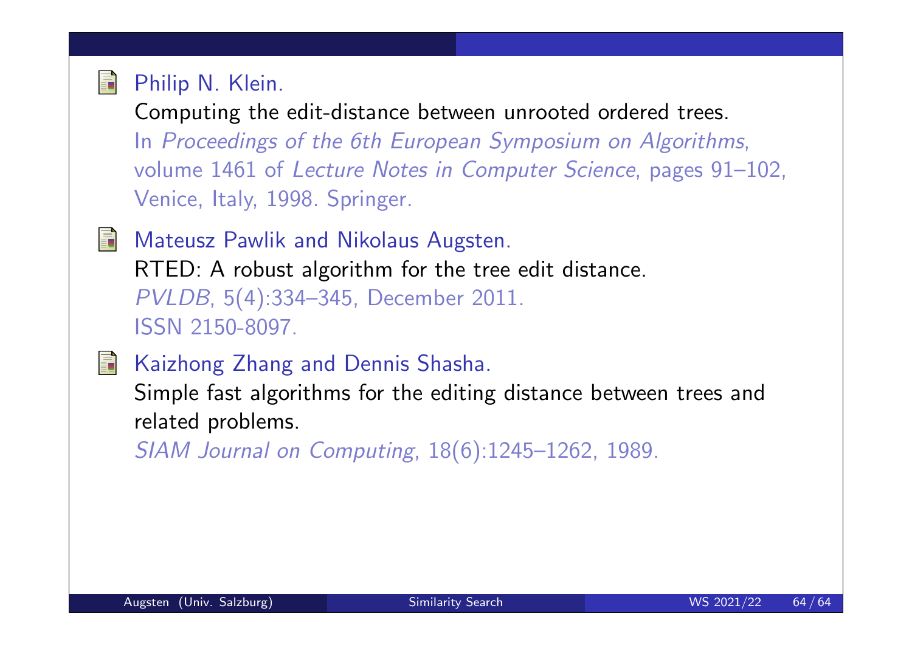- Philip N. Klein.
  Computing the edit-distance between unrooted ordered trees.
  In *Proceedings of the 6th European Symposium on Algorithms*, volume 1461 of *Lecture Notes in Computer Science*, pages 91–102, Venice, Italy, 1998. Springer.

- Mateusz Pawlik and Nikolaus Augsten.
  RTED: A robust algorithm for the tree edit distance.
  *PVLDB*, 5(4):334–345, December 2011.
  ISSN 2150-8097.

- Kaizhong Zhang and Dennis Shasha.
  Simple fast algorithms for the editing distance between trees and related problems.
  *SIAM Journal on Computing*, 18(6):1245–1262, 1989.